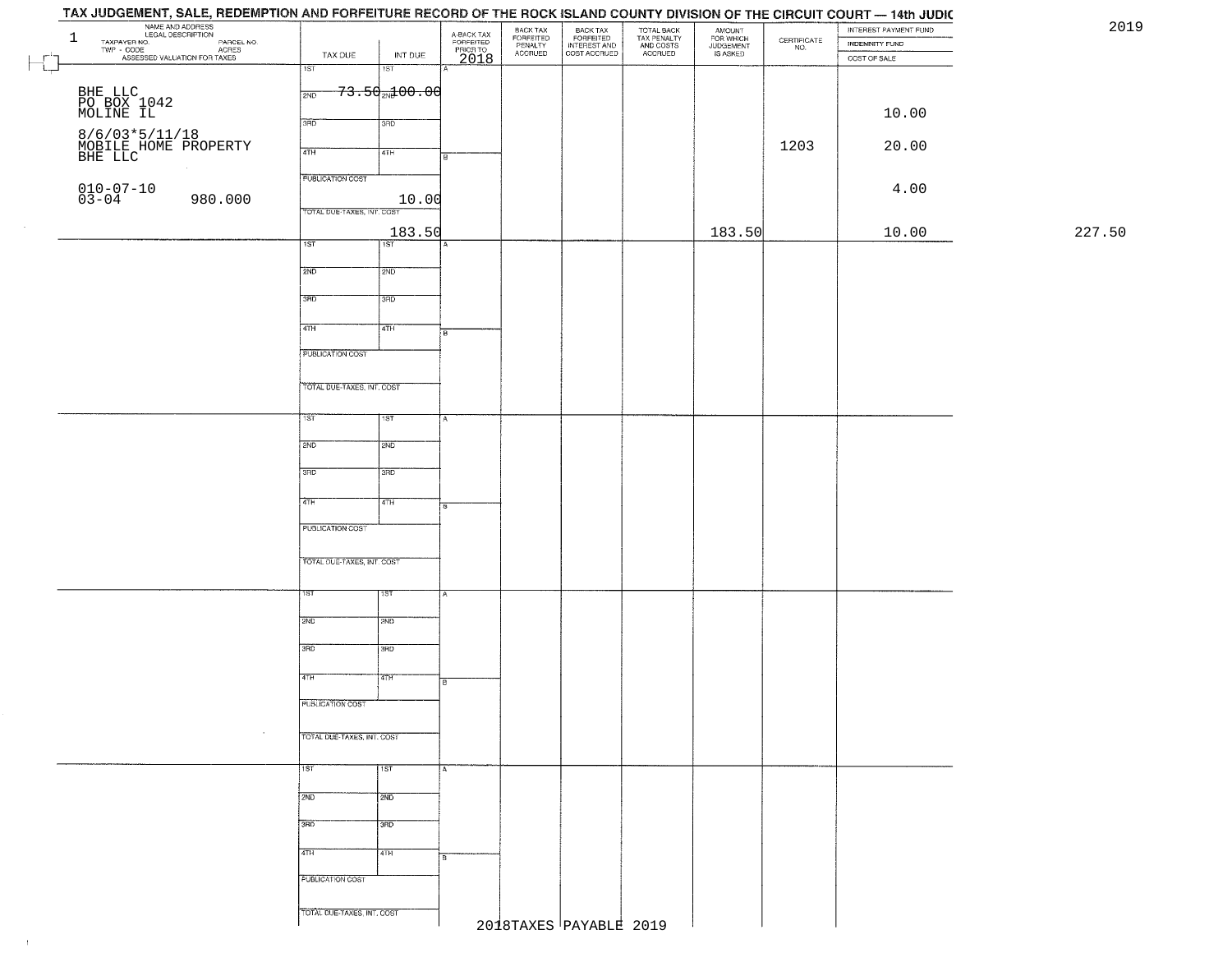TAX JUDGEMENT, SALE, REDEMPTION AND FORFEITURE RECORD OF THE ROCK ISLAND COUNTY DIVISION OF THE CIRCUIT COURT — 14th JUDIC

| NAME AND ADDRESS / LEGAL DESCRIPTION / TAXPAYER NO. / PARCEL NO. / TWP - CODE / ACRES / ASSESSED VALUATION FOR TAXES | TAX DUE | INT DUE | A-BACK TAX FORFEITED PRIOR TO 2018 | BACK TAX FORFEITED PENALTY ACCRUED | BACK TAX FORFEITED INTEREST AND COST ACCRUED | TOTAL BACK TAX PENALTY AND COSTS ACCRUED | AMOUNT FOR WHICH JUDGEMENT IS ASKED | CERTIFICATE NO. | INTEREST PAYMENT FUND / INDEMNITY FUND / COST OF SALE | |
|---|---|---|---|---|---|---|---|---|---|---|
| 1 BHE LLC PO BOX 1042 MOLINE IL 8/6/03*5/11/18 MOBILE HOME PROPERTY BHE LLC 010-07-10 03-04 980.000 | 2ND 73.50 | 2ND 100.00 | | | | | | 1203 | 10.00 / 20.00 / 4.00 | |
| | PUBLICATION COST | 10.00 | | | | | | | | |
| | TOTAL DUE-TAXES, INT. COST | 183.50 | | | | | 183.50 | | 10.00 | 227.50 |

2018TAXES PAYABLE 2019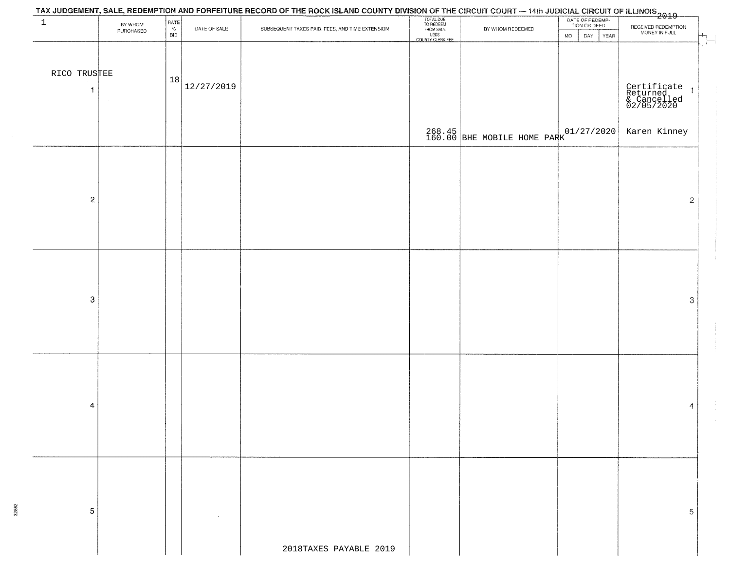TAX JUDGEMENT, SALE, REDEMPTION AND FORFEITURE RECORD OF THE ROCK ISLAND COUNTY DIVISION OF THE CIRCUIT COURT — 14th JUDICIAL CIRCUIT OF ILLINOIS 2019

| | BY WHOM PURCHASED | RATE % BID | DATE OF SALE | SUBSEQUENT TAXES PAID, FEES, AND TIME EXTENSION | TOTAL DUE TO REDEEM FROM SALE LESS COUNTY CLERK FEE | BY WHOM REDEEMED | DATE OF REDEMPTION OR DEED MO DAY YEAR | RECEIVED REDEMPTION MONEY IN FULL | |
|---|---|---|---|---|---|---|---|---|---|
| 1 | RICO TRUSTEE | 18 | 12/27/2019 | | 268.45 160.00 | BHE MOBILE HOME PARK | 01/27/2020 | Certificate Returned & Cancelled 02/05/2020 Karen Kinney | 1 |
| 2 | | | | | | | | | 2 |
| 3 | | | | | | | | | 3 |
| 4 | | | | | | | | | 4 |
| 5 | | | | | | | | | 5 |

2018TAXES PAYABLE 2019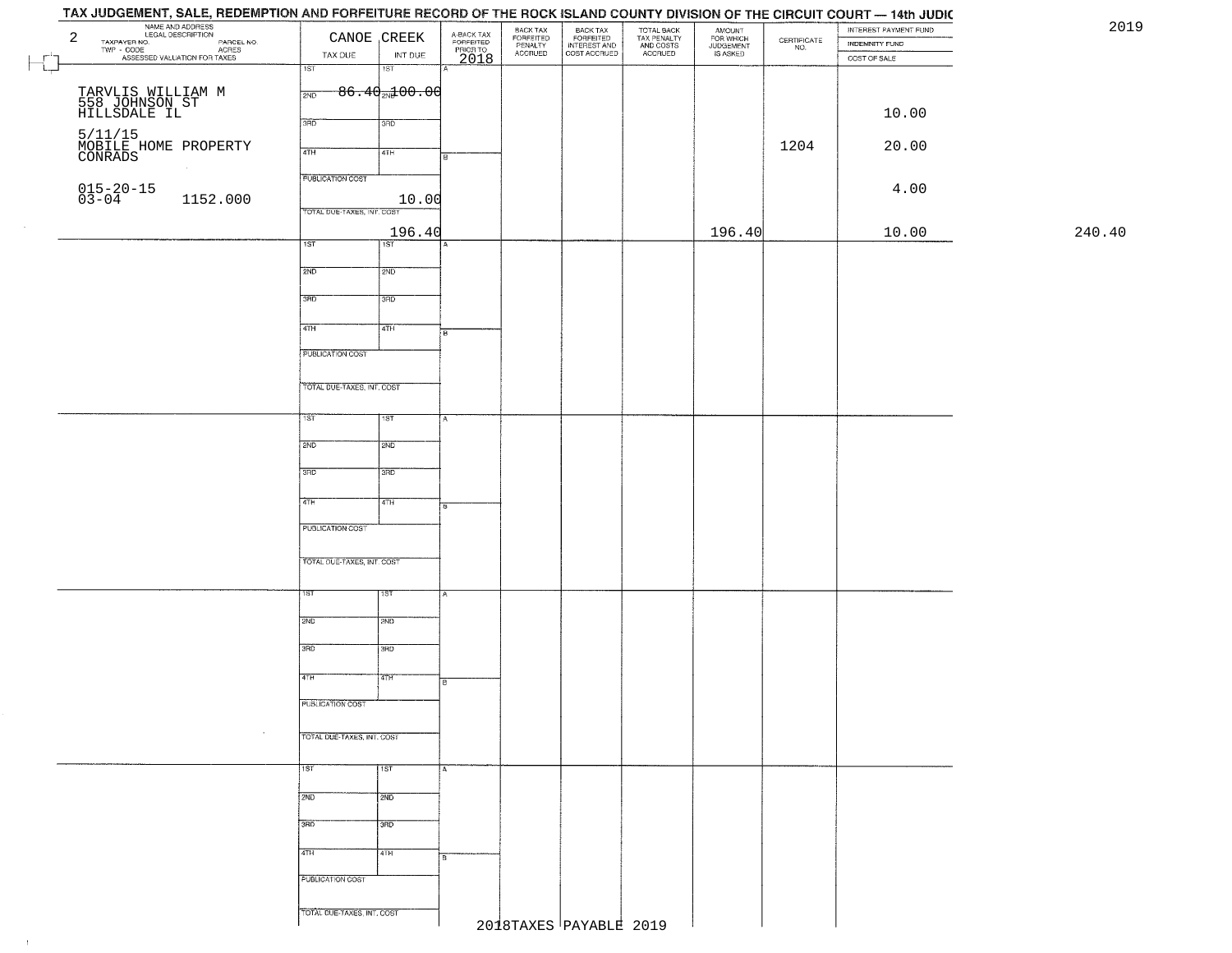# TAX JUDGEMENT, SALE, REDEMPTION AND FORFEITURE RECORD OF THE ROCK ISLAND COUNTY DIVISION OF THE CIRCUIT COURT — 14th JUDIC

2019

| 2 NAME AND ADDRESS / LEGAL DESCRIPTION / TAXPAYER NO. / PARCEL NO. / TWP - CODE / ACRES / ASSESSED VALUATION FOR TAXES | CANOE CREEK TAX DUE | INT DUE | A-BACK TAX FORFEITED PRIOR TO 2018 | BACK TAX FORFEITED PENALTY ACCRUED | BACK TAX FORFEITED INTEREST AND COST ACCRUED | TOTAL BACK TAX PENALTY AND COSTS ACCRUED | AMOUNT FOR WHICH JUDGEMENT IS ASKED | CERTIFICATE NO. | INTEREST PAYMENT FUND / INDEMNITY FUND / COST OF SALE | |
|---|---|---|---|---|---|---|---|---|---|---|
| TARVLIS WILLIAM M<br>558 JOHNSON ST<br>HILLSDALE IL<br>5/11/15<br>MOBILE HOME PROPERTY<br>CONRADS<br>015-20-15<br>03-04 1152.000 | 1ST<br>2ND 86.40<br>3RD<br>4TH<br>PUBLICATION COST 10.00<br>TOTAL DUE-TAXES, INT. COST 196.40 | 1ST<br>2ND 100.00<br>3RD<br>4TH | | | | | 196.40 | 1204 | 10.00<br>20.00<br>4.00<br>10.00 | 240.40 |
| | 1ST<br>2ND<br>3RD<br>4TH<br>PUBLICATION COST<br>TOTAL DUE-TAXES, INT. COST | 1ST<br>2ND<br>3RD<br>4TH | | | | | | | | |
| | 1ST<br>2ND<br>3RD<br>4TH<br>PUBLICATION COST<br>TOTAL DUE-TAXES, INT. COST | 1ST<br>2ND<br>3RD<br>4TH | | | | | | | | |
| | 1ST<br>2ND<br>3RD<br>4TH<br>PUBLICATION COST<br>TOTAL DUE-TAXES, INT. COST | 1ST<br>2ND<br>3RD<br>4TH | | | | | | | | |
| | 1ST<br>2ND<br>3RD<br>4TH<br>PUBLICATION COST<br>TOTAL DUE-TAXES, INT. COST | 1ST<br>2ND<br>3RD<br>4TH | | | | | | | | |

2018TAXES PAYABLE 2019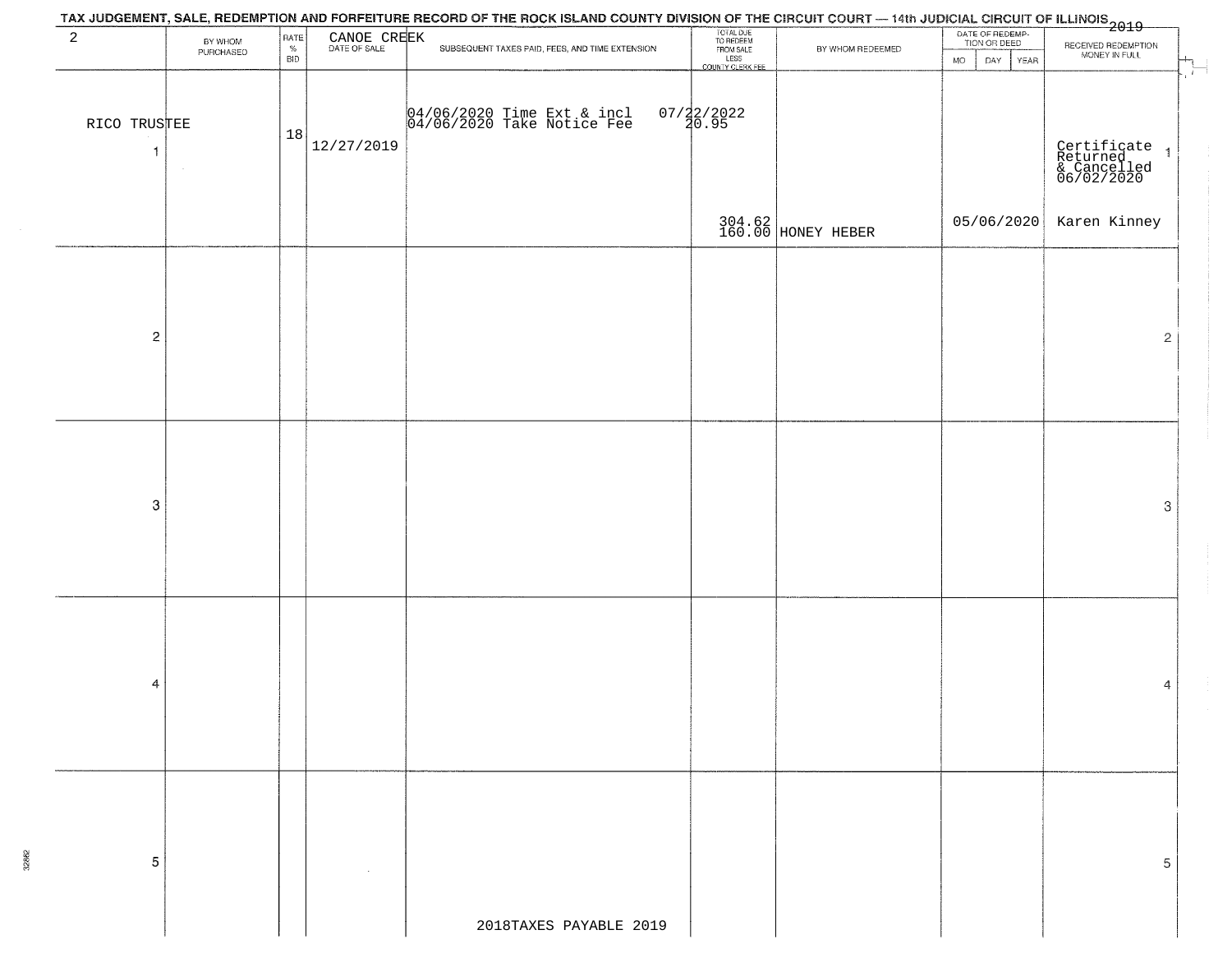TAX JUDGEMENT, SALE, REDEMPTION AND FORFEITURE RECORD OF THE ROCK ISLAND COUNTY DIVISION OF THE CIRCUIT COURT — 14th JUDICIAL CIRCUIT OF ILLINOIS 2019

| 2 | BY WHOM PURCHASED | RATE % BID | CANOE CREEK DATE OF SALE | SUBSEQUENT TAXES PAID, FEES, AND TIME EXTENSION | TOTAL DUE TO REDEEM FROM SALE LESS COUNTY CLERK FEE | BY WHOM REDEEMED | DATE OF REDEMPTION OR DEED MO DAY YEAR | RECEIVED REDEMPTION MONEY IN FULL | |
|---|---|---|---|---|---|---|---|---|---|
| RICO TRUSTEE 1 | | 18 | 12/27/2019 | 04/06/2020 Time Ext & incl 07/22/2022<br>04/06/2020 Take Notice Fee 20.95 | 304.62<br>160.00 | HONEY HEBER | 05/06/2020 | Certificate Returned & Cancelled 06/02/2020<br>Karen Kinney | 1 |
| 2 | | | | | | | | | 2 |
| 3 | | | | | | | | | 3 |
| 4 | | | | | | | | | 4 |
| 5 | | | | | | | | | 5 |

2018TAXES PAYABLE 2019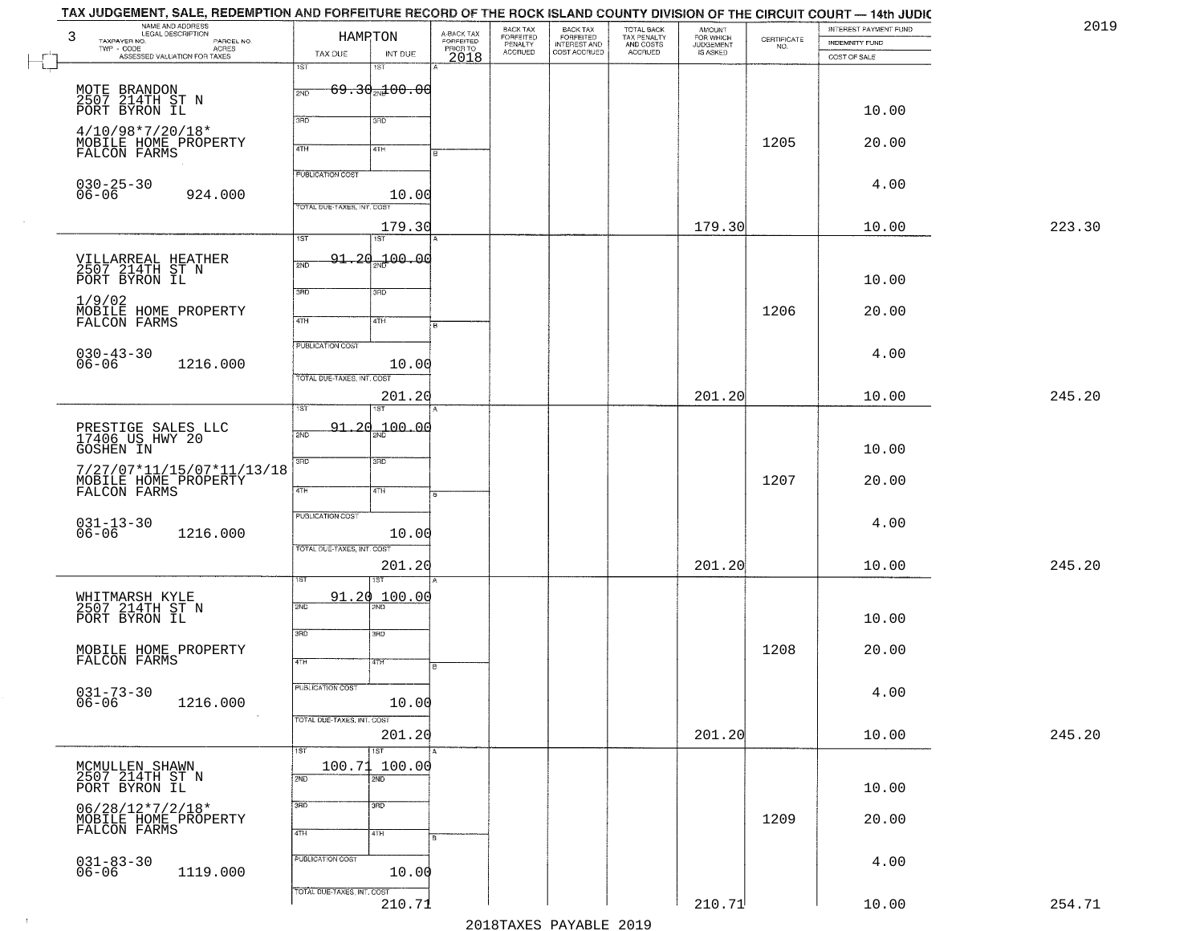TAX JUDGEMENT, SALE, REDEMPTION AND FORFEITURE RECORD OF THE ROCK ISLAND COUNTY DIVISION OF THE CIRCUIT COURT — 14th JUDIC

2019

| NAME AND ADDRESS / LEGAL DESCRIPTION / TAXPAYER NO. / PARCEL NO. / TWP - CODE / ACRES / ASSESSED VALUATION FOR TAXES | HAMPTON TAX DUE | INT DUE | A-BACK TAX FORFEITED PRIOR TO 2018 | BACK TAX FORFEITED PENALTY ACCRUED | BACK TAX FORFEITED INTEREST AND COST ACCRUED | TOTAL BACK TAX PENALTY AND COSTS ACCRUED | AMOUNT FOR WHICH JUDGEMENT IS ASKED | CERTIFICATE NO. | INTEREST PAYMENT FUND / INDEMNITY FUND / COST OF SALE | |
|---|---|---|---|---|---|---|---|---|---|---|
| MOTE BRANDON 2507 214TH ST N PORT BYRON IL 4/10/98*7/20/18* MOBILE HOME PROPERTY FALCON FARMS 030-25-30 06-06 924.000 | 1ST 69.30 | 100.00 | | | | | | 1205 | 10.00 | |
| | PUBLICATION COST | 10.00 | | | | | | | 20.00 | |
| | TOTAL DUE-TAXES, INT. COST | 179.30 | | | | | 179.30 | | 4.00 / 10.00 | 223.30 |
| VILLARREAL HEATHER 2507 214TH ST N PORT BYRON IL 1/9/02 MOBILE HOME PROPERTY FALCON FARMS 030-43-30 06-06 1216.000 | 1ST 91.20 | 100.00 | | | | | | 1206 | 10.00 | |
| | PUBLICATION COST | 10.00 | | | | | | | 20.00 | |
| | TOTAL DUE-TAXES, INT. COST | 201.20 | | | | | 201.20 | | 4.00 / 10.00 | 245.20 |
| PRESTIGE SALES LLC 17406 US HWY 20 GOSHEN IN 7/27/07*11/15/07*11/13/18 MOBILE HOME PROPERTY FALCON FARMS 031-13-30 06-06 1216.000 | 1ST 91.20 | 100.00 | | | | | | 1207 | 10.00 | |
| | PUBLICATION COST | 10.00 | | | | | | | 20.00 | |
| | TOTAL DUE-TAXES, INT. COST | 201.20 | | | | | 201.20 | | 4.00 / 10.00 | 245.20 |
| WHITMARSH KYLE 2507 214TH ST N PORT BYRON IL MOBILE HOME PROPERTY FALCON FARMS 031-73-30 06-06 1216.000 | 1ST 91.20 | 100.00 | | | | | | 1208 | 10.00 | |
| | PUBLICATION COST | 10.00 | | | | | | | 20.00 | |
| | TOTAL DUE-TAXES, INT. COST | 201.20 | | | | | 201.20 | | 4.00 / 10.00 | 245.20 |
| MCMULLEN SHAWN 2507 214TH ST N PORT BYRON IL 06/28/12*7/2/18* MOBILE HOME PROPERTY FALCON FARMS 031-83-30 06-06 1119.000 | 1ST 100.71 | 100.00 | | | | | | 1209 | 10.00 | |
| | PUBLICATION COST | 10.00 | | | | | | | 20.00 | |
| | TOTAL DUE-TAXES, INT. COST | 210.71 | | | | | 210.71 | | 4.00 / 10.00 | 254.71 |

2018TAXES PAYABLE 2019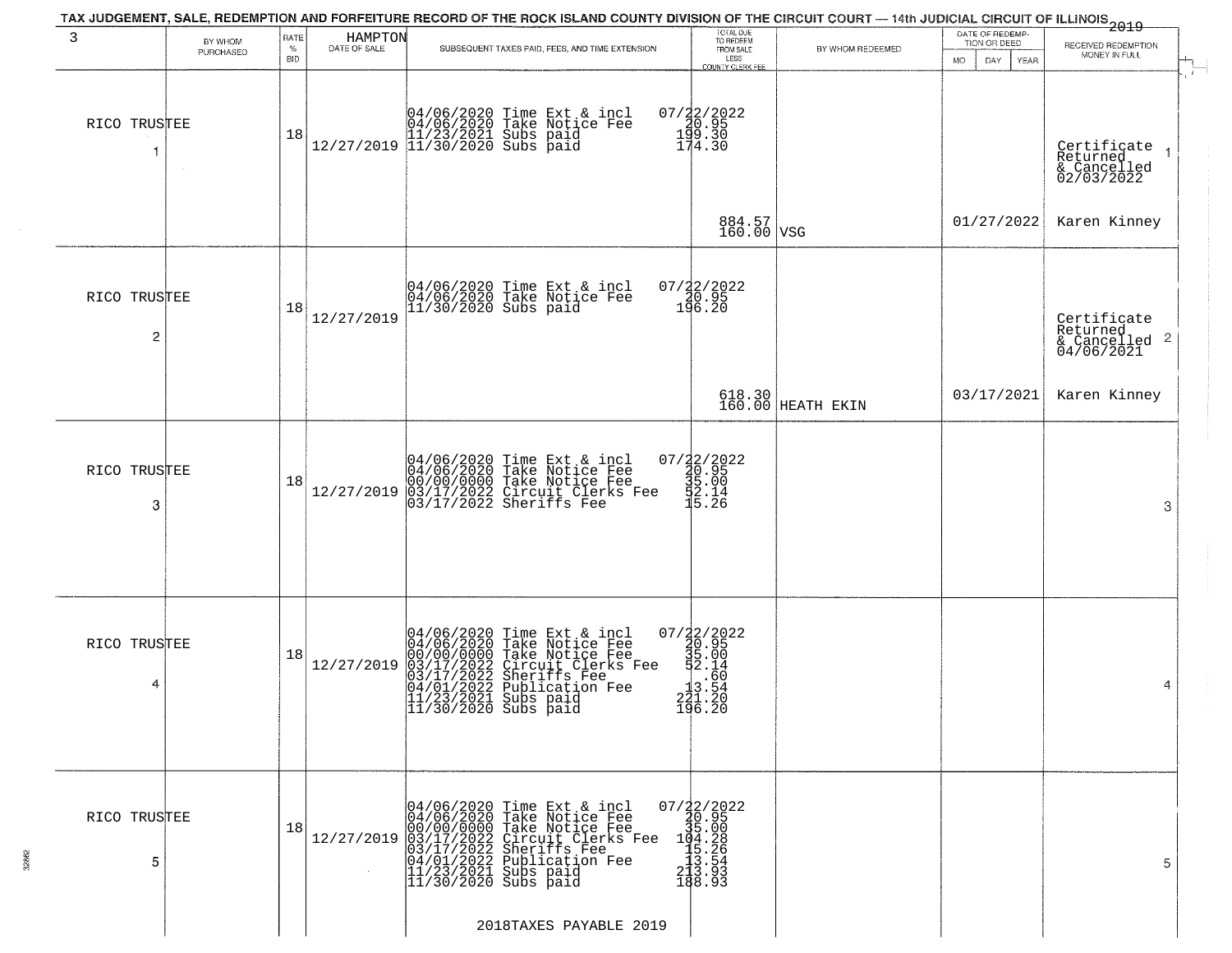TAX JUDGEMENT, SALE, REDEMPTION AND FORFEITURE RECORD OF THE ROCK ISLAND COUNTY DIVISION OF THE CIRCUIT COURT — 14th JUDICIAL CIRCUIT OF ILLINOIS 2019

| 3 | BY WHOM PURCHASED | RATE % BID | HAMPTON DATE OF SALE | SUBSEQUENT TAXES PAID, FEES, AND TIME EXTENSION | TOTAL DUE TO REDEEM FROM SALE LESS COUNTY CLERK FEE | BY WHOM REDEEMED | DATE OF REDEMPTION OR DEED MO DAY YEAR | RECEIVED REDEMPTION MONEY IN FULL |
|---|---|---|---|---|---|---|---|---|
| RICO TRUSTEE 1 | | 18 | 12/27/2019 | 04/06/2020 Time Ext & incl<br>04/06/2020 Take Notice Fee<br>11/23/2021 Subs paid<br>11/30/2020 Subs paid | 07/22/2022<br>20.95<br>199.30<br>174.30<br><br>884.57<br>160.00 | VSG | 01/27/2022 | Certificate Returned & Cancelled 02/03/2022<br>Karen Kinney |
| RICO TRUSTEE 2 | | 18 | 12/27/2019 | 04/06/2020 Time Ext & incl<br>04/06/2020 Take Notice Fee<br>11/30/2020 Subs paid | 07/22/2022<br>20.95<br>196.20<br><br>618.30<br>160.00 | HEATH EKIN | 03/17/2021 | Certificate Returned & Cancelled 04/06/2021<br>Karen Kinney |
| RICO TRUSTEE 3 | | 18 | 12/27/2019 | 04/06/2020 Time Ext & incl<br>04/06/2020 Take Notice Fee<br>00/00/0000 Take Notice Fee<br>03/17/2022 Circuit Clerks Fee<br>03/17/2022 Sheriffs Fee | 07/22/2022<br>20.95<br>35.00<br>52.14<br>15.26 | | | |
| RICO TRUSTEE 4 | | 18 | 12/27/2019 | 04/06/2020 Time Ext & incl<br>04/06/2020 Take Notice Fee<br>00/00/0000 Take Notice Fee<br>03/17/2022 Circuit Clerks Fee<br>03/17/2022 Sheriffs Fee<br>04/01/2022 Publication Fee<br>11/23/2021 Subs paid<br>11/30/2020 Subs paid | 07/22/2022<br>20.95<br>35.00<br>52.14<br>.60<br>13.54<br>221.20<br>196.20 | | | |
| RICO TRUSTEE 5 | | 18 | 12/27/2019 | 04/06/2020 Time Ext & incl<br>04/06/2020 Take Notice Fee<br>00/00/0000 Take Notice Fee<br>03/17/2022 Circuit Clerks Fee<br>03/17/2022 Sheriffs Fee<br>04/01/2022 Publication Fee<br>11/23/2021 Subs paid<br>11/30/2020 Subs paid | 07/22/2022<br>20.95<br>35.00<br>104.28<br>15.26<br>13.54<br>213.93<br>188.93 | | | |

2018TAXES PAYABLE 2019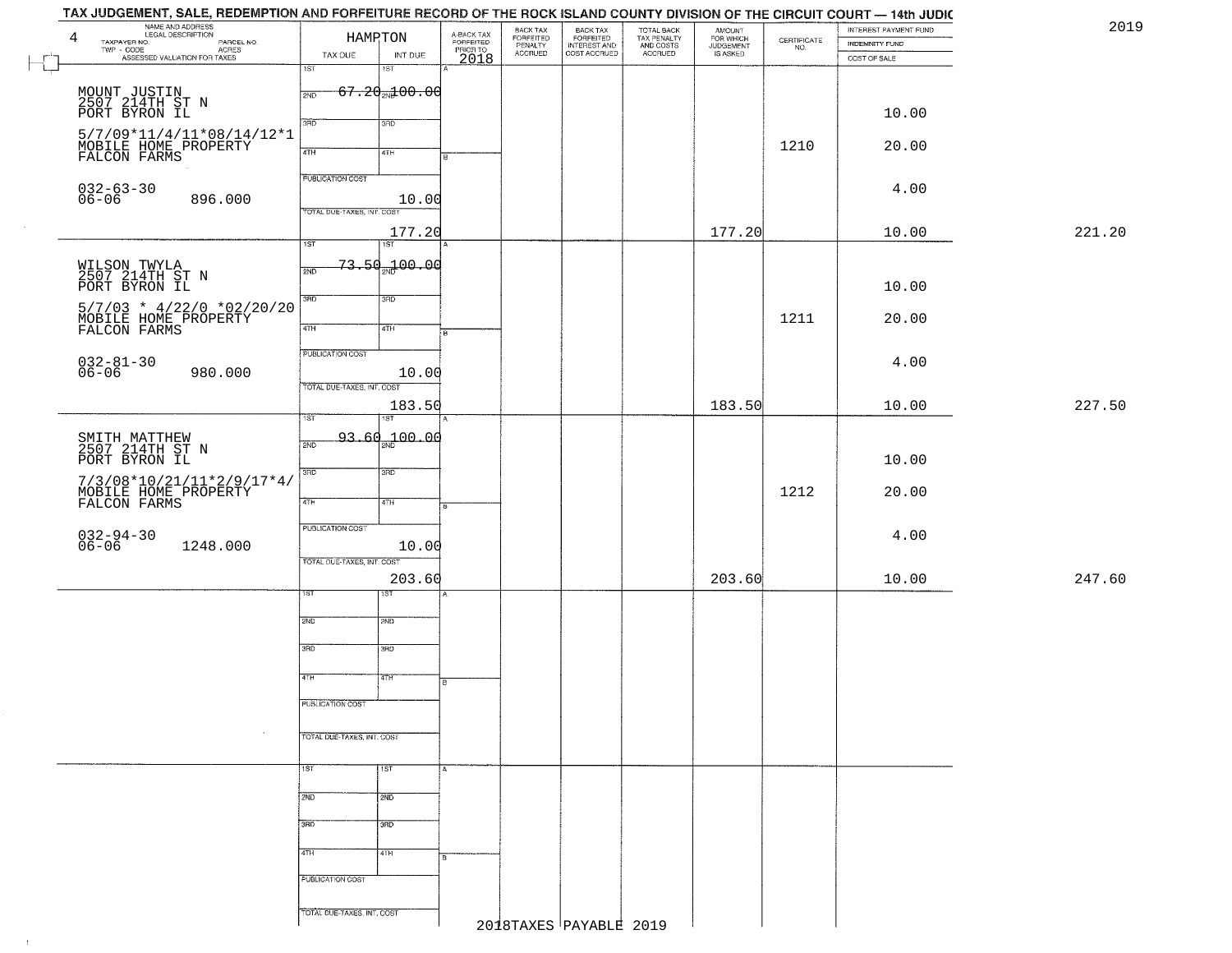TAX JUDGEMENT, SALE, REDEMPTION AND FORFEITURE RECORD OF THE ROCK ISLAND COUNTY DIVISION OF THE CIRCUIT COURT — 14th JUDIC

2019

| NAME AND ADDRESS / LEGAL DESCRIPTION / TAXPAYER NO. / PARCEL NO. / TWP - CODE / ACRES / ASSESSED VALUATION FOR TAXES | HAMPTON TAX DUE | INT DUE | A-BACK TAX FORFEITED PRIOR TO 2018 | BACK TAX FORFEITED PENALTY ACCRUED | BACK TAX FORFEITED INTEREST AND COST ACCRUED | TOTAL BACK TAX PENALTY AND COSTS ACCRUED | AMOUNT FOR WHICH JUDGEMENT IS ASKED | CERTIFICATE NO. | INTEREST PAYMENT FUND / INDEMNITY FUND / COST OF SALE | |
|---|---|---|---|---|---|---|---|---|---|---|
| 4 | | | | | | | | | | |
| MOUNT JUSTIN<br>2507 214TH ST N<br>PORT BYRON IL<br>5/7/09*11/4/11*08/14/12*1<br>MOBILE HOME PROPERTY<br>FALCON FARMS<br>032-63-30<br>06-06 896.000 | 1ST 67.20<br>PUBLICATION COST<br>TOTAL DUE-TAXES, INT. COST | 2ND 100.00<br>10.00<br>177.20 | | | | | 177.20 | 1210 | 10.00<br>20.00<br>4.00<br>10.00 | 221.20 |
| WILSON TWYLA<br>2507 214TH ST N<br>PORT BYRON IL<br>5/7/03 * 4/22/0 *02/20/20<br>MOBILE HOME PROPERTY<br>FALCON FARMS<br>032-81-30<br>06-06 980.000 | 1ST 73.50<br>PUBLICATION COST<br>TOTAL DUE-TAXES, INT. COST | 2ND 100.00<br>10.00<br>183.50 | | | | | 183.50 | 1211 | 10.00<br>20.00<br>4.00<br>10.00 | 227.50 |
| SMITH MATTHEW<br>2507 214TH ST N<br>PORT BYRON IL<br>7/3/08*10/21/11*2/9/17*4/<br>MOBILE HOME PROPERTY<br>FALCON FARMS<br>032-94-30<br>06-06 1248.000 | 1ST 93.60<br>PUBLICATION COST<br>TOTAL DUE-TAXES, INT. COST | 2ND 100.00<br>10.00<br>203.60 | | | | | 203.60 | 1212 | 10.00<br>20.00<br>4.00<br>10.00 | 247.60 |
| | PUBLICATION COST<br>TOTAL DUE-TAXES, INT. COST | | | | | | | | | |
| | PUBLICATION COST<br>TOTAL DUE-TAXES, INT. COST | | | | | | | | | |

2018TAXES PAYABLE 2019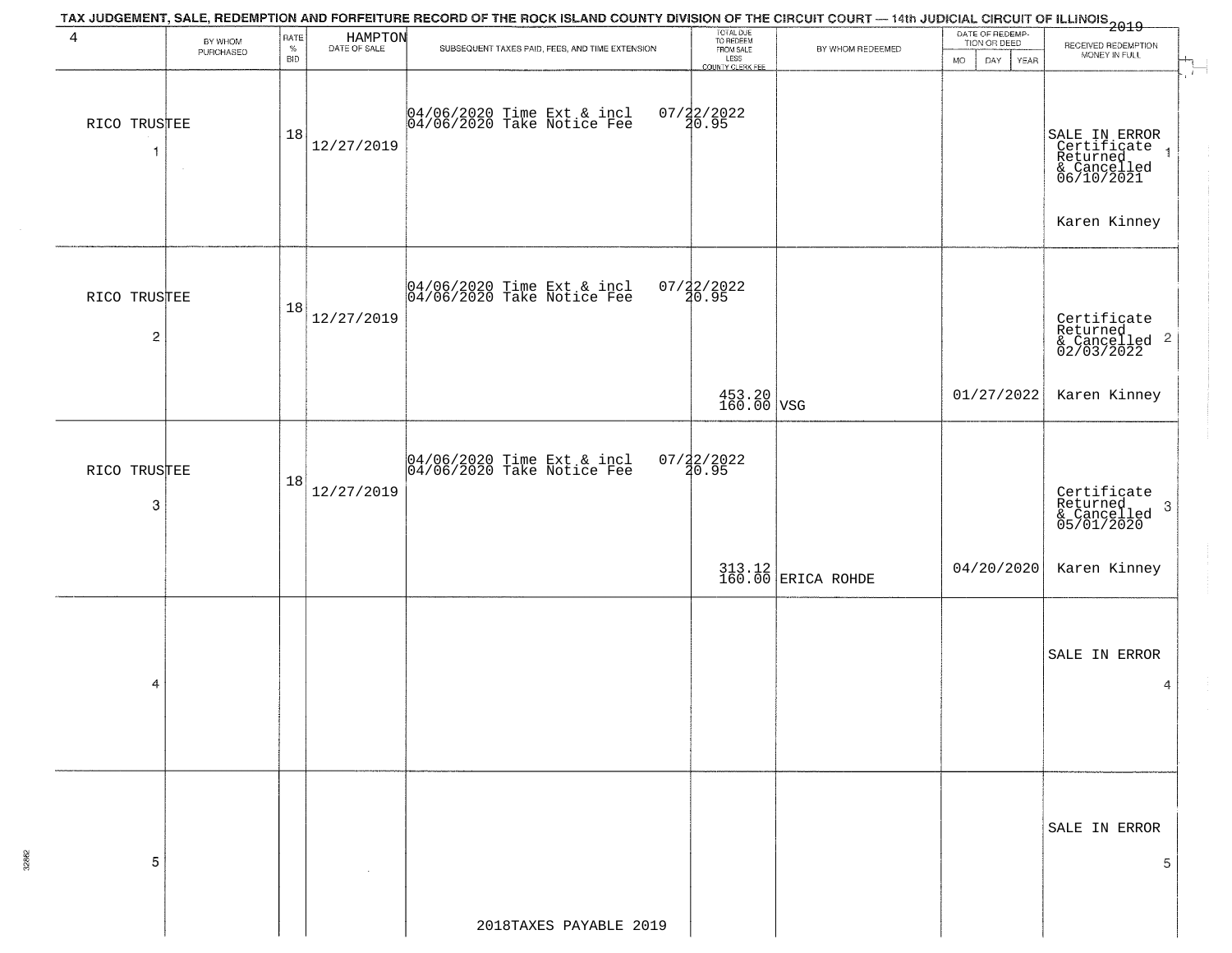TAX JUDGEMENT, SALE, REDEMPTION AND FORFEITURE RECORD OF THE ROCK ISLAND COUNTY DIVISION OF THE CIRCUIT COURT — 14th JUDICIAL CIRCUIT OF ILLINOIS 2019

| 4 | BY WHOM PURCHASED | RATE % BID | HAMPTON DATE OF SALE | SUBSEQUENT TAXES PAID, FEES, AND TIME EXTENSION | TOTAL DUE TO REDEEM FROM SALE LESS COUNTY CLERK FEE | BY WHOM REDEEMED | DATE OF REDEMPTION OR DEED MO DAY YEAR | RECEIVED REDEMPTION MONEY IN FULL |
|---|---|---|---|---|---|---|---|---|
| 1 | RICO TRUSTEE | 18 | 12/27/2019 | 04/06/2020 Time Ext & incl 04/06/2020 Take Notice Fee | 07/22/2022 20.95 | | | SALE IN ERROR Certificate Returned & Cancelled 06/10/2021 Karen Kinney |
| 2 | RICO TRUSTEE | 18 | 12/27/2019 | 04/06/2020 Time Ext & incl 04/06/2020 Take Notice Fee | 07/22/2022 20.95 453.20 160.00 | VSG | 01/27/2022 | Certificate Returned & Cancelled 02/03/2022 Karen Kinney |
| 3 | RICO TRUSTEE | 18 | 12/27/2019 | 04/06/2020 Time Ext & incl 04/06/2020 Take Notice Fee | 07/22/2022 20.95 313.12 160.00 | ERICA ROHDE | 04/20/2020 | Certificate Returned & Cancelled 05/01/2020 Karen Kinney |
| 4 | | | | | | | | SALE IN ERROR |
| 5 | | | | | | | | SALE IN ERROR |

2018TAXES PAYABLE 2019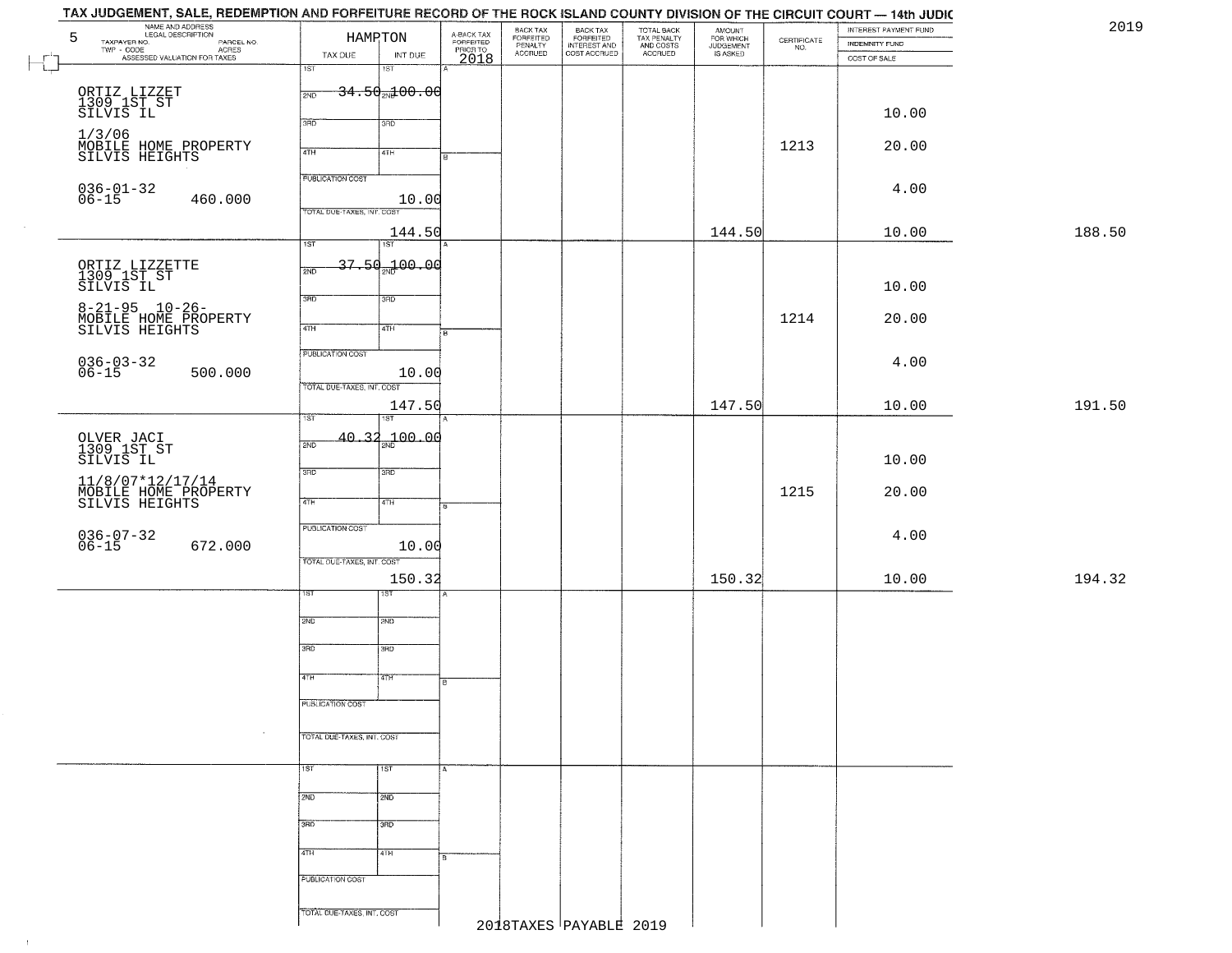TAX JUDGEMENT, SALE, REDEMPTION AND FORFEITURE RECORD OF THE ROCK ISLAND COUNTY DIVISION OF THE CIRCUIT COURT — 14th JUDIC

2019

| 5 NAME AND ADDRESS / LEGAL DESCRIPTION / TAXPAYER NO. / PARCEL NO. / TWP - CODE / ACRES / ASSESSED VALUATION FOR TAXES | HAMPTON TAX DUE | INT DUE | A-BACK TAX FORFEITED PRIOR TO 2018 | BACK TAX FORFEITED PENALTY ACCRUED | BACK TAX FORFEITED INTEREST AND COST ACCRUED | TOTAL BACK TAX PENALTY AND COSTS ACCRUED | AMOUNT FOR WHICH JUDGEMENT IS ASKED | CERTIFICATE NO. | INTEREST PAYMENT FUND / INDEMNITY FUND / COST OF SALE | |
|---|---|---|---|---|---|---|---|---|---|---|
| ORTIZ LIZZET<br>1309 1ST ST<br>SILVIS IL<br>1/3/06<br>MOBILE HOME PROPERTY<br>SILVIS HEIGHTS<br>036-01-32<br>06-15 460.000 | 2ND 34.50<br>PUBLICATION COST 10.00<br>TOTAL DUE-TAXES, INT. COST 144.50 | 2ND 100.00 | | | | | 144.50 | 1213 | 10.00<br>20.00<br>4.00<br>10.00 | 188.50 |
| ORTIZ LIZZETTE<br>1309 1ST ST<br>SILVIS IL<br>8-21-95 10-26-<br>MOBILE HOME PROPERTY<br>SILVIS HEIGHTS<br>036-03-32<br>06-15 500.000 | 2ND 37.50<br>PUBLICATION COST 10.00<br>TOTAL DUE-TAXES, INT. COST 147.50 | 2ND 100.00 | | | | | 147.50 | 1214 | 10.00<br>20.00<br>4.00<br>10.00 | 191.50 |
| OLVER JACI<br>1309 1ST ST<br>SILVIS IL<br>11/8/07*12/17/14<br>MOBILE HOME PROPERTY<br>SILVIS HEIGHTS<br>036-07-32<br>06-15 672.000 | 2ND 40.32<br>PUBLICATION COST 10.00<br>TOTAL DUE-TAXES, INT. COST 150.32 | 2ND 100.00 | | | | | 150.32 | 1215 | 10.00<br>20.00<br>4.00<br>10.00 | 194.32 |

2018TAXES PAYABLE 2019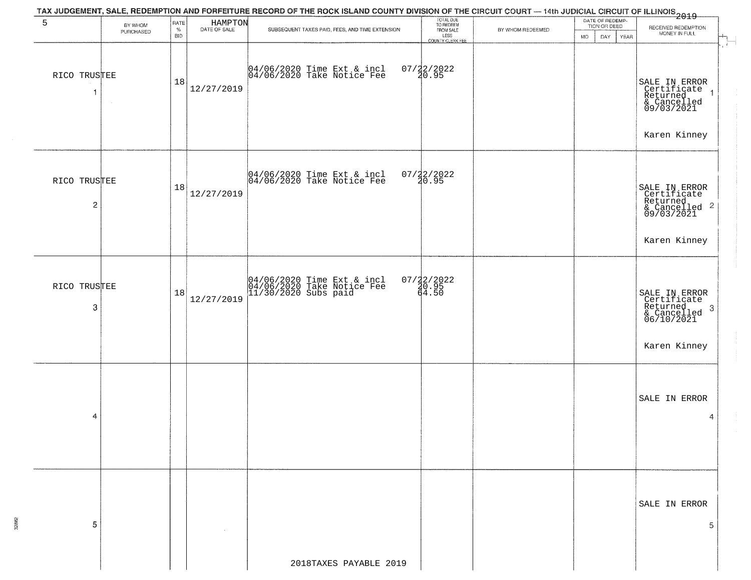TAX JUDGEMENT, SALE, REDEMPTION AND FORFEITURE RECORD OF THE ROCK ISLAND COUNTY DIVISION OF THE CIRCUIT COURT — 14th JUDICIAL CIRCUIT OF ILLINOIS 2019

| 5 | BY WHOM PURCHASED | RATE % BID | HAMPTON DATE OF SALE | SUBSEQUENT TAXES PAID, FEES, AND TIME EXTENSION | TOTAL DUE TO REDEEM FROM SALE LESS COUNTY CLERK FEE | BY WHOM REDEEMED | DATE OF REDEMPTION OR DEED MO | DAY | YEAR | RECEIVED REDEMPTION MONEY IN FULL |
|---|---|---|---|---|---|---|---|---|---|---|
| RICO TRUSTEE 1 | | 18 | 12/27/2019 | 04/06/2020 Time Ext & incl<br>04/06/2020 Take Notice Fee | 07/22/2022<br>20.95 | | | | | SALE IN ERROR Certificate Returned & Cancelled 09/03/2021 Karen Kinney 1 |
| RICO TRUSTEE 2 | | 18 | 12/27/2019 | 04/06/2020 Time Ext & incl<br>04/06/2020 Take Notice Fee | 07/22/2022<br>20.95 | | | | | SALE IN ERROR Certificate Returned & Cancelled 09/03/2021 Karen Kinney 2 |
| RICO TRUSTEE 3 | | 18 | 12/27/2019 | 04/06/2020 Time Ext & incl<br>04/06/2020 Take Notice Fee<br>11/30/2020 Subs paid | 07/22/2022<br>20.95<br>64.50 | | | | | SALE IN ERROR Certificate Returned & Cancelled 06/10/2021 Karen Kinney 3 |
| 4 | | | | | | | | | | SALE IN ERROR 4 |
| 5 | | | | | | | | | | SALE IN ERROR 5 |

2018TAXES PAYABLE 2019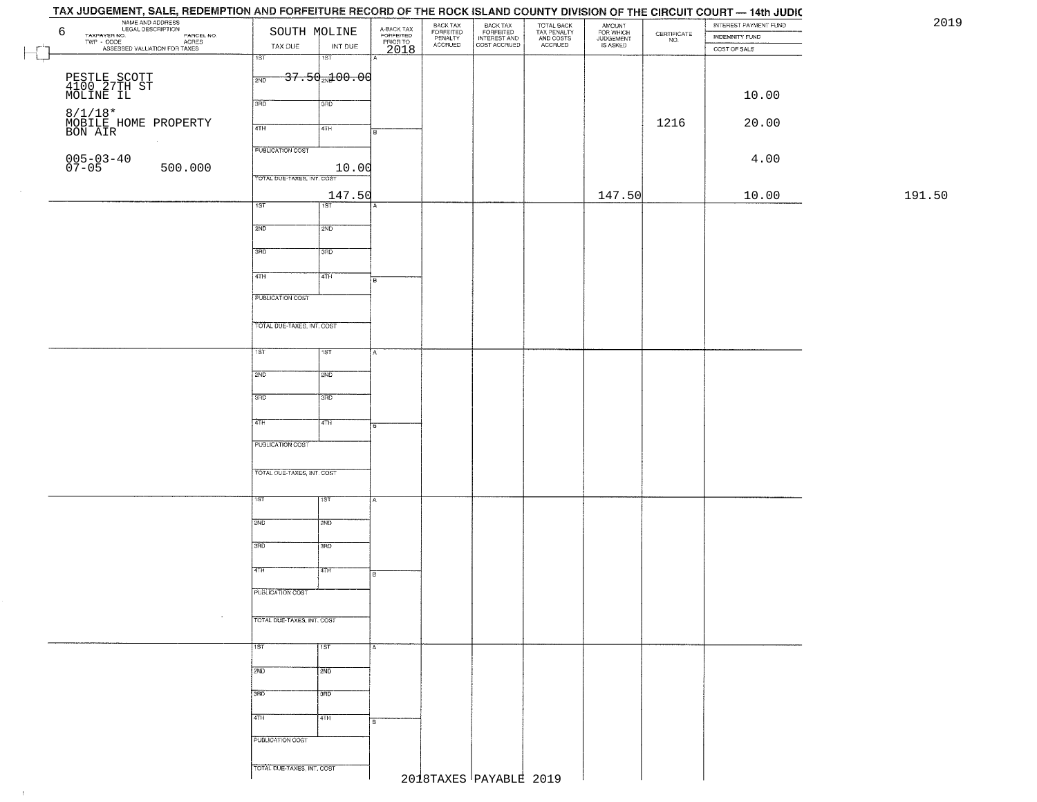TAX JUDGEMENT, SALE, REDEMPTION AND FORFEITURE RECORD OF THE ROCK ISLAND COUNTY DIVISION OF THE CIRCUIT COURT — 14th JUDIC

2019

| NAME AND ADDRESS / LEGAL DESCRIPTION / TAXPAYER NO. / PARCEL NO. / TWP - CODE / ACRES / ASSESSED VALUATION FOR TAXES | SOUTH MOLINE TAX DUE | INT DUE | A-BACK TAX FORFEITED PRIOR TO 2018 | BACK TAX FORFEITED PENALTY ACCRUED | BACK TAX FORFEITED INTEREST AND COST ACCRUED | TOTAL BACK TAX PENALTY AND COSTS ACCRUED | AMOUNT FOR WHICH JUDGEMENT IS ASKED | CERTIFICATE NO. | INTEREST PAYMENT FUND / INDEMNITY FUND / COST OF SALE | |
|---|---|---|---|---|---|---|---|---|---|---|
| 6 PESTLE SCOTT 4100 27TH ST MOLINE IL 8/1/18* MOBILE HOME PROPERTY BON AIR 005-03-40 07-05 500.000 | 1ST 37.50 | 2ND 100.00 | | | | | | 1216 | 10.00 20.00 4.00 | |
| | PUBLICATION COST | 10.00 | | | | | | | | |
| | TOTAL DUE-TAXES, INT. COST | 147.50 | | | | | 147.50 | | 10.00 | 191.50 |

2018TAXES PAYABLE 2019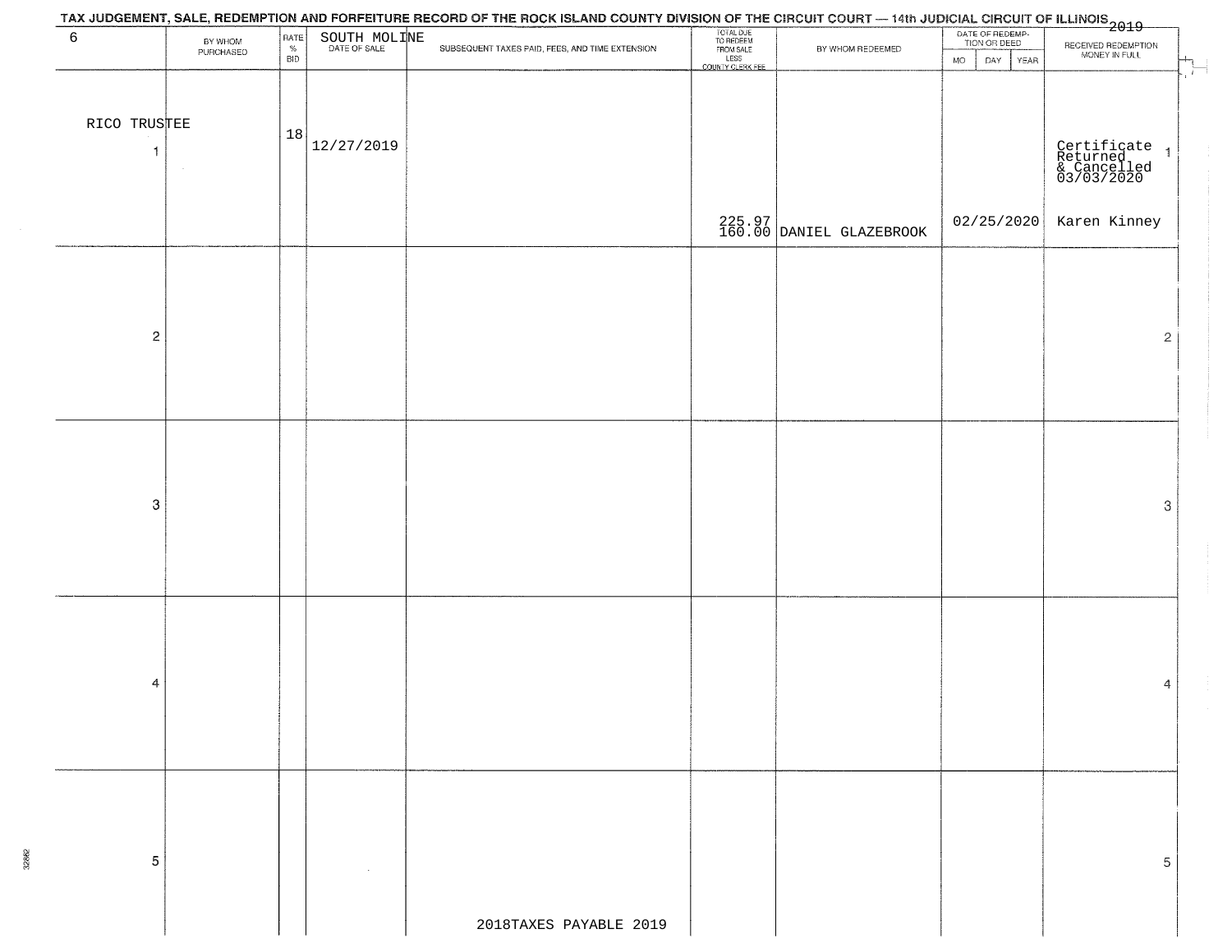TAX JUDGEMENT, SALE, REDEMPTION AND FORFEITURE RECORD OF THE ROCK ISLAND COUNTY DIVISION OF THE CIRCUIT COURT — 14th JUDICIAL CIRCUIT OF ILLINOIS 2019

| 6 | BY WHOM PURCHASED | RATE % BID | SOUTH MOLINE DATE OF SALE | SUBSEQUENT TAXES PAID, FEES, AND TIME EXTENSION | TOTAL DUE TO REDEEM FROM SALE LESS COUNTY CLERK FEE | BY WHOM REDEEMED | DATE OF REDEMPTION OR DEED MO DAY YEAR | RECEIVED REDEMPTION MONEY IN FULL |
|---|---|---|---|---|---|---|---|---|
| RICO TRUSTEE 1 | | 18 | 12/27/2019 | | 225.97 160.00 | DANIEL GLAZEBROOK | 02/25/2020 | Certificate Returned & Cancelled 03/03/2020 Karen Kinney 1 |
| 2 | | | | | | | | 2 |
| 3 | | | | | | | | 3 |
| 4 | | | | | | | | 4 |
| 5 | | | | | | | | 5 |

2018TAXES PAYABLE 2019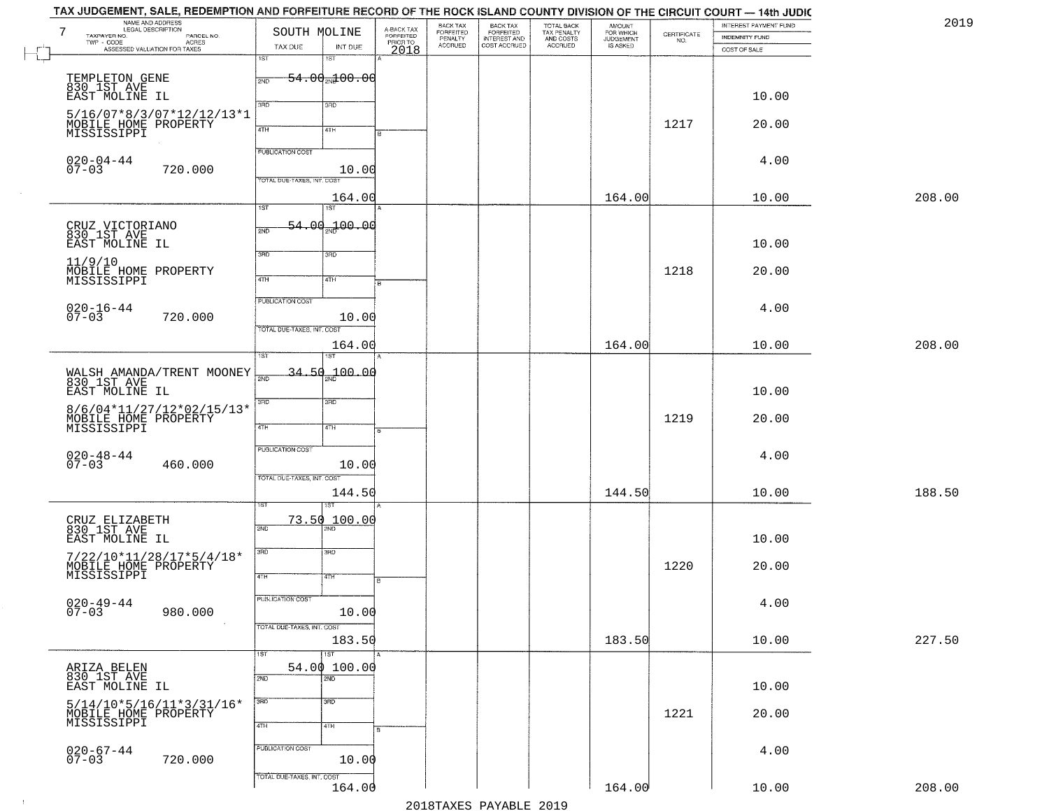TAX JUDGEMENT, SALE, REDEMPTION AND FORFEITURE RECORD OF THE ROCK ISLAND COUNTY DIVISION OF THE CIRCUIT COURT — 14th JUDIC

2019

| NAME AND ADDRESS / LEGAL DESCRIPTION / TAXPAYER NO. / PARCEL NO. / TWP - CODE / ACRES / ASSESSED VALUATION FOR TAXES | SOUTH MOLINE TAX DUE | INT DUE | A-BACK TAX FORFEITED PRIOR TO 2018 | BACK TAX FORFEITED PENALTY ACCRUED | BACK TAX FORFEITED INTEREST AND COST ACCRUED | TOTAL BACK TAX PENALTY AND COSTS ACCRUED | AMOUNT FOR WHICH JUDGEMENT IS ASKED | CERTIFICATE NO. | INTEREST PAYMENT FUND / INDEMNITY FUND / COST OF SALE | |
|---|---|---|---|---|---|---|---|---|---|---|
| 7 | | | | | | | | | | |
| TEMPLETON GENE 830 1ST AVE EAST MOLINE IL 5/16/07*8/3/07*12/12/13*1 MOBILE HOME PROPERTY MISSISSIPPI 020-04-44 07-03 720.000 | 1ST 54.00 PUBLICATION COST TOTAL DUE-TAXES, INT. COST | 100.00 10.00 164.00 | | | | | 164.00 | 1217 | 10.00 20.00 4.00 10.00 | 208.00 |
| CRUZ VICTORIANO 830 1ST AVE EAST MOLINE IL 11/9/10 MOBILE HOME PROPERTY MISSISSIPPI 020-16-44 07-03 720.000 | 1ST 54.00 PUBLICATION COST TOTAL DUE-TAXES, INT. COST | 100.00 10.00 164.00 | | | | | 164.00 | 1218 | 10.00 20.00 4.00 10.00 | 208.00 |
| WALSH AMANDA/TRENT MOONEY 830 1ST AVE EAST MOLINE IL 8/6/04*11/27/12*02/15/13* MOBILE HOME PROPERTY MISSISSIPPI 020-48-44 07-03 460.000 | 1ST 34.50 PUBLICATION COST TOTAL DUE-TAXES, INT. COST | 100.00 10.00 144.50 | | | | | 144.50 | 1219 | 10.00 20.00 4.00 10.00 | 188.50 |
| CRUZ ELIZABETH 830 1ST AVE EAST MOLINE IL 7/22/10*11/28/17*5/4/18* MOBILE HOME PROPERTY MISSISSIPPI 020-49-44 07-03 980.000 | 1ST 73.50 PUBLICATION COST TOTAL DUE-TAXES, INT. COST | 100.00 10.00 183.50 | | | | | 183.50 | 1220 | 10.00 20.00 4.00 10.00 | 227.50 |
| ARIZA BELEN 830 1ST AVE EAST MOLINE IL 5/14/10*5/16/11*3/31/16* MOBILE HOME PROPERTY MISSISSIPPI 020-67-44 07-03 720.000 | 1ST 54.00 PUBLICATION COST TOTAL DUE-TAXES, INT. COST | 100.00 10.00 164.00 | | | | | 164.00 | 1221 | 10.00 20.00 4.00 10.00 | 208.00 |

2018TAXES PAYABLE 2019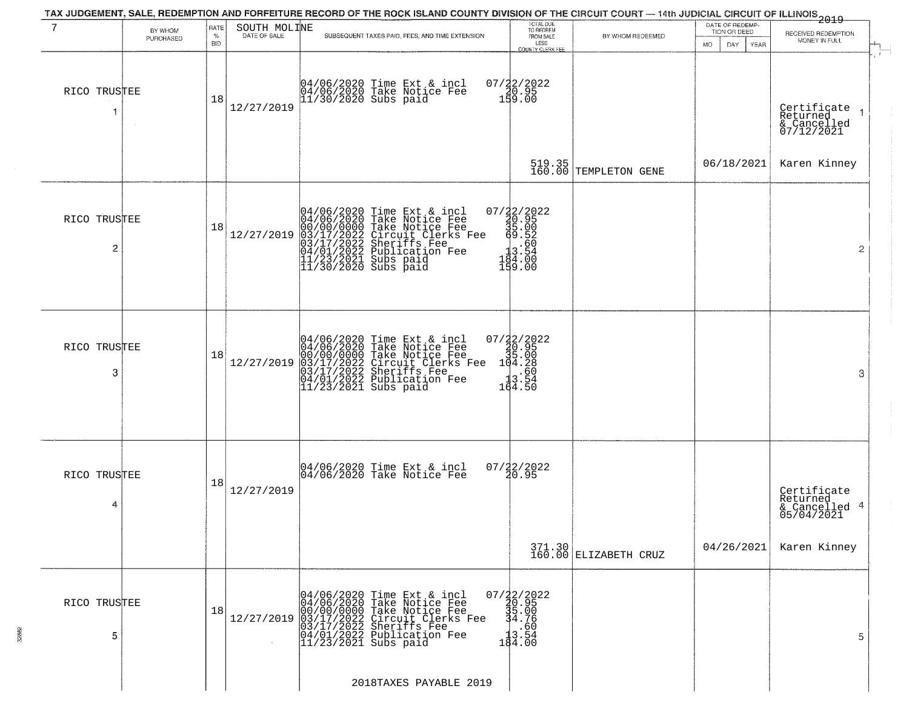TAX JUDGEMENT, SALE, REDEMPTION AND FORFEITURE RECORD OF THE ROCK ISLAND COUNTY DIVISION OF THE CIRCUIT COURT — 14th JUDICIAL CIRCUIT OF ILLINOIS 2019

| 7 | BY WHOM PURCHASED | RATE % BID | SOUTH MOLINE DATE OF SALE | SUBSEQUENT TAXES PAID, FEES, AND TIME EXTENSION | TOTAL DUE TO REDEEM FROM SALE LESS COUNTY CLERK FEE | BY WHOM REDEEMED | DATE OF REDEMPTION OR DEED MO DAY YEAR | RECEIVED REDEMPTION MONEY IN FULL |
|---|---|---|---|---|---|---|---|---|
| RICO TRUSTEE 1 | | 18 | 12/27/2019 | 04/06/2020 Time Ext & incl<br>04/06/2020 Take Notice Fee<br>11/30/2020 Subs paid | 07/22/2022<br>20.95<br>159.00<br><br>519.35<br>160.00 | TEMPLETON GENE | 06/18/2021 | Certificate Returned & Cancelled 07/12/2021<br>Karen Kinney 1 |
| RICO TRUSTEE 2 | | 18 | 12/27/2019 | 04/06/2020 Time Ext & incl<br>04/06/2020 Take Notice Fee<br>00/00/0000 Take Notice Fee<br>03/17/2022 Circuit Clerks Fee<br>03/17/2022 Sheriffs Fee<br>04/01/2022 Publication Fee<br>11/23/2021 Subs paid<br>11/30/2020 Subs paid | 07/22/2022<br>20.95<br>35.00<br>69.52<br>.60<br>13.54<br>184.00<br>159.00 | | | 2 |
| RICO TRUSTEE 3 | | 18 | 12/27/2019 | 04/06/2020 Time Ext & incl<br>04/06/2020 Take Notice Fee<br>00/00/0000 Take Notice Fee<br>03/17/2022 Circuit Clerks Fee<br>03/17/2022 Sheriffs Fee<br>04/01/2022 Publication Fee<br>11/23/2021 Subs paid | 07/22/2022<br>20.95<br>35.00<br>104.28<br>.60<br>13.54<br>164.50 | | | 3 |
| RICO TRUSTEE 4 | | 18 | 12/27/2019 | 04/06/2020 Time Ext & incl<br>04/06/2020 Take Notice Fee | 07/22/2022<br>20.95<br><br>371.30<br>160.00 | ELIZABETH CRUZ | 04/26/2021 | Certificate Returned & Cancelled 05/04/2021<br>Karen Kinney 4 |
| RICO TRUSTEE 5 | | 18 | 12/27/2019 | 04/06/2020 Time Ext & incl<br>04/06/2020 Take Notice Fee<br>00/00/0000 Take Notice Fee<br>03/17/2022 Circuit Clerks Fee<br>03/17/2022 Sheriffs Fee<br>04/01/2022 Publication Fee<br>11/23/2021 Subs paid | 07/22/2022<br>20.95<br>35.00<br>34.76<br>.60<br>13.54<br>184.00 | | | 5 |

2018TAXES PAYABLE 2019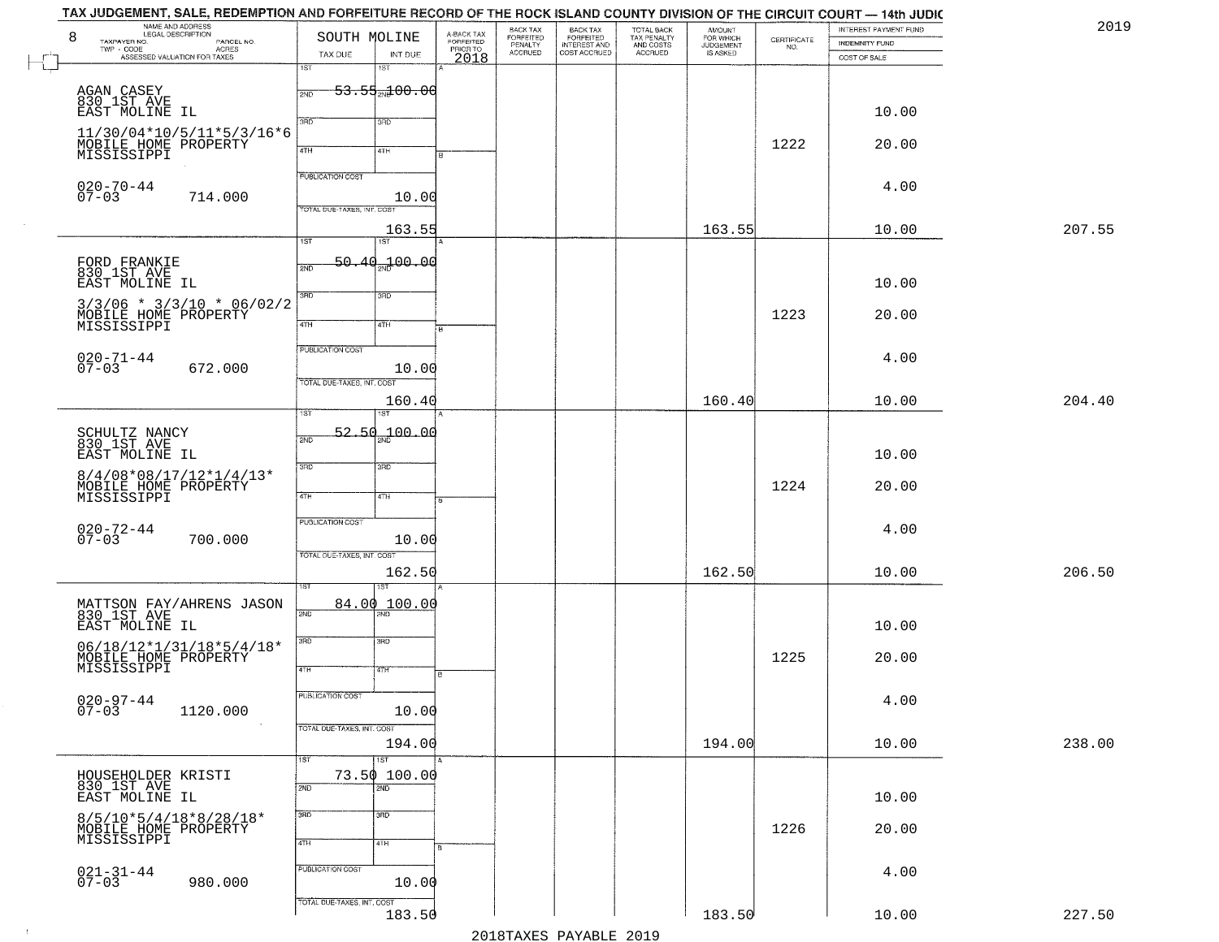TAX JUDGEMENT, SALE, REDEMPTION AND FORFEITURE RECORD OF THE ROCK ISLAND COUNTY DIVISION OF THE CIRCUIT COURT — 14th JUDIC

2019

| NAME AND ADDRESS / LEGAL DESCRIPTION / TAXPAYER NO. / PARCEL NO. / TWP - CODE / ACRES / ASSESSED VALUATION FOR TAXES | SOUTH MOLINE TAX DUE | INT DUE | A-BACK TAX FORFEITED PRIOR TO 2018 | BACK TAX FORFEITED PENALTY ACCRUED | BACK TAX FORFEITED INTEREST AND COST ACCRUED | TOTAL BACK TAX PENALTY AND COSTS ACCRUED | AMOUNT FOR WHICH JUDGEMENT IS ASKED | CERTIFICATE NO. | INTEREST PAYMENT FUND / INDEMNITY FUND / COST OF SALE | |
|---|---|---|---|---|---|---|---|---|---|---|
| AGAN CASEY 830 1ST AVE EAST MOLINE IL 11/30/04*10/5/11*5/3/16*6 MOBILE HOME PROPERTY MISSISSIPPI 020-70-44 07-03 714.000 | 1ST 53.55 2ND 3RD 4TH PUBLICATION COST TOTAL DUE-TAXES, INT. COST 163.55 | 1ST 100.00 2ND 3RD 4TH 10.00 | | | | | 163.55 | 1222 | 10.00 20.00 4.00 10.00 | 207.55 |
| FORD FRANKIE 830 1ST AVE EAST MOLINE IL 3/3/06 * 3/3/10 * 06/02/2 MOBILE HOME PROPERTY MISSISSIPPI 020-71-44 07-03 672.000 | 1ST 50.40 2ND 3RD 4TH PUBLICATION COST TOTAL DUE-TAXES, INT. COST 160.40 | 1ST 100.00 2ND 3RD 4TH 10.00 | | | | | 160.40 | 1223 | 10.00 20.00 4.00 10.00 | 204.40 |
| SCHULTZ NANCY 830 1ST AVE EAST MOLINE IL 8/4/08*08/17/12*1/4/13* MOBILE HOME PROPERTY MISSISSIPPI 020-72-44 07-03 700.000 | 1ST 52.50 2ND 3RD 4TH PUBLICATION COST TOTAL DUE-TAXES, INT. COST 162.50 | 1ST 100.00 2ND 3RD 4TH 10.00 | | | | | 162.50 | 1224 | 10.00 20.00 4.00 10.00 | 206.50 |
| MATTSON FAY/AHRENS JASON 830 1ST AVE EAST MOLINE IL 06/18/12*1/31/18*5/4/18* MOBILE HOME PROPERTY MISSISSIPPI 020-97-44 07-03 1120.000 | 1ST 84.00 2ND 3RD 4TH PUBLICATION COST TOTAL DUE-TAXES, INT. COST 194.00 | 1ST 100.00 2ND 3RD 4TH 10.00 | | | | | 194.00 | 1225 | 10.00 20.00 4.00 10.00 | 238.00 |
| HOUSEHOLDER KRISTI 830 1ST AVE EAST MOLINE IL 8/5/10*5/4/18*8/28/18* MOBILE HOME PROPERTY MISSISSIPPI 021-31-44 07-03 980.000 | 1ST 73.50 2ND 3RD 4TH PUBLICATION COST TOTAL DUE-TAXES, INT. COST 183.50 | 1ST 100.00 2ND 3RD 4TH 10.00 | | | | | 183.50 | 1226 | 10.00 20.00 4.00 10.00 | 227.50 |

2018TAXES PAYABLE 2019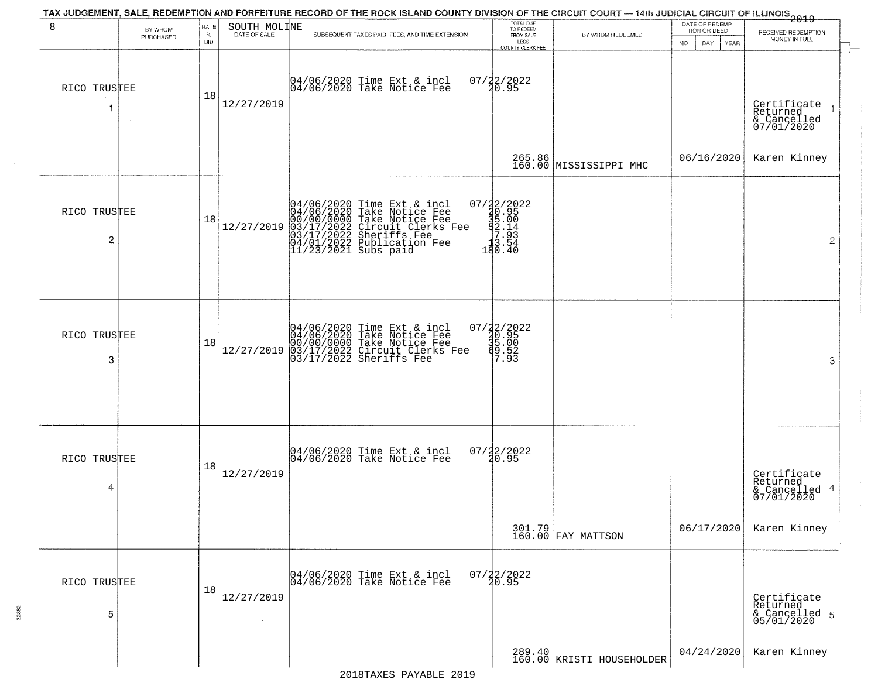TAX JUDGEMENT, SALE, REDEMPTION AND FORFEITURE RECORD OF THE ROCK ISLAND COUNTY DIVISION OF THE CIRCUIT COURT — 14th JUDICIAL CIRCUIT OF ILLINOIS 2019

| 8 | BY WHOM PURCHASED | RATE % BID | SOUTH MOLINE DATE OF SALE | SUBSEQUENT TAXES PAID, FEES, AND TIME EXTENSION | TOTAL DUE TO REDEEM FROM SALE LESS COUNTY CLERK FEE | BY WHOM REDEEMED | DATE OF REDEMPTION OR DEED MO DAY YEAR | RECEIVED REDEMPTION MONEY IN FULL |
|---|---|---|---|---|---|---|---|---|
| RICO TRUSTEE 1 | | 18 | 12/27/2019 | 04/06/2020 Time Ext & incl<br>04/06/2020 Take Notice Fee | 07/22/2022<br>20.95<br>265.86<br>160.00 | MISSISSIPPI MHC | 06/16/2020 | Certificate Returned & Cancelled 07/01/2020<br>Karen Kinney |
| RICO TRUSTEE 2 | | 18 | 12/27/2019 | 04/06/2020 Time Ext & incl<br>04/06/2020 Take Notice Fee<br>00/00/0000 Take Notice Fee<br>03/17/2022 Circuit Clerks Fee<br>03/17/2022 Sheriffs Fee<br>04/01/2022 Publication Fee<br>11/23/2021 Subs paid | 07/22/2022<br>20.95<br>35.00<br>52.14<br>7.93<br>13.54<br>180.40 | | | 2 |
| RICO TRUSTEE 3 | | 18 | 12/27/2019 | 04/06/2020 Time Ext & incl<br>04/06/2020 Take Notice Fee<br>00/00/0000 Take Notice Fee<br>03/17/2022 Circuit Clerks Fee<br>03/17/2022 Sheriffs Fee | 07/22/2022<br>20.95<br>35.00<br>69.52<br>7.93 | | | 3 |
| RICO TRUSTEE 4 | | 18 | 12/27/2019 | 04/06/2020 Time Ext & incl<br>04/06/2020 Take Notice Fee | 07/22/2022<br>20.95<br>301.79<br>160.00 | FAY MATTSON | 06/17/2020 | Certificate Returned & Cancelled 07/01/2020<br>Karen Kinney |
| RICO TRUSTEE 5 | | 18 | 12/27/2019 | 04/06/2020 Time Ext & incl<br>04/06/2020 Take Notice Fee | 07/22/2022<br>20.95<br>289.40<br>160.00 | KRISTI HOUSEHOLDER | 04/24/2020 | Certificate Returned & Cancelled 05/01/2020<br>Karen Kinney |

2018TAXES PAYABLE 2019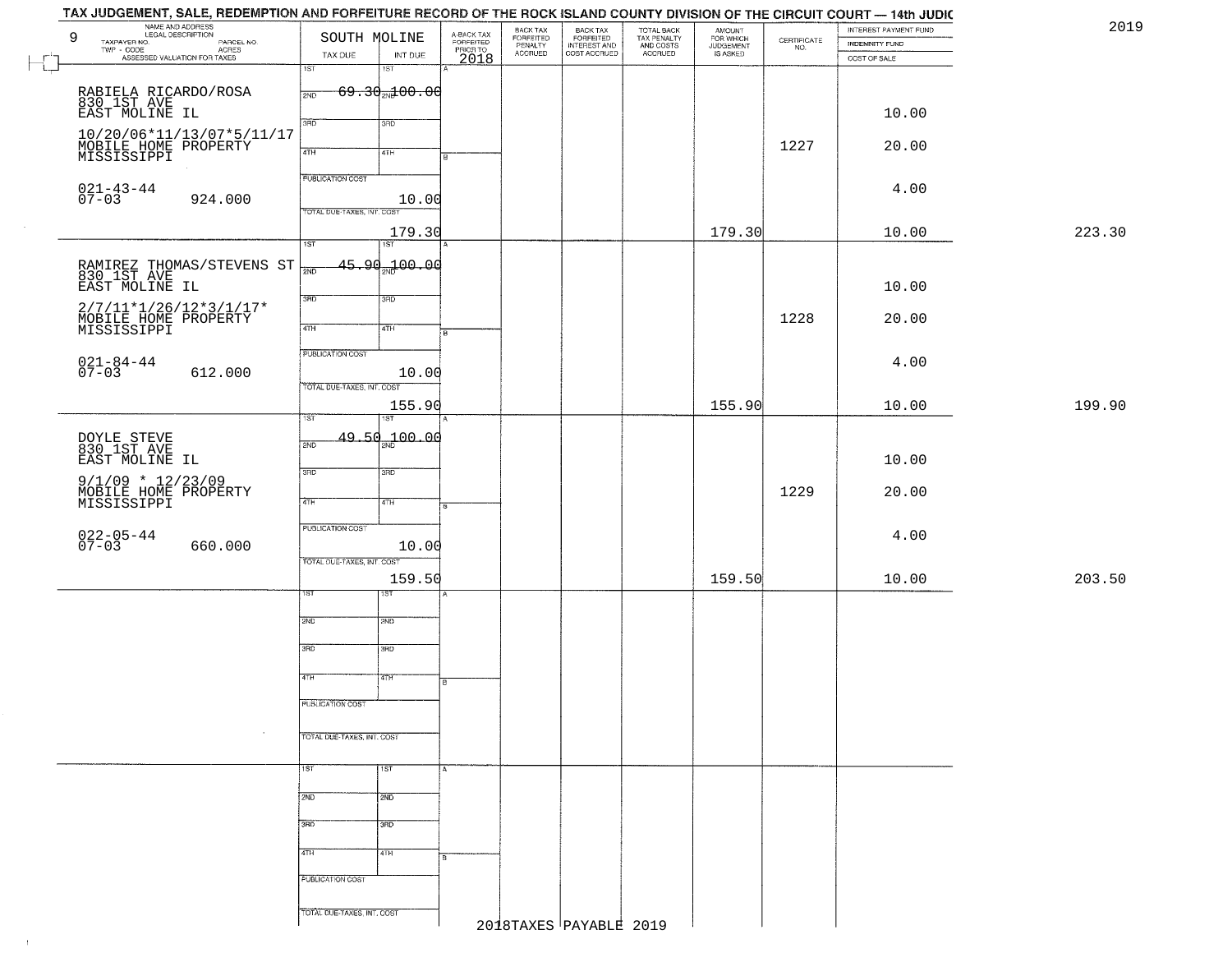TAX JUDGEMENT, SALE, REDEMPTION AND FORFEITURE RECORD OF THE ROCK ISLAND COUNTY DIVISION OF THE CIRCUIT COURT — 14th JUDIC

2019

| NAME AND ADDRESS / LEGAL DESCRIPTION / TAXPAYER NO. / PARCEL NO. / TWP - CODE / ACRES / ASSESSED VALUATION FOR TAXES | SOUTH MOLINE TAX DUE | INT DUE | A-BACK TAX FORFEITED PRIOR TO 2018 | BACK TAX FORFEITED PENALTY ACCRUED | BACK TAX FORFEITED INTEREST AND COST ACCRUED | TOTAL BACK TAX PENALTY AND COSTS ACCRUED | AMOUNT FOR WHICH JUDGEMENT IS ASKED | CERTIFICATE NO. | INTEREST PAYMENT FUND / INDEMNITY FUND / COST OF SALE | |
|---|---|---|---|---|---|---|---|---|---|---|
| 9 | | | | | | | | | | |
| RABIELA RICARDO/ROSA 830 1ST AVE EAST MOLINE IL | 1ST 69.30 | 1ST 100.00 | | | | | | | 10.00 | |
| 10/20/06*11/13/07*5/11/17 MOBILE HOME PROPERTY MISSISSIPPI | | | | | | | | 1227 | 20.00 | |
| 021-43-44 07-03 924.000 | PUBLICATION COST | 10.00 | | | | | | | 4.00 | |
| | TOTAL DUE-TAXES, INT. COST | 179.30 | | | | | 179.30 | | 10.00 | 223.30 |
| RAMIREZ THOMAS/STEVENS ST 830 1ST AVE EAST MOLINE IL | 1ST 45.90 | 1ST 100.00 | | | | | | | 10.00 | |
| 2/7/11*1/26/12*3/1/17* MOBILE HOME PROPERTY MISSISSIPPI | | | | | | | | 1228 | 20.00 | |
| 021-84-44 07-03 612.000 | PUBLICATION COST | 10.00 | | | | | | | 4.00 | |
| | TOTAL DUE-TAXES, INT. COST | 155.90 | | | | | 155.90 | | 10.00 | 199.90 |
| DOYLE STEVE 830 1ST AVE EAST MOLINE IL | 1ST 49.50 | 1ST 100.00 | | | | | | | 10.00 | |
| 9/1/09 * 12/23/09 MOBILE HOME PROPERTY MISSISSIPPI | | | | | | | | 1229 | 20.00 | |
| 022-05-44 07-03 660.000 | PUBLICATION COST | 10.00 | | | | | | | 4.00 | |
| | TOTAL DUE-TAXES, INT. COST | 159.50 | | | | | 159.50 | | 10.00 | 203.50 |

2018TAXES PAYABLE 2019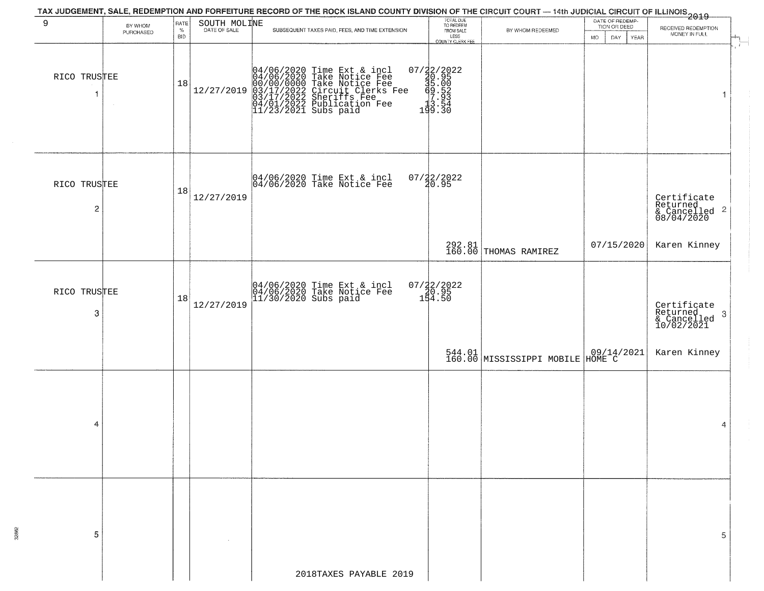# TAX JUDGEMENT, SALE, REDEMPTION AND FORFEITURE RECORD OF THE ROCK ISLAND COUNTY DIVISION OF THE CIRCUIT COURT — 14th JUDICIAL CIRCUIT OF ILLINOIS 2019

| 9 | BY WHOM PURCHASED | RATE % BID | SOUTH MOLINE DATE OF SALE | SUBSEQUENT TAXES PAID, FEES, AND TIME EXTENSION | TOTAL DUE TO REDEEM FROM SALE LESS COUNTY CLERK FEE | BY WHOM REDEEMED | DATE OF REDEMPTION OR DEED MO DAY YEAR | RECEIVED REDEMPTION MONEY IN FULL | |
|---|---|---|---|---|---|---|---|---|---|
| 1 | RICO TRUSTEE | 18 | 12/27/2019 | 04/06/2020 Time Ext & incl<br>04/06/2020 Take Notice Fee<br>00/00/0000 Take Notice Fee<br>03/17/2022 Circuit Clerks Fee<br>03/17/2022 Sheriffs Fee<br>04/01/2022 Publication Fee<br>11/23/2021 Subs paid | 07/22/2022<br>20.95<br>35.00<br>69.52<br>7.93<br>13.54<br>199.30 | | | | 1 |
| 2 | RICO TRUSTEE | 18 | 12/27/2019 | 04/06/2020 Time Ext & incl<br>04/06/2020 Take Notice Fee | 07/22/2022<br>20.95<br><br>292.81<br>160.00 | THOMAS RAMIREZ | 07/15/2020 | Certificate Returned & Cancelled 08/04/2020<br>Karen Kinney | 2 |
| 3 | RICO TRUSTEE | 18 | 12/27/2019 | 04/06/2020 Time Ext & incl<br>04/06/2020 Take Notice Fee<br>11/30/2020 Subs paid | 07/22/2022<br>20.95<br>154.50<br><br>544.01<br>160.00 | MISSISSIPPI MOBILE HOME C | 09/14/2021 | Certificate Returned & Cancelled 10/02/2021<br>Karen Kinney | 3 |
| 4 | | | | | | | | | 4 |
| 5 | | | | | | | | | 5 |

2018TAXES PAYABLE 2019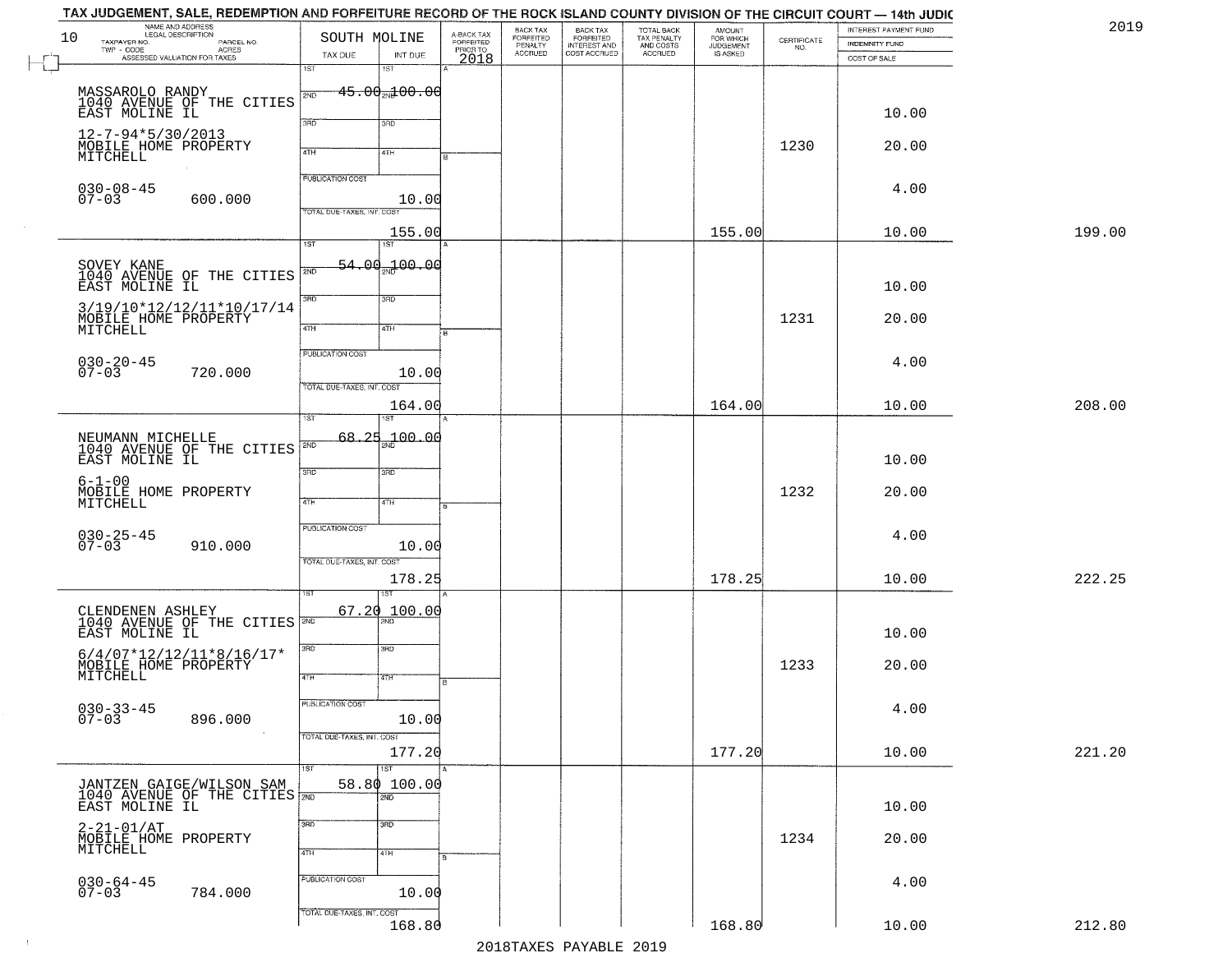TAX JUDGEMENT, SALE, REDEMPTION AND FORFEITURE RECORD OF THE ROCK ISLAND COUNTY DIVISION OF THE CIRCUIT COURT — 14th JUDIC

2019

| NAME AND ADDRESS / LEGAL DESCRIPTION / TAXPAYER NO. / PARCEL NO. / TWP - CODE / ACRES / ASSESSED VALUATION FOR TAXES | SOUTH MOLINE TAX DUE | INT DUE | A-BACK TAX FORFEITED PRIOR TO 2018 | BACK TAX FORFEITED PENALTY ACCRUED | BACK TAX FORFEITED INTEREST AND COST ACCRUED | TOTAL BACK TAX PENALTY AND COSTS ACCRUED | AMOUNT FOR WHICH JUDGEMENT IS ASKED | CERTIFICATE NO. | INTEREST PAYMENT FUND / INDEMNITY FUND / COST OF SALE | |
|---|---|---|---|---|---|---|---|---|---|---|
| MASSAROLO RANDY<br>1040 AVENUE OF THE CITIES<br>EAST MOLINE IL<br>12-7-94*5/30/2013<br>MOBILE HOME PROPERTY<br>MITCHELL<br>030-08-45<br>07-03 600.000 | 1ST 45.00<br>PUBLICATION COST<br>TOTAL DUE-TAXES, INT. COST | 100.00<br>10.00<br>155.00 | | | | | 155.00 | 1230 | 10.00<br>20.00<br>4.00<br>10.00 | 199.00 |
| SOVEY KANE<br>1040 AVENUE OF THE CITIES<br>EAST MOLINE IL<br>3/19/10*12/12/11*10/17/14<br>MOBILE HOME PROPERTY<br>MITCHELL<br>030-20-45<br>07-03 720.000 | 1ST 54.00<br>PUBLICATION COST<br>TOTAL DUE-TAXES, INT. COST | 100.00<br>10.00<br>164.00 | | | | | 164.00 | 1231 | 10.00<br>20.00<br>4.00<br>10.00 | 208.00 |
| NEUMANN MICHELLE<br>1040 AVENUE OF THE CITIES<br>EAST MOLINE IL<br>6-1-00<br>MOBILE HOME PROPERTY<br>MITCHELL<br>030-25-45<br>07-03 910.000 | 1ST 68.25<br>PUBLICATION COST<br>TOTAL DUE-TAXES, INT. COST | 100.00<br>10.00<br>178.25 | | | | | 178.25 | 1232 | 10.00<br>20.00<br>4.00<br>10.00 | 222.25 |
| CLENDENEN ASHLEY<br>1040 AVENUE OF THE CITIES<br>EAST MOLINE IL<br>6/4/07*12/12/11*8/16/17*<br>MOBILE HOME PROPERTY<br>MITCHELL<br>030-33-45<br>07-03 896.000 | 1ST 67.20<br>PUBLICATION COST<br>TOTAL DUE-TAXES, INT. COST | 100.00<br>10.00<br>177.20 | | | | | 177.20 | 1233 | 10.00<br>20.00<br>4.00<br>10.00 | 221.20 |
| JANTZEN GAIGE/WILSON SAM<br>1040 AVENUE OF THE CITIES<br>EAST MOLINE IL<br>2-21-01/AT<br>MOBILE HOME PROPERTY<br>MITCHELL<br>030-64-45<br>07-03 784.000 | 1ST 58.80<br>PUBLICATION COST<br>TOTAL DUE-TAXES, INT. COST | 100.00<br>10.00<br>168.80 | | | | | 168.80 | 1234 | 10.00<br>20.00<br>4.00<br>10.00 | 212.80 |

2018TAXES PAYABLE 2019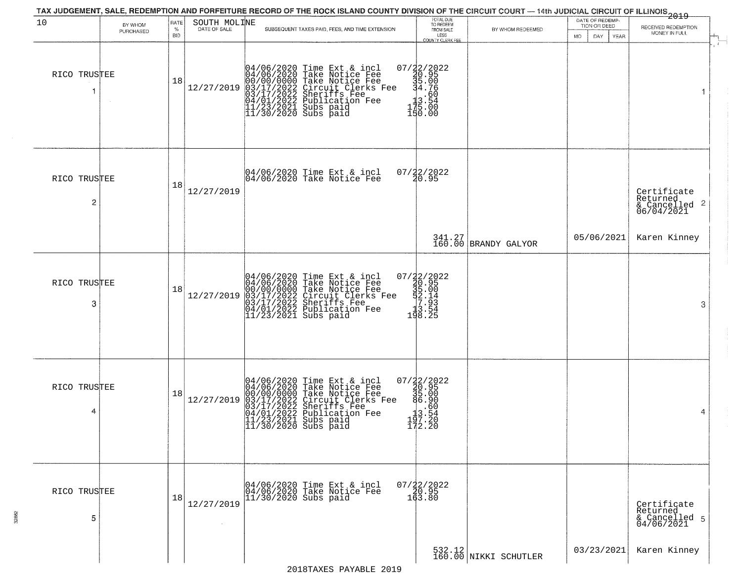TAX JUDGEMENT, SALE, REDEMPTION AND FORFEITURE RECORD OF THE ROCK ISLAND COUNTY DIVISION OF THE CIRCUIT COURT — 14th JUDICIAL CIRCUIT OF ILLINOIS 2019

| 10 BY WHOM PURCHASED | RATE % BID | SOUTH MOLINE DATE OF SALE | SUBSEQUENT TAXES PAID, FEES, AND TIME EXTENSION | TOTAL DUE TO REDEEM FROM SALE LESS COUNTY CLERK FEE | BY WHOM REDEEMED | DATE OF REDEMPTION OR DEED MO DAY YEAR | RECEIVED REDEMPTION MONEY IN FULL |
|---|---|---|---|---|---|---|---|
| RICO TRUSTEE 1 | 18 | 12/27/2019 | 04/06/2020 Time Ext & incl<br>04/06/2020 Take Notice Fee<br>00/00/0000 Take Notice Fee<br>03/17/2022 Circuit Clerks Fee<br>03/17/2022 Sheriffs Fee<br>04/01/2022 Publication Fee<br>11/23/2021 Subs paid<br>11/30/2020 Subs paid | 07/22/2022<br>20.95<br>35.00<br>34.76<br>.60<br>13.54<br>175.00<br>150.00 | | | 1 |
| RICO TRUSTEE 2 | 18 | 12/27/2019 | 04/06/2020 Time Ext & incl<br>04/06/2020 Take Notice Fee | 07/22/2022<br>20.95<br>341.27<br>160.00 | BRANDY GALYOR | 05/06/2021 | Certificate Returned & Cancelled 06/04/2021 2<br>Karen Kinney |
| RICO TRUSTEE 3 | 18 | 12/27/2019 | 04/06/2020 Time Ext & incl<br>04/06/2020 Take Notice Fee<br>00/00/0000 Take Notice Fee<br>03/17/2022 Circuit Clerks Fee<br>03/17/2022 Sheriffs Fee<br>04/01/2022 Publication Fee<br>11/23/2021 Subs paid | 07/22/2022<br>20.95<br>35.00<br>52.14<br>7.93<br>13.54<br>198.25 | | | 3 |
| RICO TRUSTEE 4 | 18 | 12/27/2019 | 04/06/2020 Time Ext & incl<br>04/06/2020 Take Notice Fee<br>00/00/0000 Take Notice Fee<br>03/17/2022 Circuit Clerks Fee<br>03/17/2022 Sheriffs Fee<br>04/01/2022 Publication Fee<br>11/23/2021 Subs paid<br>11/30/2020 Subs paid | 07/22/2022<br>20.95<br>35.00<br>86.90<br>.60<br>13.54<br>197.20<br>172.20 | | | 4 |
| RICO TRUSTEE 5 | 18 | 12/27/2019 | 04/06/2020 Time Ext & incl<br>04/06/2020 Take Notice Fee<br>11/30/2020 Subs paid | 07/22/2022<br>20.95<br>163.80<br>532.12<br>160.00 | NIKKI SCHUTLER | 03/23/2021 | Certificate Returned & Cancelled 04/06/2021 5<br>Karen Kinney |

2018TAXES PAYABLE 2019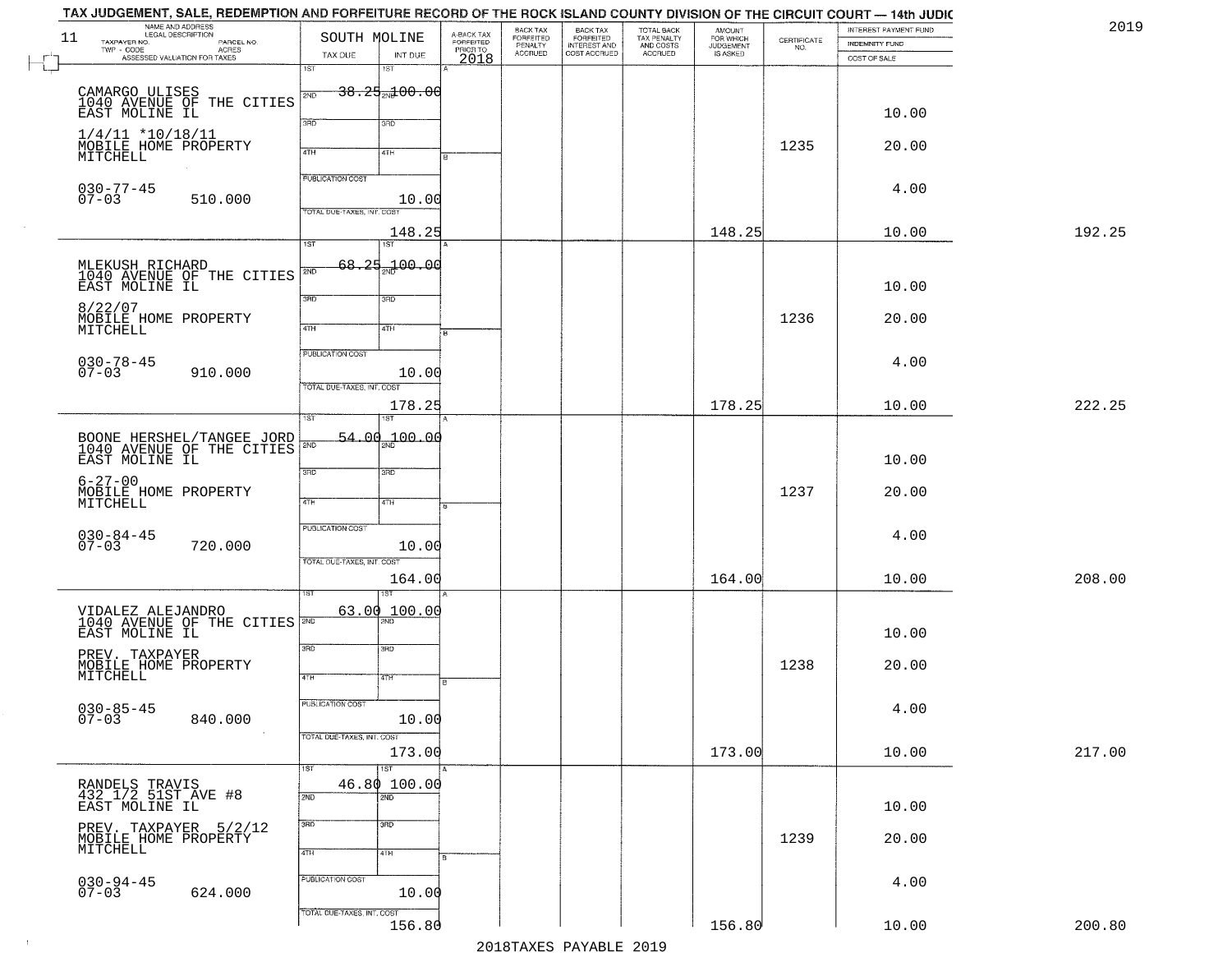TAX JUDGEMENT, SALE, REDEMPTION AND FORFEITURE RECORD OF THE ROCK ISLAND COUNTY DIVISION OF THE CIRCUIT COURT — 14th JUDIC

2019

| NAME AND ADDRESS / LEGAL DESCRIPTION / TAXPAYER NO. / PARCEL NO. / TWP - CODE / ACRES / ASSESSED VALUATION FOR TAXES | SOUTH MOLINE TAX DUE | INT DUE | A-BACK TAX FORFEITED PRIOR TO 2018 | BACK TAX FORFEITED PENALTY ACCRUED | BACK TAX FORFEITED INTEREST AND COST ACCRUED | TOTAL BACK TAX PENALTY AND COSTS ACCRUED | AMOUNT FOR WHICH JUDGEMENT IS ASKED | CERTIFICATE NO. | INTEREST PAYMENT FUND / INDEMNITY FUND / COST OF SALE | |
|---|---|---|---|---|---|---|---|---|---|---|
| 11 CAMARGO ULISES 1040 AVENUE OF THE CITIES EAST MOLINE IL 1/4/11 *10/18/11 MOBILE HOME PROPERTY MITCHELL 030-77-45 07-03 510.000 | 1ST 38.25 | 100.00 | | | | | | | | |
| | | | | | | | | | 10.00 | |
| | | | | | | | | 1235 | 20.00 | |
| | PUBLICATION COST | 10.00 | | | | | | | 4.00 | |
| | TOTAL DUE-TAXES, INT. COST | 148.25 | | | | | 148.25 | | 10.00 | 192.25 |
| MLEKUSH RICHARD 1040 AVENUE OF THE CITIES EAST MOLINE IL 8/22/07 MOBILE HOME PROPERTY MITCHELL 030-78-45 07-03 910.000 | 1ST 68.25 | 100.00 | | | | | | | | |
| | | | | | | | | | 10.00 | |
| | | | | | | | | 1236 | 20.00 | |
| | PUBLICATION COST | 10.00 | | | | | | | 4.00 | |
| | TOTAL DUE-TAXES, INT. COST | 178.25 | | | | | 178.25 | | 10.00 | 222.25 |
| BOONE HERSHEL/TANGEE JORD 1040 AVENUE OF THE CITIES EAST MOLINE IL 6-27-00 MOBILE HOME PROPERTY MITCHELL 030-84-45 07-03 720.000 | 1ST 54.00 | 100.00 | | | | | | | | |
| | | | | | | | | | 10.00 | |
| | | | | | | | | 1237 | 20.00 | |
| | PUBLICATION COST | 10.00 | | | | | | | 4.00 | |
| | TOTAL DUE-TAXES, INT. COST | 164.00 | | | | | 164.00 | | 10.00 | 208.00 |
| VIDALEZ ALEJANDRO 1040 AVENUE OF THE CITIES EAST MOLINE IL PREV. TAXPAYER MOBILE HOME PROPERTY MITCHELL 030-85-45 07-03 840.000 | 1ST 63.00 | 100.00 | | | | | | | | |
| | | | | | | | | | 10.00 | |
| | | | | | | | | 1238 | 20.00 | |
| | PUBLICATION COST | 10.00 | | | | | | | 4.00 | |
| | TOTAL DUE-TAXES, INT. COST | 173.00 | | | | | 173.00 | | 10.00 | 217.00 |
| RANDELS TRAVIS 432 1/2 51ST AVE #8 EAST MOLINE IL PREV. TAXPAYER 5/2/12 MOBILE HOME PROPERTY MITCHELL 030-94-45 07-03 624.000 | 1ST 46.80 | 100.00 | | | | | | | | |
| | | | | | | | | | 10.00 | |
| | | | | | | | | 1239 | 20.00 | |
| | PUBLICATION COST | 10.00 | | | | | | | 4.00 | |
| | TOTAL DUE-TAXES, INT. COST | 156.80 | | | | | 156.80 | | 10.00 | 200.80 |

2018TAXES PAYABLE 2019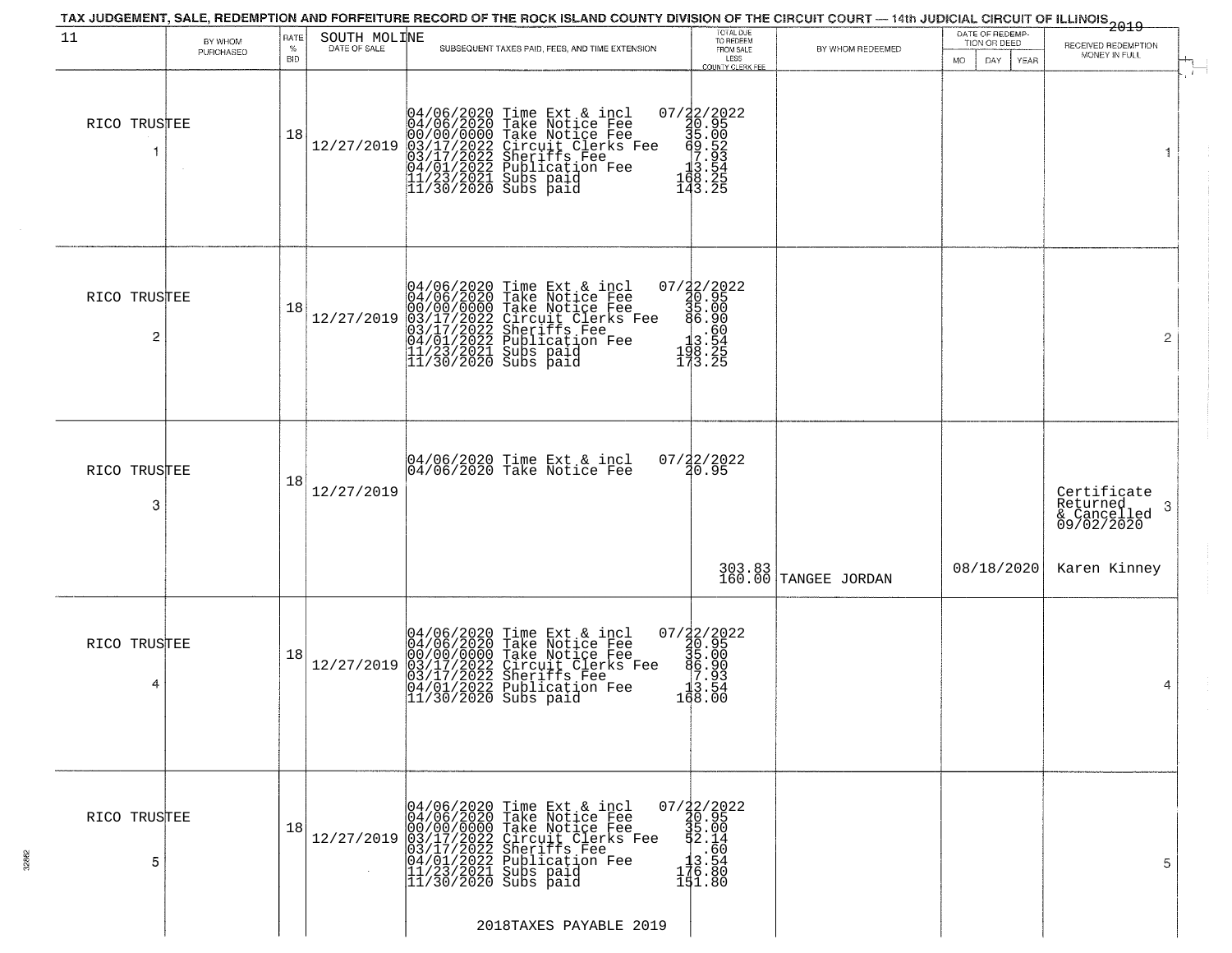TAX JUDGEMENT, SALE, REDEMPTION AND FORFEITURE RECORD OF THE ROCK ISLAND COUNTY DIVISION OF THE CIRCUIT COURT — 14th JUDICIAL CIRCUIT OF ILLINOIS 2019

| 11 BY WHOM PURCHASED | RATE % BID | SOUTH MOLINE DATE OF SALE | SUBSEQUENT TAXES PAID, FEES, AND TIME EXTENSION | TOTAL DUE TO REDEEM FROM SALE LESS COUNTY CLERK FEE | BY WHOM REDEEMED | DATE OF REDEMPTION OR DEED MO DAY YEAR | RECEIVED REDEMPTION MONEY IN FULL |
|---|---|---|---|---|---|---|---|
| RICO TRUSTEE 1 | 18 | 12/27/2019 | 04/06/2020 Time Ext & incl 07/22/2022<br>04/06/2020 Take Notice Fee 20.95<br>00/00/0000 Take Notice Fee 35.00<br>03/17/2022 Circuit Clerks Fee 69.52<br>03/17/2022 Sheriffs Fee 7.93<br>04/01/2022 Publication Fee 13.54<br>11/23/2021 Subs paid 168.25<br>11/30/2020 Subs paid 143.25 | | | | 1 |
| RICO TRUSTEE 2 | 18 | 12/27/2019 | 04/06/2020 Time Ext & incl 07/22/2022<br>04/06/2020 Take Notice Fee 20.95<br>00/00/0000 Take Notice Fee 35.00<br>03/17/2022 Circuit Clerks Fee 86.90<br>03/17/2022 Sheriffs Fee .60<br>04/01/2022 Publication Fee 13.54<br>11/23/2021 Subs paid 198.25<br>11/30/2020 Subs paid 173.25 | | | | 2 |
| RICO TRUSTEE 3 | 18 | 12/27/2019 | 04/06/2020 Time Ext & incl 07/22/2022<br>04/06/2020 Take Notice Fee 20.95 | 303.83<br>160.00 | TANGEE JORDAN | 08/18/2020 | Certificate Returned & Cancelled 09/02/2020 3<br>Karen Kinney |
| RICO TRUSTEE 4 | 18 | 12/27/2019 | 04/06/2020 Time Ext & incl 07/22/2022<br>04/06/2020 Take Notice Fee 20.95<br>00/00/0000 Take Notice Fee 35.00<br>03/17/2022 Circuit Clerks Fee 86.90<br>03/17/2022 Sheriffs Fee 7.93<br>04/01/2022 Publication Fee 13.54<br>11/30/2020 Subs paid 168.00 | | | | 4 |
| RICO TRUSTEE 5 | 18 | 12/27/2019 | 04/06/2020 Time Ext & incl 07/22/2022<br>04/06/2020 Take Notice Fee 20.95<br>00/00/0000 Take Notice Fee 35.00<br>03/17/2022 Circuit Clerks Fee 52.14<br>03/17/2022 Sheriffs Fee .60<br>04/01/2022 Publication Fee 13.54<br>11/23/2021 Subs paid 176.80<br>11/30/2020 Subs paid 151.80 | | | | 5 |

2018TAXES PAYABLE 2019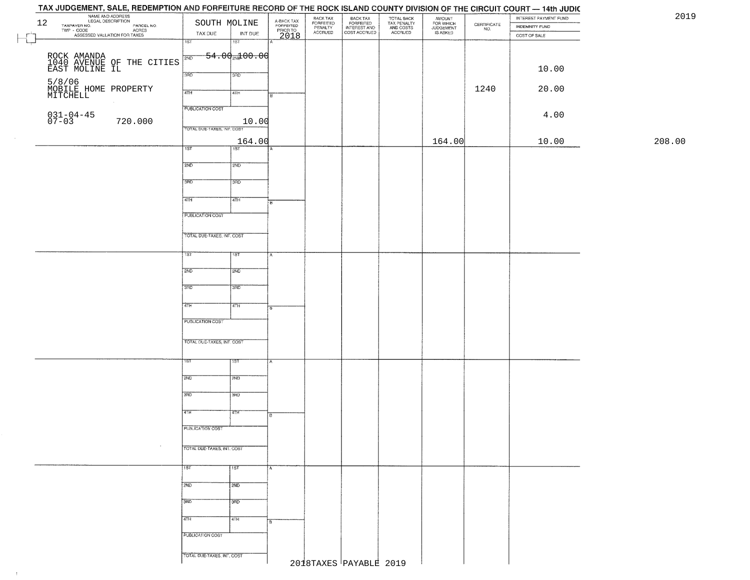TAX JUDGEMENT, SALE, REDEMPTION AND FORFEITURE RECORD OF THE ROCK ISLAND COUNTY DIVISION OF THE CIRCUIT COURT — 14th JUDIC

2019

| NAME AND ADDRESS / LEGAL DESCRIPTION / TAXPAYER NO. / PARCEL NO. / TWP - CODE / ACRES / ASSESSED VALUATION FOR TAXES | SOUTH MOLINE TAX DUE | INT DUE | A-BACK TAX FORFEITED PRIOR TO 2018 | BACK TAX FORFEITED PENALTY ACCRUED | BACK TAX FORFEITED INTEREST AND COST ACCRUED | TOTAL BACK TAX PENALTY AND COSTS ACCRUED | AMOUNT FOR WHICH JUDGEMENT IS ASKED | CERTIFICATE NO. | INTEREST PAYMENT FUND / INDEMNITY FUND / COST OF SALE | |
|---|---|---|---|---|---|---|---|---|---|---|
| 12 | | | | | | | | | | |
| ROCK AMANDA 1040 AVENUE OF THE CITIES EAST MOLINE IL | 1ST 54.00 | 1ST 100.00 | A | | | | | | 10.00 | |
| 5/8/06 MOBILE HOME PROPERTY MITCHELL | 4TH | 4TH | B | | | | | 1240 | 20.00 | |
| 031-04-45 07-03 720.000 | PUBLICATION COST 10.00 | | | | | | | | 4.00 | |
| | TOTAL DUE-TAXES, INT. COST 164.00 | | | | | | 164.00 | | 10.00 | 208.00 |

2018TAXES PAYABLE 2019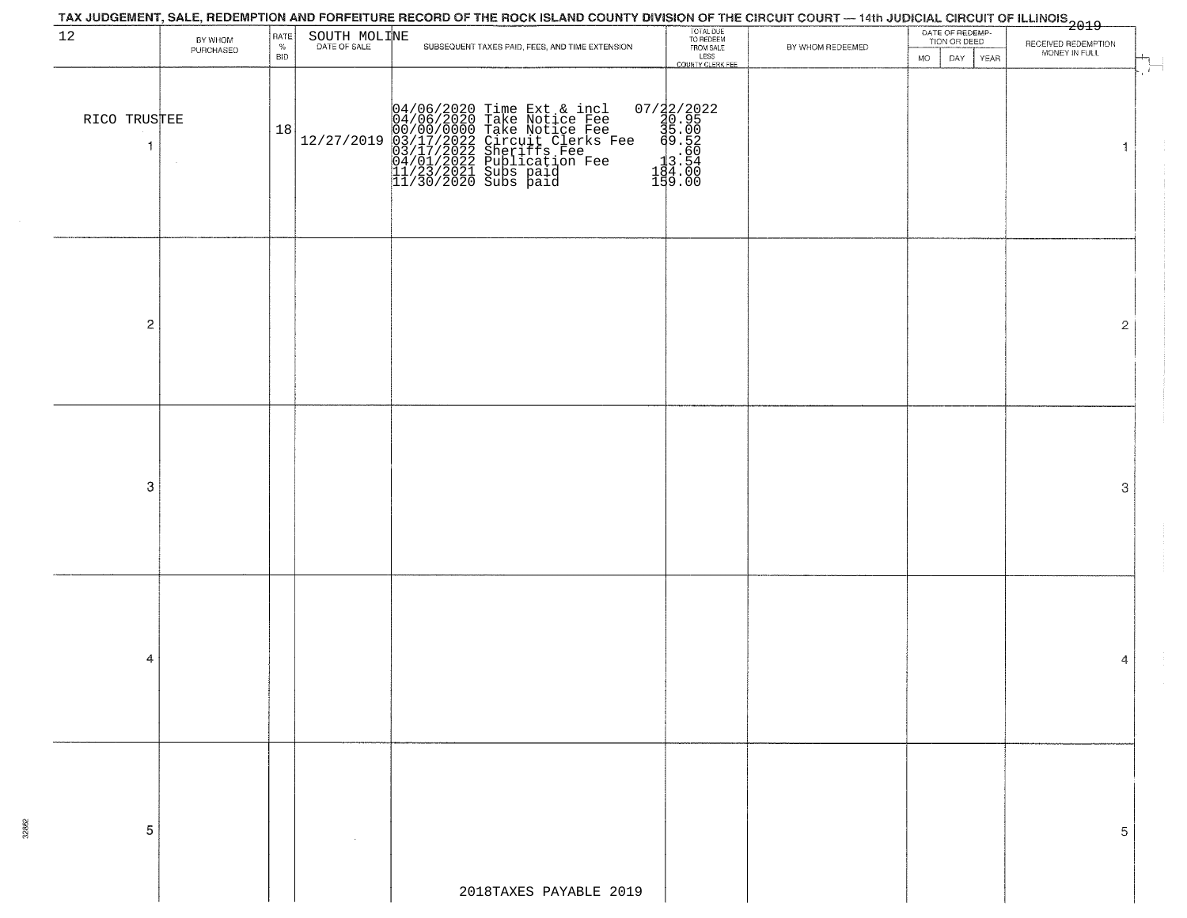# TAX JUDGEMENT, SALE, REDEMPTION AND FORFEITURE RECORD OF THE ROCK ISLAND COUNTY DIVISION OF THE CIRCUIT COURT — 14th JUDICIAL CIRCUIT OF ILLINOIS 2019

| 12 | BY WHOM PURCHASED | RATE % BID | SOUTH MOLINE DATE OF SALE | SUBSEQUENT TAXES PAID, FEES, AND TIME EXTENSION | TOTAL DUE TO REDEEM FROM SALE LESS COUNTY CLERK FEE | BY WHOM REDEEMED | DATE OF REDEMPTION OR DEED MO | DAY | YEAR | RECEIVED REDEMPTION MONEY IN FULL | |
|---|---|---|---|---|---|---|---|---|---|---|---|
| RICO TRUSTEE 1 | | 18 | 12/27/2019 | 04/06/2020 Time Ext & incl 07/22/2022<br>04/06/2020 Take Notice Fee 20.95<br>00/00/0000 Take Notice Fee 35.00<br>03/17/2022 Circuit Clerks Fee 69.52<br>03/17/2022 Sheriffs Fee .60<br>04/01/2022 Publication Fee 13.54<br>11/23/2021 Subs paid 184.00<br>11/30/2020 Subs paid 159.00 | | | | | | | 1 |
| 2 | | | | | | | | | | | 2 |
| 3 | | | | | | | | | | | 3 |
| 4 | | | | | | | | | | | 4 |
| 5 | | | | | | | | | | | 5 |

2018TAXES PAYABLE 2019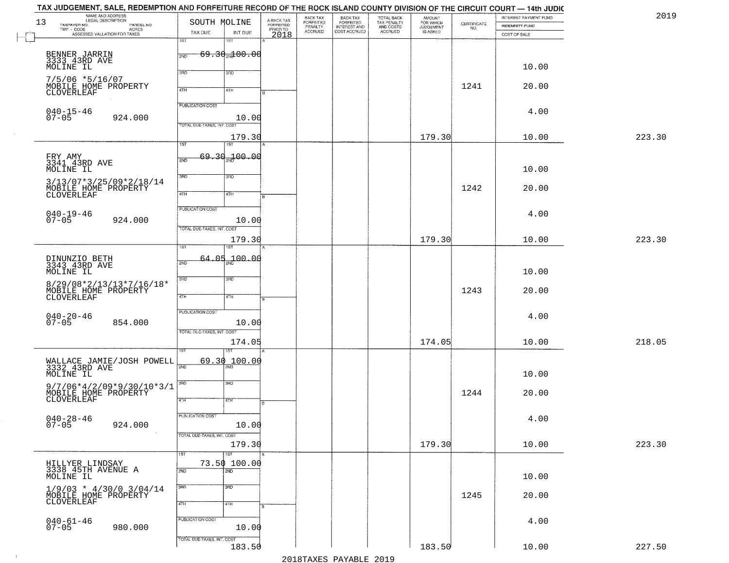TAX JUDGEMENT, SALE, REDEMPTION AND FORFEITURE RECORD OF THE ROCK ISLAND COUNTY DIVISION OF THE CIRCUIT COURT — 14th JUDIC

| NAME AND ADDRESS / LEGAL DESCRIPTION / TAXPAYER NO. / PARCEL NO. / TWP - CODE / ACRES / ASSESSED VALUATION FOR TAXES | SOUTH MOLINE TAX DUE | INT DUE | A-BACK TAX FORFEITED PRIOR TO 2018 | BACK TAX FORFEITED PENALTY ACCRUED | BACK TAX FORFEITED INTEREST AND COST ACCRUED | TOTAL BACK TAX PENALTY AND COSTS ACCRUED | AMOUNT FOR WHICH JUDGEMENT IS ASKED | CERTIFICATE NO. | INTEREST PAYMENT FUND / INDEMNITY FUND / COST OF SALE | 2019 |
|---|---|---|---|---|---|---|---|---|---|---|
| 13 BENNER JARRIN 3333 43RD AVE MOLINE IL 7/5/06 *5/16/07 MOBILE HOME PROPERTY CLOVERLEAF 040-15-46 07-05 924.000 | 1ST 69.30 | 1ST 100.00 | | | | | | | 10.00 | |
| | PUBLICATION COST | 10.00 | | | | | | 1241 | 20.00 | |
| | TOTAL DUE-TAXES, INT. COST | 179.30 | | | | | 179.30 | | 4.00 / 10.00 | 223.30 |
| FRY AMY 3341 43RD AVE MOLINE IL 3/13/07*3/25/09*2/18/14 MOBILE HOME PROPERTY CLOVERLEAF 040-19-46 07-05 924.000 | 1ST 69.30 | 1ST 100.00 | | | | | | | 10.00 | |
| | PUBLICATION COST | 10.00 | | | | | | 1242 | 20.00 | |
| | TOTAL DUE-TAXES, INT. COST | 179.30 | | | | | 179.30 | | 4.00 / 10.00 | 223.30 |
| DINUNZIO BETH 3343 43RD AVE MOLINE IL 8/29/08*2/13/13*7/16/18* MOBILE HOME PROPERTY CLOVERLEAF 040-20-46 07-05 854.000 | 1ST 64.05 | 1ST 100.00 | | | | | | | 10.00 | |
| | PUBLICATION COST | 10.00 | | | | | | 1243 | 20.00 | |
| | TOTAL DUE-TAXES, INT. COST | 174.05 | | | | | 174.05 | | 4.00 / 10.00 | 218.05 |
| WALLACE JAMIE/JOSH POWELL 3332 43RD AVE MOLINE IL 9/7/06*4/2/09*9/30/10*3/1 MOBILE HOME PROPERTY CLOVERLEAF 040-28-46 07-05 924.000 | 1ST 69.30 | 1ST 100.00 | | | | | | | 10.00 | |
| | PUBLICATION COST | 10.00 | | | | | | 1244 | 20.00 | |
| | TOTAL DUE-TAXES, INT. COST | 179.30 | | | | | 179.30 | | 4.00 / 10.00 | 223.30 |
| HILLYER LINDSAY 3338 45TH AVENUE A MOLINE IL 1/9/03 * 4/30/0 3/04/14 MOBILE HOME PROPERTY CLOVERLEAF 040-61-46 07-05 980.000 | 1ST 73.50 | 1ST 100.00 | | | | | | | 10.00 | |
| | PUBLICATION COST | 10.00 | | | | | | 1245 | 20.00 | |
| | TOTAL DUE-TAXES, INT. COST | 183.50 | | | | | 183.50 | | 4.00 / 10.00 | 227.50 |

2018TAXES PAYABLE 2019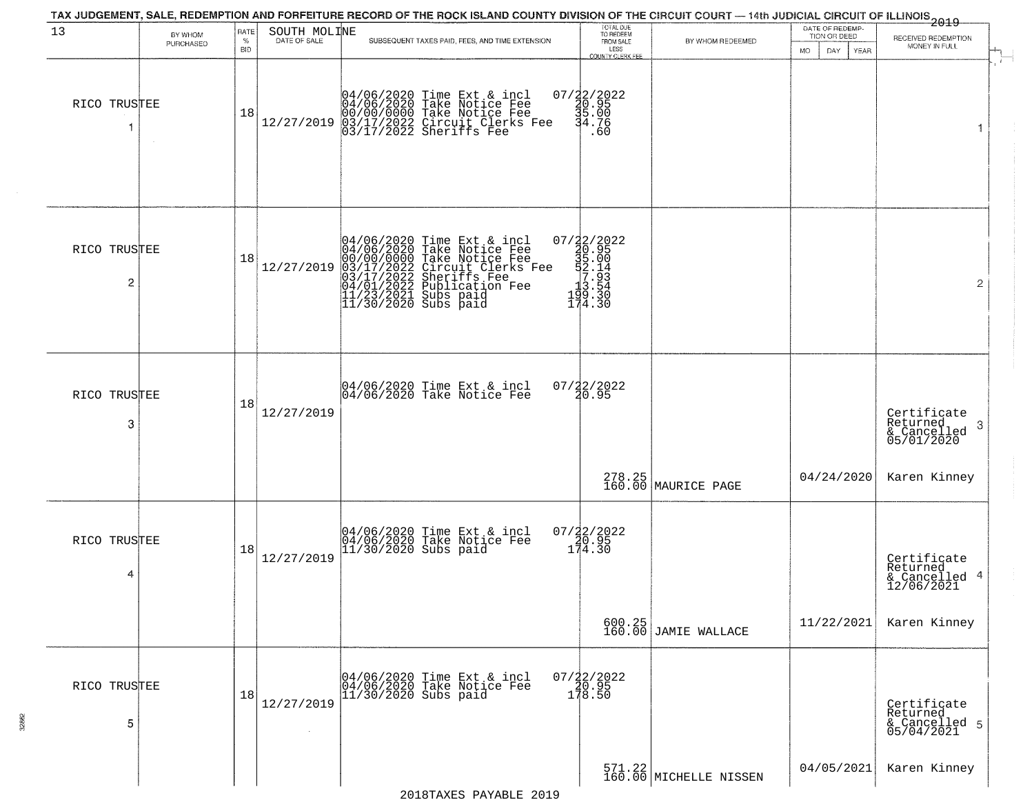TAX JUDGEMENT, SALE, REDEMPTION AND FORFEITURE RECORD OF THE ROCK ISLAND COUNTY DIVISION OF THE CIRCUIT COURT — 14th JUDICIAL CIRCUIT OF ILLINOIS 2019

13 SOUTH MOLINE

| BY WHOM PURCHASED | RATE % BID | DATE OF SALE | SUBSEQUENT TAXES PAID, FEES, AND TIME EXTENSION | TOTAL DUE TO REDEEM FROM SALE LESS COUNTY CLERK FEE | BY WHOM REDEEMED | DATE OF REDEMPTION OR DEED MO DAY YEAR | RECEIVED REDEMPTION MONEY IN FULL |
|---|---|---|---|---|---|---|---|
| RICO TRUSTEE 1 | 18 | 12/27/2019 | 04/06/2020 Time Ext & incl<br>04/06/2020 Take Notice Fee<br>00/00/0000 Take Notice Fee<br>03/17/2022 Circuit Clerks Fee<br>03/17/2022 Sheriffs Fee | 07/22/2022<br>20.95<br>35.00<br>34.76<br>.60 | | | 1 |
| RICO TRUSTEE 2 | 18 | 12/27/2019 | 04/06/2020 Time Ext & incl<br>04/06/2020 Take Notice Fee<br>00/00/0000 Take Notice Fee<br>03/17/2022 Circuit Clerks Fee<br>03/17/2022 Sheriffs Fee<br>04/01/2022 Publication Fee<br>11/23/2021 Subs paid<br>11/30/2020 Subs paid | 07/22/2022<br>20.95<br>35.00<br>52.14<br>7.93<br>13.54<br>199.30<br>174.30 | | | 2 |
| RICO TRUSTEE 3 | 18 | 12/27/2019 | 04/06/2020 Time Ext & incl<br>04/06/2020 Take Notice Fee | 07/22/2022<br>20.95<br><br>278.25<br>160.00 | MAURICE PAGE | 04/24/2020 | Certificate Returned & Cancelled 05/01/2020 3<br>Karen Kinney |
| RICO TRUSTEE 4 | 18 | 12/27/2019 | 04/06/2020 Time Ext & incl<br>04/06/2020 Take Notice Fee<br>11/30/2020 Subs paid | 07/22/2022<br>20.95<br>174.30<br><br>600.25<br>160.00 | JAMIE WALLACE | 11/22/2021 | Certificate Returned & Cancelled 12/06/2021 4<br>Karen Kinney |
| RICO TRUSTEE 5 | 18 | 12/27/2019 | 04/06/2020 Time Ext & incl<br>04/06/2020 Take Notice Fee<br>11/30/2020 Subs paid | 07/22/2022<br>20.95<br>178.50<br><br>571.22<br>160.00 | MICHELLE NISSEN | 04/05/2021 | Certificate Returned & Cancelled 05/04/2021 5<br>Karen Kinney |

2018TAXES PAYABLE 2019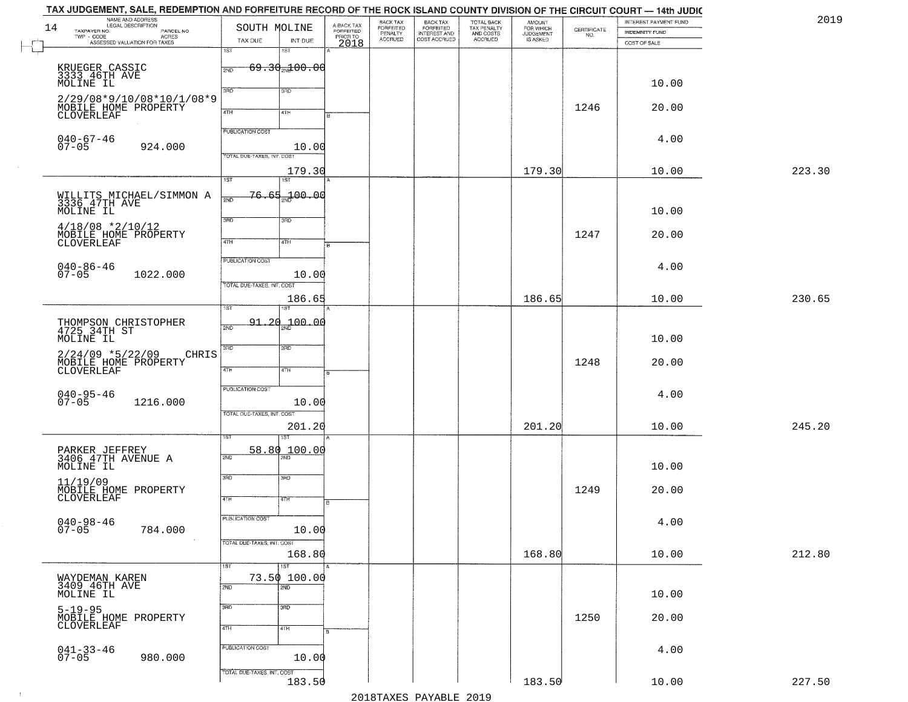TAX JUDGEMENT, SALE, REDEMPTION AND FORFEITURE RECORD OF THE ROCK ISLAND COUNTY DIVISION OF THE CIRCUIT COURT — 14th JUDIC

2019

| 14 NAME AND ADDRESS / LEGAL DESCRIPTION / TAXPAYER NO. / PARCEL NO. / TWP - CODE / ACRES / ASSESSED VALUATION FOR TAXES | SOUTH MOLINE TAX DUE | INT DUE | A-BACK TAX FORFEITED PRIOR TO 2018 | BACK TAX FORFEITED PENALTY ACCRUED | BACK TAX FORFEITED INTEREST AND COST ACCRUED | TOTAL BACK TAX PENALTY AND COSTS ACCRUED | AMOUNT FOR WHICH JUDGEMENT IS ASKED | CERTIFICATE NO. | INTEREST PAYMENT FUND / INDEMNITY FUND / COST OF SALE | |
|---|---|---|---|---|---|---|---|---|---|---|
| KRUEGER CASSIC 3333 46TH AVE MOLINE IL 2/29/08*9/10/08*10/1/08*9 MOBILE HOME PROPERTY CLOVERLEAF 040-67-46 07-05 924.000 | 1ST 69.30 | 1ST 100.00 | | | | | | 1246 | 10.00 / 20.00 / 4.00 | |
| | PUBLICATION COST | 10.00 | | | | | | | | |
| | TOTAL DUE-TAXES, INT. COST | 179.30 | | | | | 179.30 | | 10.00 | 223.30 |
| WILLITS MICHAEL/SIMMON A 3336 47TH AVE MOLINE IL 4/18/08 *2/10/12 MOBILE HOME PROPERTY CLOVERLEAF 040-86-46 07-05 1022.000 | 1ST 76.65 | 1ST 100.00 | | | | | | 1247 | 10.00 / 20.00 / 4.00 | |
| | PUBLICATION COST | 10.00 | | | | | | | | |
| | TOTAL DUE-TAXES, INT. COST | 186.65 | | | | | 186.65 | | 10.00 | 230.65 |
| THOMPSON CHRISTOPHER 4725 34TH ST MOLINE IL 2/24/09 *5/22/09 CHRIS MOBILE HOME PROPERTY CLOVERLEAF 040-95-46 07-05 1216.000 | 1ST 91.20 | 1ST 100.00 | | | | | | 1248 | 10.00 / 20.00 / 4.00 | |
| | PUBLICATION COST | 10.00 | | | | | | | | |
| | TOTAL DUE-TAXES, INT. COST | 201.20 | | | | | 201.20 | | 10.00 | 245.20 |
| PARKER JEFFREY 3406 47TH AVENUE A MOLINE IL 11/19/09 MOBILE HOME PROPERTY CLOVERLEAF 040-98-46 07-05 784.000 | 1ST 58.80 | 1ST 100.00 | | | | | | 1249 | 10.00 / 20.00 / 4.00 | |
| | PUBLICATION COST | 10.00 | | | | | | | | |
| | TOTAL DUE-TAXES, INT. COST | 168.80 | | | | | 168.80 | | 10.00 | 212.80 |
| WAYDEMAN KAREN 3409 46TH AVE MOLINE IL 5-19-95 MOBILE HOME PROPERTY CLOVERLEAF 041-33-46 07-05 980.000 | 1ST 73.50 | 1ST 100.00 | | | | | | 1250 | 10.00 / 20.00 / 4.00 | |
| | PUBLICATION COST | 10.00 | | | | | | | | |
| | TOTAL DUE-TAXES, INT. COST | 183.50 | | | | | 183.50 | | 10.00 | 227.50 |

2018TAXES PAYABLE 2019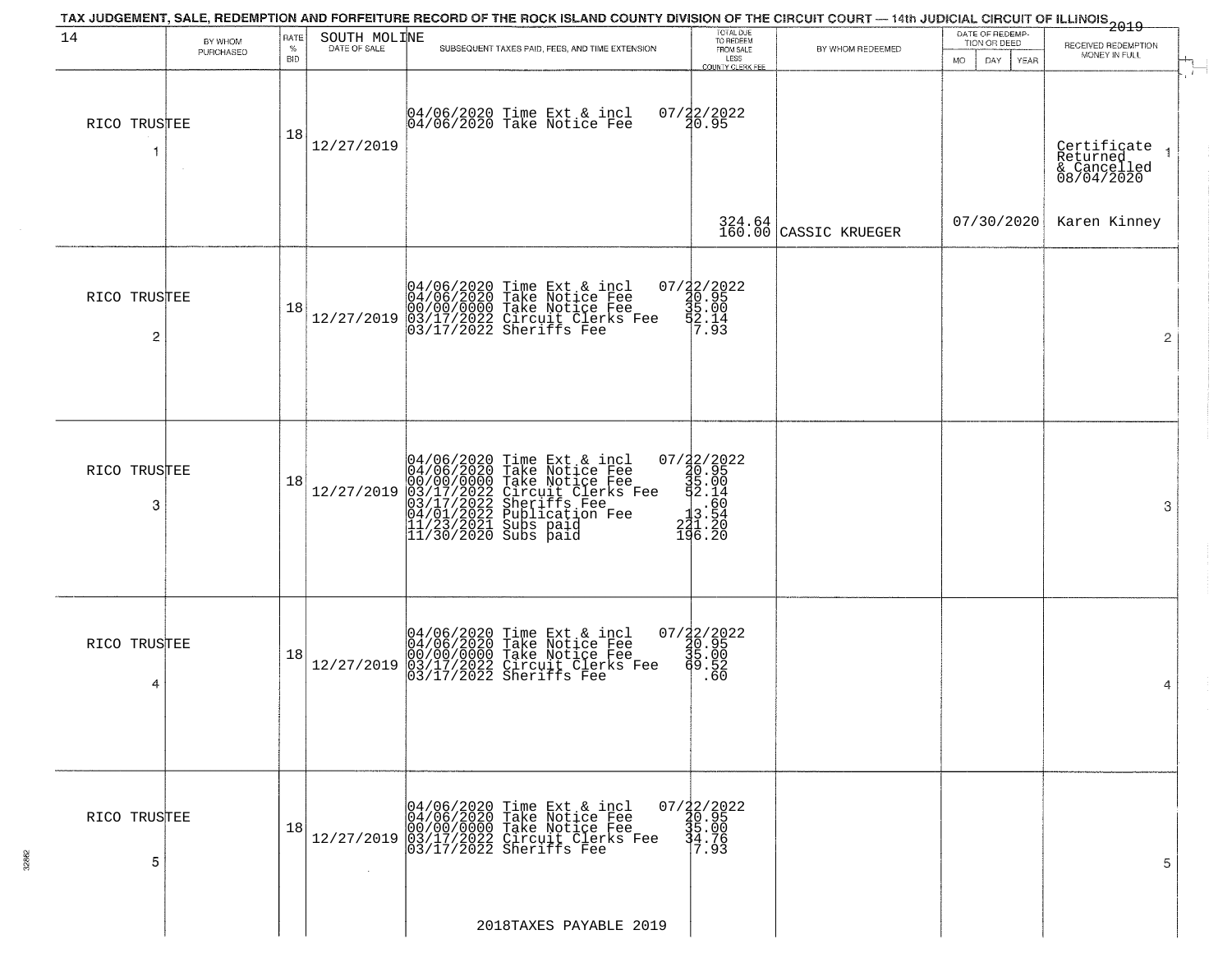TAX JUDGEMENT, SALE, REDEMPTION AND FORFEITURE RECORD OF THE ROCK ISLAND COUNTY DIVISION OF THE CIRCUIT COURT — 14th JUDICIAL CIRCUIT OF ILLINOIS 2019

| 14 | BY WHOM PURCHASED | RATE % BID | SOUTH MOLINE DATE OF SALE | SUBSEQUENT TAXES PAID, FEES, AND TIME EXTENSION | TOTAL DUE TO REDEEM FROM SALE LESS COUNTY CLERK FEE | BY WHOM REDEEMED | DATE OF REDEMPTION OR DEED MO DAY YEAR | RECEIVED REDEMPTION MONEY IN FULL | |
|---|---|---|---|---|---|---|---|---|---|
| RICO TRUSTEE 1 | | 18 | 12/27/2019 | 04/06/2020 Time Ext & incl<br>04/06/2020 Take Notice Fee | 07/22/2022<br>20.95<br>324.64<br>160.00 | CASSIC KRUEGER | 07/30/2020 | Certificate Returned & Cancelled 08/04/2020<br>Karen Kinney | 1 |
| RICO TRUSTEE 2 | | 18 | 12/27/2019 | 04/06/2020 Time Ext & incl<br>04/06/2020 Take Notice Fee<br>00/00/0000 Take Notice Fee<br>03/17/2022 Circuit Clerks Fee<br>03/17/2022 Sheriffs Fee | 07/22/2022<br>20.95<br>35.00<br>52.14<br>7.93 | | | | 2 |
| RICO TRUSTEE 3 | | 18 | 12/27/2019 | 04/06/2020 Time Ext & incl<br>04/06/2020 Take Notice Fee<br>00/00/0000 Take Notice Fee<br>03/17/2022 Circuit Clerks Fee<br>03/17/2022 Sheriffs Fee<br>04/01/2022 Publication Fee<br>11/23/2021 Subs paid<br>11/30/2020 Subs paid | 07/22/2022<br>20.95<br>35.00<br>52.14<br>.60<br>13.54<br>221.20<br>196.20 | | | | 3 |
| RICO TRUSTEE 4 | | 18 | 12/27/2019 | 04/06/2020 Time Ext & incl<br>04/06/2020 Take Notice Fee<br>00/00/0000 Take Notice Fee<br>03/17/2022 Circuit Clerks Fee<br>03/17/2022 Sheriffs Fee | 07/22/2022<br>20.95<br>35.00<br>69.52<br>.60 | | | | 4 |
| RICO TRUSTEE 5 | | 18 | 12/27/2019 | 04/06/2020 Time Ext & incl<br>04/06/2020 Take Notice Fee<br>00/00/0000 Take Notice Fee<br>03/17/2022 Circuit Clerks Fee<br>03/17/2022 Sheriffs Fee | 07/22/2022<br>20.95<br>35.00<br>34.76<br>7.93 | | | | 5 |

2018TAXES PAYABLE 2019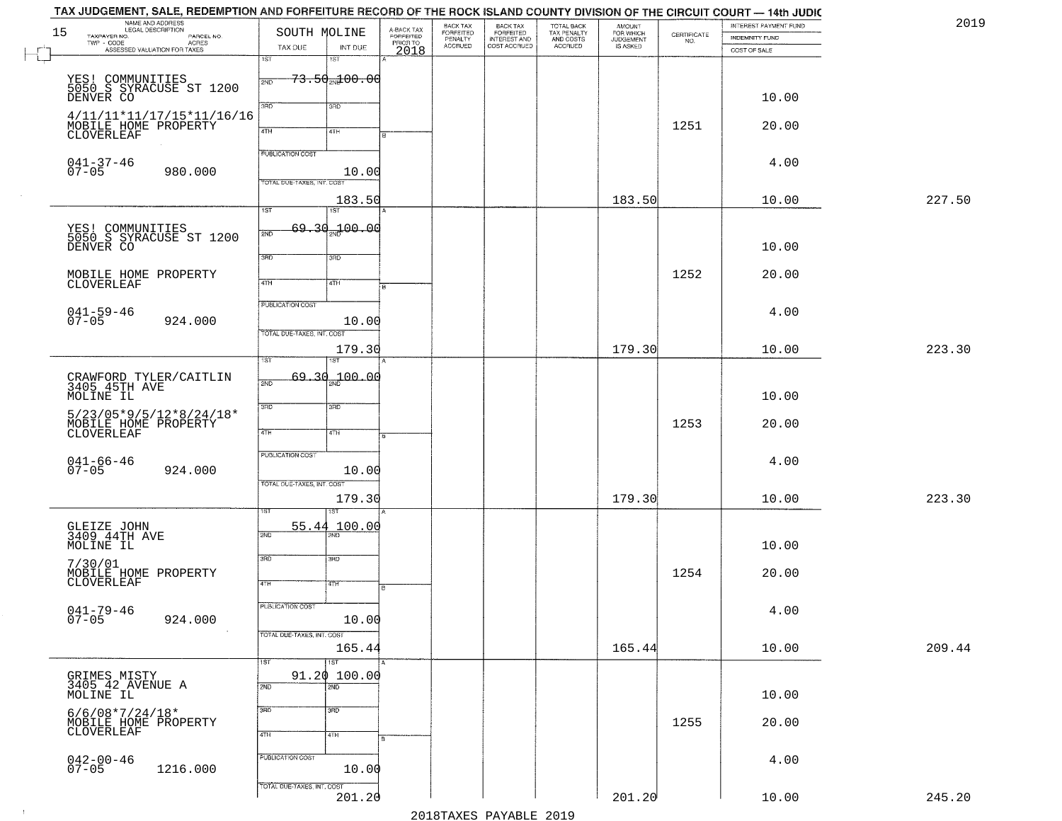TAX JUDGEMENT, SALE, REDEMPTION AND FORFEITURE RECORD OF THE ROCK ISLAND COUNTY DIVISION OF THE CIRCUIT COURT — 14th JUDIC

2019

| NAME AND ADDRESS / LEGAL DESCRIPTION / TAXPAYER NO. / PARCEL NO. / TWP - CODE / ACRES / ASSESSED VALUATION FOR TAXES | SOUTH MOLINE TAX DUE | INT DUE | A-BACK TAX FORFEITED PRIOR TO 2018 | BACK TAX FORFEITED PENALTY ACCRUED | BACK TAX FORFEITED INTEREST AND COST ACCRUED | TOTAL BACK TAX PENALTY AND COSTS ACCRUED | AMOUNT FOR WHICH JUDGEMENT IS ASKED | CERTIFICATE NO. | INTEREST PAYMENT FUND / INDEMNITY FUND / COST OF SALE | |
|---|---|---|---|---|---|---|---|---|---|---|
| YES! COMMUNITIES 5050 S SYRACUSE ST 1200 DENVER CO 4/11/11*11/17/15*11/16/16 MOBILE HOME PROPERTY CLOVERLEAF 041-37-46 07-05 980.000 | 1ST 73.50 2ND 3RD 4TH PUBLICATION COST TOTAL DUE-TAXES, INT. COST 183.50 | 1ST 100.00 2ND 3RD 4TH 10.00 | | | | | 183.50 | 1251 | 10.00 20.00 4.00 10.00 | 227.50 |
| YES! COMMUNITIES 5050 S SYRACUSE ST 1200 DENVER CO MOBILE HOME PROPERTY CLOVERLEAF 041-59-46 07-05 924.000 | 1ST 69.30 2ND 3RD 4TH PUBLICATION COST TOTAL DUE-TAXES, INT. COST 179.30 | 1ST 100.00 2ND 3RD 4TH 10.00 | | | | | 179.30 | 1252 | 10.00 20.00 4.00 10.00 | 223.30 |
| CRAWFORD TYLER/CAITLIN 3405 45TH AVE MOLINE IL 5/23/05*9/5/12*8/24/18* MOBILE HOME PROPERTY CLOVERLEAF 041-66-46 07-05 924.000 | 1ST 69.30 2ND 3RD 4TH PUBLICATION COST TOTAL DUE-TAXES, INT. COST 179.30 | 1ST 100.00 2ND 3RD 4TH 10.00 | | | | | 179.30 | 1253 | 10.00 20.00 4.00 10.00 | 223.30 |
| GLEIZE JOHN 3409 44TH AVE MOLINE IL 7/30/01 MOBILE HOME PROPERTY CLOVERLEAF 041-79-46 07-05 924.000 | 1ST 55.44 2ND 3RD 4TH PUBLICATION COST TOTAL DUE-TAXES, INT. COST 165.44 | 1ST 100.00 2ND 3RD 4TH 10.00 | | | | | 165.44 | 1254 | 10.00 20.00 4.00 10.00 | 209.44 |
| GRIMES MISTY 3405 42 AVENUE A MOLINE IL 6/6/08*7/24/18* MOBILE HOME PROPERTY CLOVERLEAF 042-00-46 07-05 1216.000 | 1ST 91.20 2ND 3RD 4TH PUBLICATION COST TOTAL DUE-TAXES, INT. COST 201.20 | 1ST 100.00 2ND 3RD 4TH 10.00 | | | | | 201.20 | 1255 | 10.00 20.00 4.00 10.00 | 245.20 |

2018TAXES PAYABLE 2019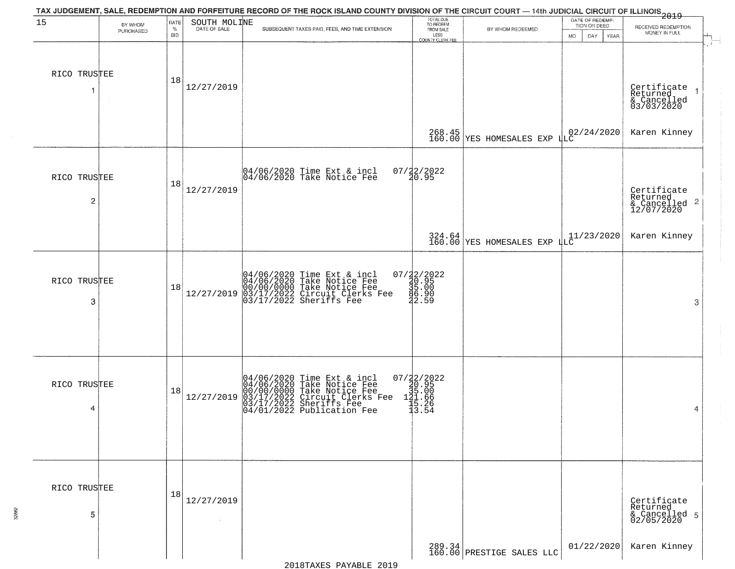TAX JUDGEMENT, SALE, REDEMPTION AND FORFEITURE RECORD OF THE ROCK ISLAND COUNTY DIVISION OF THE CIRCUIT COURT — 14th JUDICIAL CIRCUIT OF ILLINOIS 2019

| 15 BY WHOM PURCHASED | RATE % BID | SOUTH MOLINE DATE OF SALE | SUBSEQUENT TAXES PAID, FEES, AND TIME EXTENSION | TOTAL DUE TO REDEEM FROM SALE LESS COUNTY CLERK FEE | BY WHOM REDEEMED | DATE OF REDEMPTION OR DEED MO DAY YEAR | RECEIVED REDEMPTION MONEY IN FULL |
|---|---|---|---|---|---|---|---|
| RICO TRUSTEE 1 | 18 | 12/27/2019 | | 268.45 160.00 | YES HOMESALES EXP LLC | 02/24/2020 | Certificate Returned & Cancelled 03/03/2020 Karen Kinney |
| RICO TRUSTEE 2 | 18 | 12/27/2019 | 04/06/2020 Time Ext & incl 07/22/2022<br>04/06/2020 Take Notice Fee 20.95 | 324.64 160.00 | YES HOMESALES EXP LLC | 11/23/2020 | Certificate Returned & Cancelled 12/07/2020 Karen Kinney |
| RICO TRUSTEE 3 | 18 | 12/27/2019 | 04/06/2020 Time Ext & incl 07/22/2022<br>04/06/2020 Take Notice Fee 20.95<br>00/00/0000 Take Notice Fee 35.00<br>03/17/2022 Circuit Clerks Fee 86.90<br>03/17/2022 Sheriffs Fee 22.59 | | | | |
| RICO TRUSTEE 4 | 18 | 12/27/2019 | 04/06/2020 Time Ext & incl 07/22/2022<br>04/06/2020 Take Notice Fee 20.95<br>00/00/0000 Take Notice Fee 35.00<br>03/17/2022 Circuit Clerks Fee 121.66<br>03/17/2022 Sheriffs Fee 15.26<br>04/01/2022 Publication Fee 13.54 | | | | |
| RICO TRUSTEE 5 | 18 | 12/27/2019 | | 289.34 160.00 | PRESTIGE SALES LLC | 01/22/2020 | Certificate Returned & Cancelled 02/05/2020 Karen Kinney |

2018TAXES PAYABLE 2019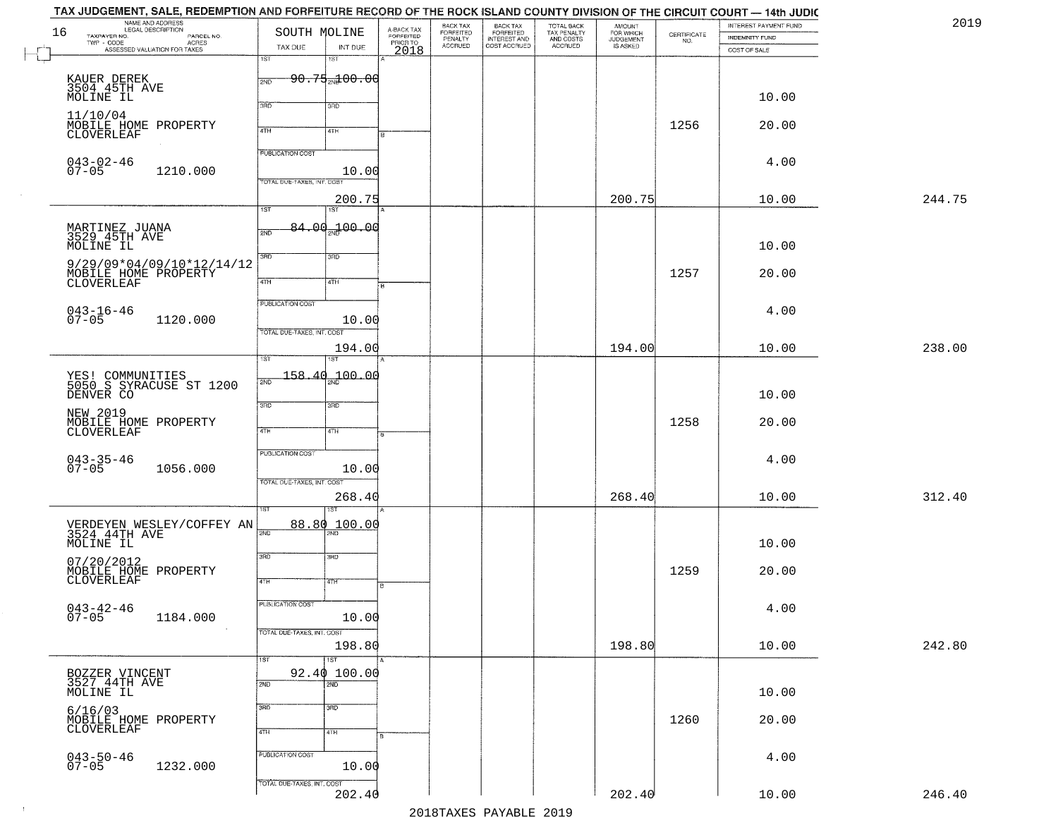TAX JUDGEMENT, SALE, REDEMPTION AND FORFEITURE RECORD OF THE ROCK ISLAND COUNTY DIVISION OF THE CIRCUIT COURT — 14th JUDIC

2019

| NAME AND ADDRESS / LEGAL DESCRIPTION / TAXPAYER NO. / PARCEL NO. / TWP - CODE / ACRES / ASSESSED VALUATION FOR TAXES | SOUTH MOLINE TAX DUE | INT DUE | A-BACK TAX FORFEITED PRIOR TO 2018 | BACK TAX FORFEITED PENALTY ACCRUED | BACK TAX FORFEITED INTEREST AND COST ACCRUED | TOTAL BACK TAX PENALTY AND COSTS ACCRUED | AMOUNT FOR WHICH JUDGEMENT IS ASKED | CERTIFICATE NO. | INTEREST PAYMENT FUND / INDEMNITY FUND / COST OF SALE | |
|---|---|---|---|---|---|---|---|---|---|---|
| KAUER DEREK<br>3504 45TH AVE<br>MOLINE IL<br>11/10/04<br>MOBILE HOME PROPERTY<br>CLOVERLEAF<br>043-02-46<br>07-05 1210.000 | 1ST 90.75<br>PUBLICATION COST<br>TOTAL DUE-TAXES, INT. COST | 100.00<br>10.00<br>200.75 | | | | | 200.75 | 1256 | 10.00<br>20.00<br>4.00<br>10.00 | 244.75 |
| MARTINEZ JUANA<br>3529 45TH AVE<br>MOLINE IL<br>9/29/09*04/09/10*12/14/12<br>MOBILE HOME PROPERTY<br>CLOVERLEAF<br>043-16-46<br>07-05 1120.000 | 1ST 84.00<br>PUBLICATION COST<br>TOTAL DUE-TAXES, INT. COST | 100.00<br>10.00<br>194.00 | | | | | 194.00 | 1257 | 10.00<br>20.00<br>4.00<br>10.00 | 238.00 |
| YES! COMMUNITIES<br>5050 S SYRACUSE ST 1200<br>DENVER CO<br>NEW 2019<br>MOBILE HOME PROPERTY<br>CLOVERLEAF<br>043-35-46<br>07-05 1056.000 | 1ST 158.40<br>PUBLICATION COST<br>TOTAL DUE-TAXES, INT. COST | 100.00<br>10.00<br>268.40 | | | | | 268.40 | 1258 | 10.00<br>20.00<br>4.00<br>10.00 | 312.40 |
| VERDEYEN WESLEY/COFFEY AN<br>3524 44TH AVE<br>MOLINE IL<br>07/20/2012<br>MOBILE HOME PROPERTY<br>CLOVERLEAF<br>043-42-46<br>07-05 1184.000 | 1ST 88.80<br>PUBLICATION COST<br>TOTAL DUE-TAXES, INT. COST | 100.00<br>10.00<br>198.80 | | | | | 198.80 | 1259 | 10.00<br>20.00<br>4.00<br>10.00 | 242.80 |
| BOZZER VINCENT<br>3527 44TH AVE<br>MOLINE IL<br>6/16/03<br>MOBILE HOME PROPERTY<br>CLOVERLEAF<br>043-50-46<br>07-05 1232.000 | 1ST 92.40<br>PUBLICATION COST<br>TOTAL DUE-TAXES, INT. COST | 100.00<br>10.00<br>202.40 | | | | | 202.40 | 1260 | 10.00<br>20.00<br>4.00<br>10.00 | 246.40 |

2018TAXES PAYABLE 2019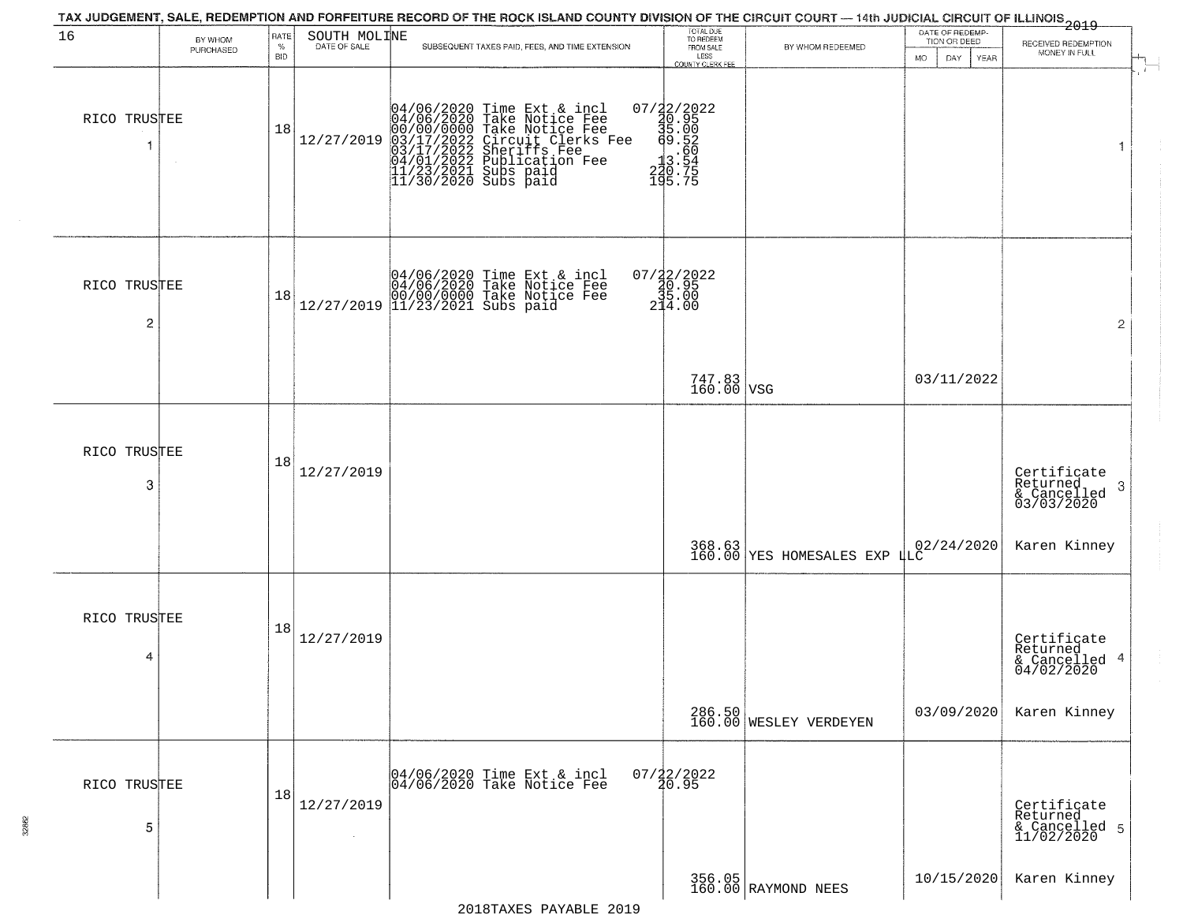TAX JUDGEMENT, SALE, REDEMPTION AND FORFEITURE RECORD OF THE ROCK ISLAND COUNTY DIVISION OF THE CIRCUIT COURT — 14th JUDICIAL CIRCUIT OF ILLINOIS 2019

| 16 BY WHOM PURCHASED | RATE % BID | SOUTH MOLINE DATE OF SALE | SUBSEQUENT TAXES PAID, FEES, AND TIME EXTENSION | TOTAL DUE TO REDEEM FROM SALE LESS COUNTY CLERK FEE | BY WHOM REDEEMED | DATE OF REDEMPTION OR DEED MO DAY YEAR | RECEIVED REDEMPTION MONEY IN FULL |
|---|---|---|---|---|---|---|---|
| RICO TRUSTEE 1 | 18 | 12/27/2019 | 04/06/2020 Time Ext & incl 07/22/2022<br>04/06/2020 Take Notice Fee 20.95<br>00/00/0000 Take Notice Fee 35.00<br>03/17/2022 Circuit Clerks Fee 69.52<br>03/17/2022 Sheriffs Fee .60<br>04/01/2022 Publication Fee 13.54<br>11/23/2021 Subs paid 220.75<br>11/30/2020 Subs paid 195.75 | | | | 1 |
| RICO TRUSTEE 2 | 18 | 12/27/2019 | 04/06/2020 Time Ext & incl 07/22/2022<br>04/06/2020 Take Notice Fee 20.95<br>00/00/0000 Take Notice Fee 35.00<br>11/23/2021 Subs paid 214.00 | 747.83<br>160.00 | VSG | 03/11/2022 | 2 |
| RICO TRUSTEE 3 | 18 | 12/27/2019 | | 368.63<br>160.00 | YES HOMESALES EXP LLC | 02/24/2020 | Certificate Returned & Cancelled 03/03/2020 3<br>Karen Kinney |
| RICO TRUSTEE 4 | 18 | 12/27/2019 | | 286.50<br>160.00 | WESLEY VERDEYEN | 03/09/2020 | Certificate Returned & Cancelled 04/02/2020 4<br>Karen Kinney |
| RICO TRUSTEE 5 | 18 | 12/27/2019 | 04/06/2020 Time Ext & incl 07/22/2022<br>04/06/2020 Take Notice Fee 20.95 | 356.05<br>160.00 | RAYMOND NEES | 10/15/2020 | Certificate Returned & Cancelled 11/02/2020 5<br>Karen Kinney |

2018TAXES PAYABLE 2019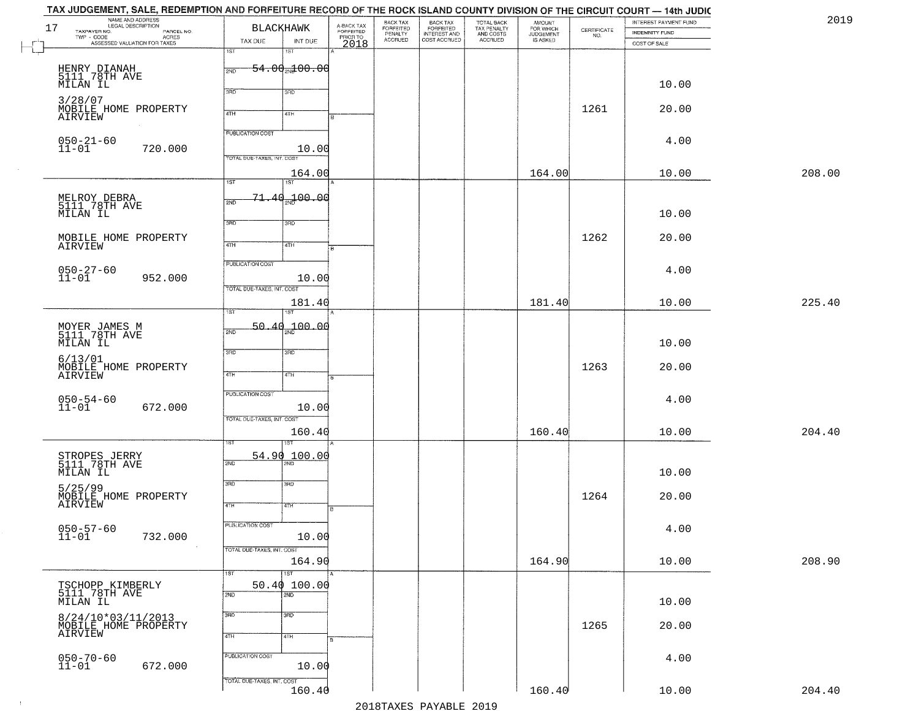TAX JUDGEMENT, SALE, REDEMPTION AND FORFEITURE RECORD OF THE ROCK ISLAND COUNTY DIVISION OF THE CIRCUIT COURT — 14th JUDIC

2019

| 17 NAME AND ADDRESS / LEGAL DESCRIPTION / TAXPAYER NO. / PARCEL NO. / TWP - CODE / ACRES / ASSESSED VALUATION FOR TAXES | BLACKHAWK TAX DUE | INT DUE | A-BACK TAX FORFEITED PRIOR TO 2018 | BACK TAX FORFEITED PENALTY ACCRUED | BACK TAX FORFEITED INTEREST AND COST ACCRUED | TOTAL BACK TAX PENALTY AND COSTS ACCRUED | AMOUNT FOR WHICH JUDGEMENT IS ASKED | CERTIFICATE NO. | INTEREST PAYMENT FUND / INDEMNITY FUND / COST OF SALE | |
|---|---|---|---|---|---|---|---|---|---|---|
| HENRY DIANAH 5111 78TH AVE MILAN IL 3/28/07 MOBILE HOME PROPERTY AIRVIEW 050-21-60 11-01 720.000 | 1ST 2ND 54.00 PUBLICATION COST TOTAL DUE-TAXES, INT. COST 164.00 | 1ST 2ND 100.00 10.00 | | | | | 164.00 | 1261 | 10.00 20.00 4.00 10.00 | 208.00 |
| MELROY DEBRA 5111 78TH AVE MILAN IL MOBILE HOME PROPERTY AIRVIEW 050-27-60 11-01 952.000 | 1ST 2ND 71.40 PUBLICATION COST TOTAL DUE-TAXES, INT. COST 181.40 | 1ST 2ND 100.00 10.00 | | | | | 181.40 | 1262 | 10.00 20.00 4.00 10.00 | 225.40 |
| MOYER JAMES M 5111 78TH AVE MILAN IL 6/13/01 MOBILE HOME PROPERTY AIRVIEW 050-54-60 11-01 672.000 | 1ST 2ND 50.40 PUBLICATION COST TOTAL DUE-TAXES, INT. COST 160.40 | 1ST 2ND 100.00 10.00 | | | | | 160.40 | 1263 | 10.00 20.00 4.00 10.00 | 204.40 |
| STROPES JERRY 5111 78TH AVE MILAN IL 5/25/99 MOBILE HOME PROPERTY AIRVIEW 050-57-60 11-01 732.000 | 1ST 2ND 54.90 PUBLICATION COST TOTAL DUE-TAXES, INT. COST 164.90 | 1ST 2ND 100.00 10.00 | | | | | 164.90 | 1264 | 10.00 20.00 4.00 10.00 | 208.90 |
| TSCHOPP KIMBERLY 5111 78TH AVE MILAN IL 8/24/10*03/11/2013 MOBILE HOME PROPERTY AIRVIEW 050-70-60 11-01 672.000 | 1ST 2ND 50.40 PUBLICATION COST TOTAL DUE-TAXES, INT. COST 160.40 | 1ST 2ND 100.00 10.00 | | | | | 160.40 | 1265 | 10.00 20.00 4.00 10.00 | 204.40 |

2018TAXES PAYABLE 2019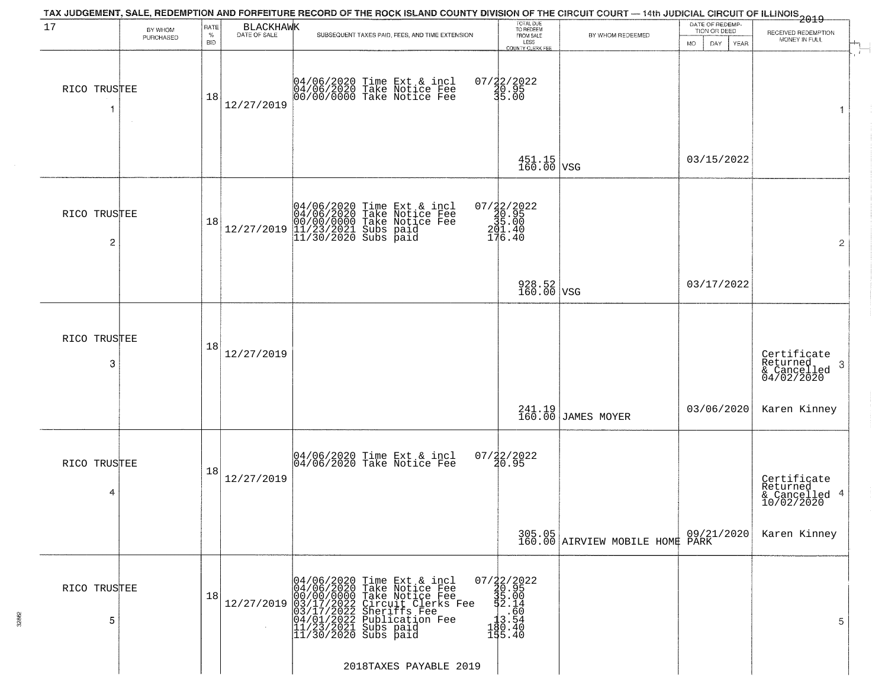TAX JUDGEMENT, SALE, REDEMPTION AND FORFEITURE RECORD OF THE ROCK ISLAND COUNTY DIVISION OF THE CIRCUIT COURT — 14th JUDICIAL CIRCUIT OF ILLINOIS 2019

| 17 BY WHOM PURCHASED | RATE % BID | BLACKHAWK DATE OF SALE | SUBSEQUENT TAXES PAID, FEES, AND TIME EXTENSION | TOTAL DUE TO REDEEM FROM SALE LESS COUNTY CLERK FEE | BY WHOM REDEEMED | DATE OF REDEMPTION OR DEED MO DAY YEAR | RECEIVED REDEMPTION MONEY IN FULL |
|---|---|---|---|---|---|---|---|
| RICO TRUSTEE 1 | 18 | 12/27/2019 | 04/06/2020 Time Ext & incl 07/22/2022<br>04/06/2020 Take Notice Fee 20.95<br>00/00/0000 Take Notice Fee 35.00 | 451.15<br>160.00 | VSG | 03/15/2022 | 1 |
| RICO TRUSTEE 2 | 18 | 12/27/2019 | 04/06/2020 Time Ext & incl 07/22/2022<br>04/06/2020 Take Notice Fee 20.95<br>00/00/0000 Take Notice Fee 35.00<br>11/23/2021 Subs paid 201.40<br>11/30/2020 Subs paid 176.40 | 928.52<br>160.00 | VSG | 03/17/2022 | 2 |
| RICO TRUSTEE 3 | 18 | 12/27/2019 | | 241.19<br>160.00 | JAMES MOYER | 03/06/2020 | Certificate Returned & Cancelled 04/02/2020 3<br>Karen Kinney |
| RICO TRUSTEE 4 | 18 | 12/27/2019 | 04/06/2020 Time Ext & incl 07/22/2022<br>04/06/2020 Take Notice Fee 20.95 | 305.05<br>160.00 | AIRVIEW MOBILE HOME PARK | 09/21/2020 | Certificate Returned & Cancelled 10/02/2020 4<br>Karen Kinney |
| RICO TRUSTEE 5 | 18 | 12/27/2019 | 04/06/2020 Time Ext & incl 07/22/2022<br>04/06/2020 Take Notice Fee 20.95<br>00/00/0000 Take Notice Fee 35.00<br>03/17/2022 Circuit Clerks Fee 52.14<br>03/17/2022 Sheriffs Fee .60<br>04/01/2022 Publication Fee 13.54<br>11/23/2021 Subs paid 180.40<br>11/30/2020 Subs paid 155.40 | | | | 5 |

2018TAXES PAYABLE 2019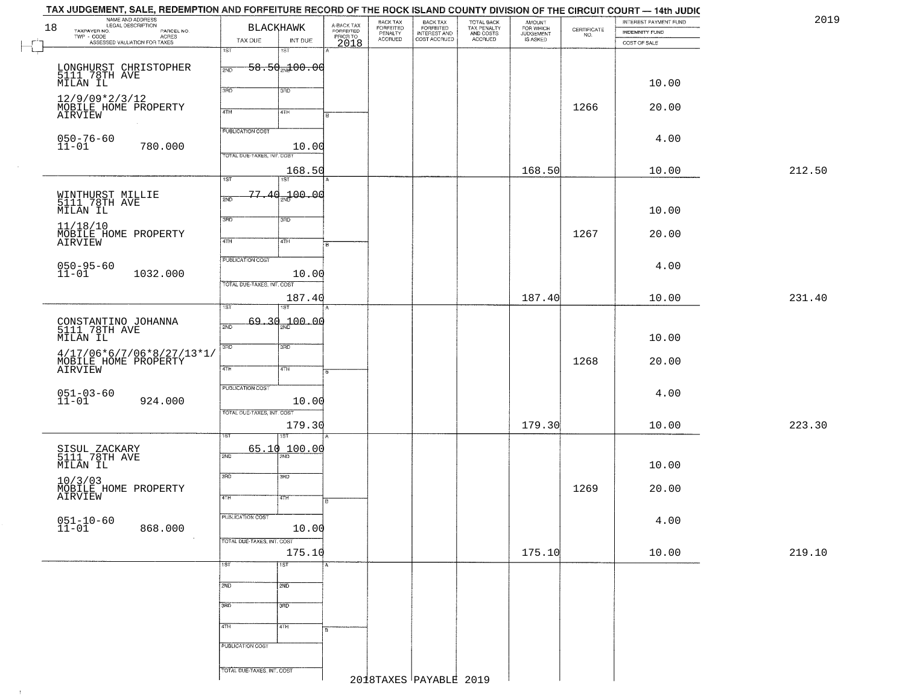TAX JUDGEMENT, SALE, REDEMPTION AND FORFEITURE RECORD OF THE ROCK ISLAND COUNTY DIVISION OF THE CIRCUIT COURT — 14th JUDIC

2019

| NAME AND ADDRESS / LEGAL DESCRIPTION / TAXPAYER NO. / PARCEL NO. / TWP - CODE / ACRES / ASSESSED VALUATION FOR TAXES | BLACKHAWK TAX DUE | INT DUE | A-BACK TAX FORFEITED PRIOR TO 2018 | BACK TAX FORFEITED PENALTY ACCRUED | BACK TAX FORFEITED INTEREST AND COST ACCRUED | TOTAL BACK TAX PENALTY AND COSTS ACCRUED | AMOUNT FOR WHICH JUDGEMENT IS ASKED | CERTIFICATE NO. | INTEREST PAYMENT FUND / INDEMNITY FUND / COST OF SALE | |
|---|---|---|---|---|---|---|---|---|---|---|
| LONGHURST CHRISTOPHER 5111 78TH AVE MILAN IL 12/9/09*2/3/12 MOBILE HOME PROPERTY AIRVIEW 050-76-60 11-01 780.000 | 1ST 58.50 | 2ND 100.00 | | | | | | 1266 | 10.00 20.00 4.00 | |
| | PUBLICATION COST 10.00 | | | | | | | | | |
| | TOTAL DUE-TAXES, INT. COST 168.50 | | | | | | 168.50 | | 10.00 | 212.50 |
| WINTHURST MILLIE 5111 78TH AVE MILAN IL 11/18/10 MOBILE HOME PROPERTY AIRVIEW 050-95-60 11-01 1032.000 | 1ST 77.40 | 2ND 100.00 | | | | | | 1267 | 10.00 20.00 4.00 | |
| | PUBLICATION COST 10.00 | | | | | | | | | |
| | TOTAL DUE-TAXES, INT. COST 187.40 | | | | | | 187.40 | | 10.00 | 231.40 |
| CONSTANTINO JOHANNA 5111 78TH AVE MILAN IL 4/17/06*6/7/06*8/27/13*1/ MOBILE HOME PROPERTY AIRVIEW 051-03-60 11-01 924.000 | 1ST 69.30 | 2ND 100.00 | | | | | | 1268 | 10.00 20.00 4.00 | |
| | PUBLICATION COST 10.00 | | | | | | | | | |
| | TOTAL DUE-TAXES, INT. COST 179.30 | | | | | | 179.30 | | 10.00 | 223.30 |
| SISUL ZACKARY 5111 78TH AVE MILAN IL 10/3/03 MOBILE HOME PROPERTY AIRVIEW 051-10-60 11-01 868.000 | 1ST 65.10 | 2ND 100.00 | | | | | | 1269 | 10.00 20.00 4.00 | |
| | PUBLICATION COST 10.00 | | | | | | | | | |
| | TOTAL DUE-TAXES, INT. COST 175.10 | | | | | | 175.10 | | 10.00 | 219.10 |

2018TAXES PAYABLE 2019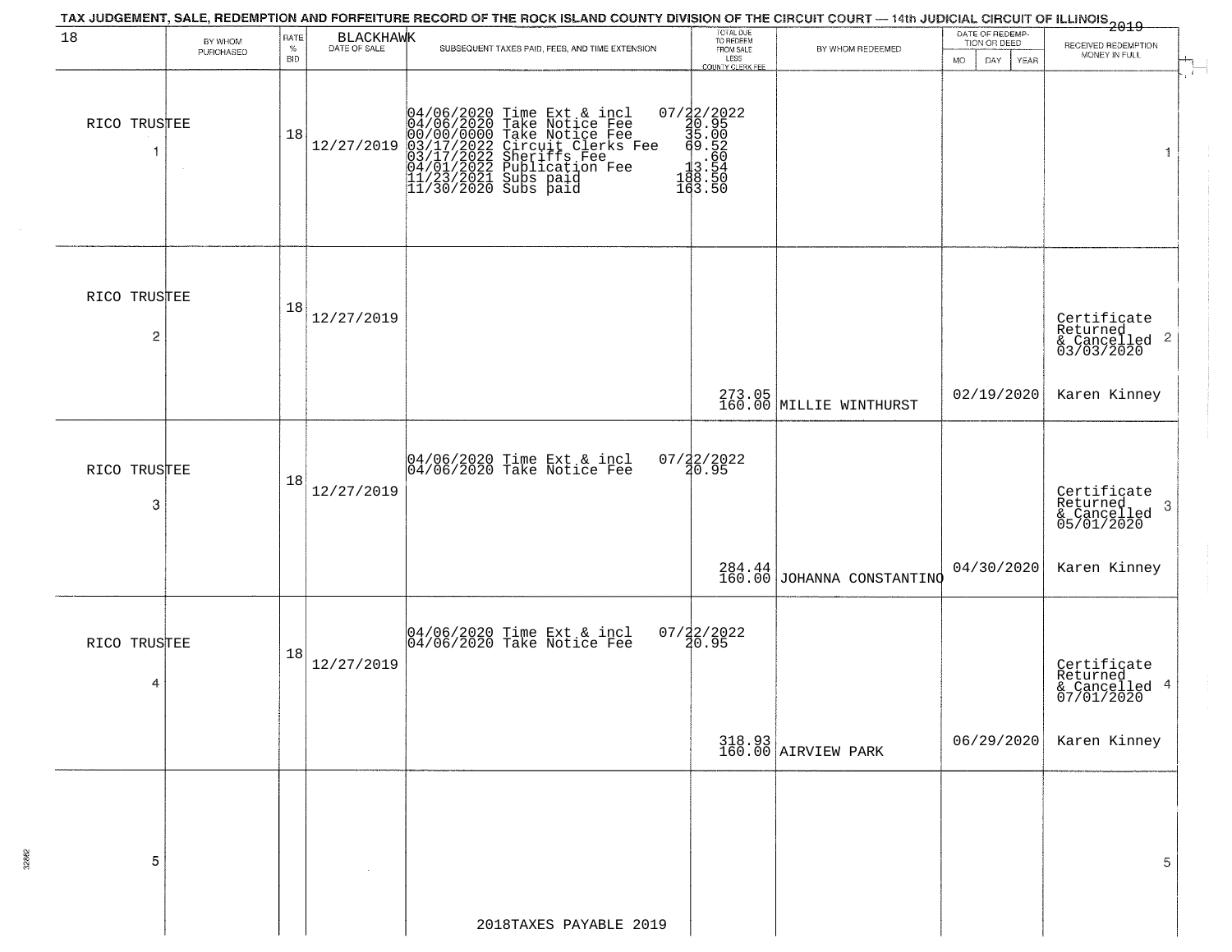TAX JUDGEMENT, SALE, REDEMPTION AND FORFEITURE RECORD OF THE ROCK ISLAND COUNTY DIVISION OF THE CIRCUIT COURT — 14th JUDICIAL CIRCUIT OF ILLINOIS 2019

| 18 | BY WHOM PURCHASED | RATE % BID | BLACKHAWK DATE OF SALE | SUBSEQUENT TAXES PAID, FEES, AND TIME EXTENSION | TOTAL DUE TO REDEEM FROM SALE LESS COUNTY CLERK FEE | BY WHOM REDEEMED | DATE OF REDEMPTION OR DEED MO DAY YEAR | RECEIVED REDEMPTION MONEY IN FULL | |
|---|---|---|---|---|---|---|---|---|---|
| RICO TRUSTEE 1 | | 18 | 12/27/2019 | 04/06/2020 Time Ext & incl 07/22/2022<br>04/06/2020 Take Notice Fee 20.95<br>00/00/0000 Take Notice Fee 35.00<br>03/17/2022 Circuit Clerks Fee 69.52<br>03/17/2022 Sheriffs Fee .60<br>04/01/2022 Publication Fee 13.54<br>11/23/2021 Subs paid 188.50<br>11/30/2020 Subs paid 163.50 | | | | | 1 |
| RICO TRUSTEE 2 | | 18 | 12/27/2019 | | 273.05<br>160.00 | MILLIE WINTHURST | 02/19/2020 | Certificate Returned & Cancelled 03/03/2020<br>Karen Kinney | 2 |
| RICO TRUSTEE 3 | | 18 | 12/27/2019 | 04/06/2020 Time Ext & incl 07/22/2022<br>04/06/2020 Take Notice Fee 20.95 | 284.44<br>160.00 | JOHANNA CONSTANTINO | 04/30/2020 | Certificate Returned & Cancelled 05/01/2020<br>Karen Kinney | 3 |
| RICO TRUSTEE 4 | | 18 | 12/27/2019 | 04/06/2020 Time Ext & incl 07/22/2022<br>04/06/2020 Take Notice Fee 20.95 | 318.93<br>160.00 | AIRVIEW PARK | 06/29/2020 | Certificate Returned & Cancelled 07/01/2020<br>Karen Kinney | 4 |
| 5 | | | | | | | | | 5 |

2018TAXES PAYABLE 2019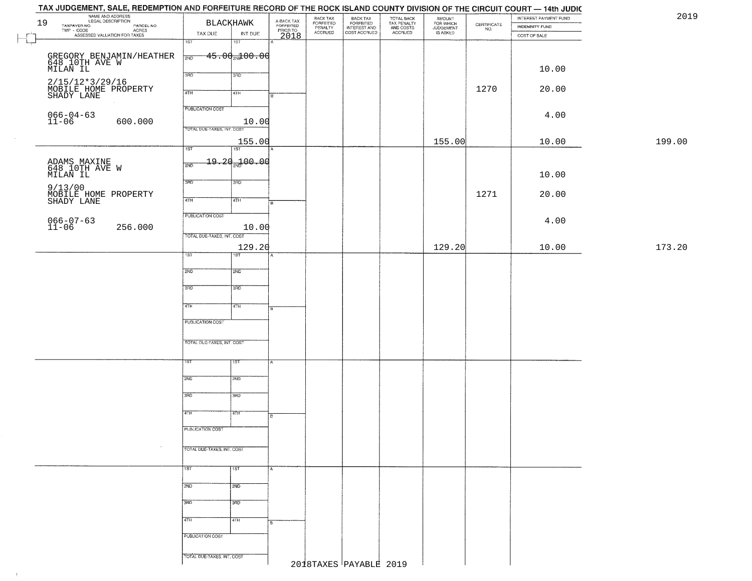TAX JUDGEMENT, SALE, REDEMPTION AND FORFEITURE RECORD OF THE ROCK ISLAND COUNTY DIVISION OF THE CIRCUIT COURT — 14th JUDIC

2019

| 19 NAME AND ADDRESS / LEGAL DESCRIPTION / TAXPAYER NO. / PARCEL NO. / TWP - CODE / ACRES / ASSESSED VALUATION FOR TAXES | BLACKHAWK TAX DUE | INT DUE | A-BACK TAX FORFEITED PRIOR TO 2018 | BACK TAX FORFEITED PENALTY ACCRUED | BACK TAX FORFEITED INTEREST AND COST ACCRUED | TOTAL BACK TAX PENALTY AND COSTS ACCRUED | AMOUNT FOR WHICH JUDGEMENT IS ASKED | CERTIFICATE NO. | INTEREST PAYMENT FUND / INDEMNITY FUND / COST OF SALE | |
|---|---|---|---|---|---|---|---|---|---|---|
| GREGORY BENJAMIN/HEATHER 648 10TH AVE W MILAN IL 2/15/12*3/29/16 MOBILE HOME PROPERTY SHADY LANE 066-04-63 11-06 600.000 | 1ST 2ND 45.00 3RD 4TH PUBLICATION COST 10.00 TOTAL DUE-TAXES, INT. COST 155.00 | 1ST 2ND 100.00 3RD 4TH | | | | | 155.00 | 1270 | 10.00 20.00 4.00 10.00 | 199.00 |
| ADAMS MAXINE 648 10TH AVE W MILAN IL 9/13/00 MOBILE HOME PROPERTY SHADY LANE 066-07-63 11-06 256.000 | 1ST 2ND 19.20 3RD 4TH PUBLICATION COST 10.00 TOTAL DUE-TAXES, INT. COST 129.20 | 1ST 2ND 100.00 3RD 4TH | | | | | 129.20 | 1271 | 10.00 20.00 4.00 10.00 | 173.20 |

2018TAXES PAYABLE 2019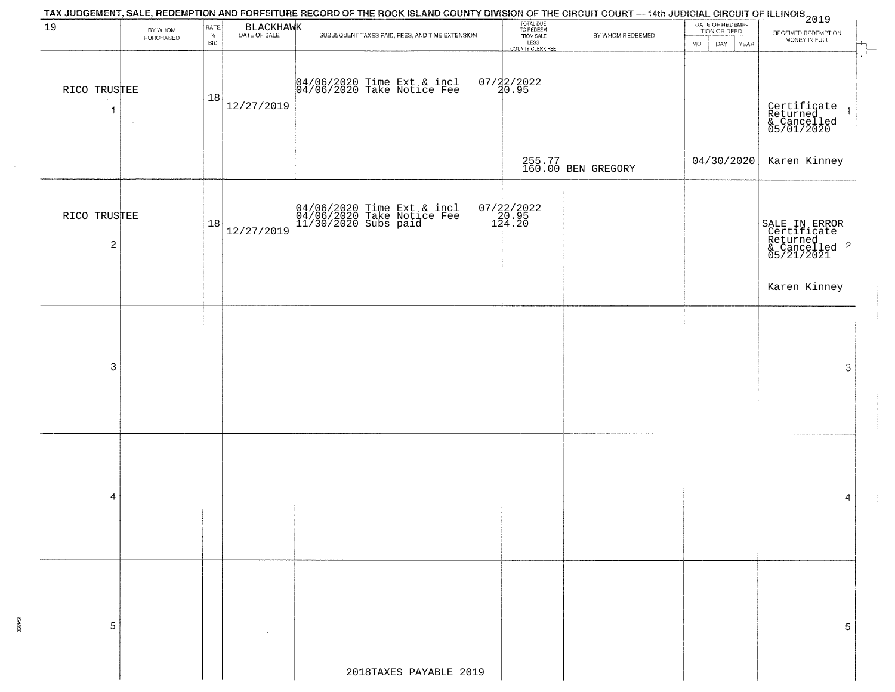TAX JUDGEMENT, SALE, REDEMPTION AND FORFEITURE RECORD OF THE ROCK ISLAND COUNTY DIVISION OF THE CIRCUIT COURT — 14th JUDICIAL CIRCUIT OF ILLINOIS 2019

19 — BLACKHAWK

| | BY WHOM PURCHASED | RATE % BID | DATE OF SALE | SUBSEQUENT TAXES PAID, FEES, AND TIME EXTENSION | TOTAL DUE TO REDEEM FROM SALE LESS COUNTY CLERK FEE | BY WHOM REDEEMED | DATE OF REDEMPTION OR DEED MO DAY YEAR | RECEIVED REDEMPTION MONEY IN FULL | |
|---|---|---|---|---|---|---|---|---|---|
| 1 | RICO TRUSTEE | 18 | 12/27/2019 | 04/06/2020 Time Ext & incl<br>04/06/2020 Take Notice Fee | 07/22/2022<br>20.95<br>255.77<br>160.00 | BEN GREGORY | 04/30/2020 | Certificate Returned & Cancelled 05/01/2020<br>Karen Kinney | 1 |
| 2 | RICO TRUSTEE | 18 | 12/27/2019 | 04/06/2020 Time Ext & incl<br>04/06/2020 Take Notice Fee<br>11/30/2020 Subs paid | 07/22/2022<br>20.95<br>124.20 | | | SALE IN ERROR Certificate Returned & Cancelled 05/21/2021<br>Karen Kinney | 2 |
| 3 | | | | | | | | | 3 |
| 4 | | | | | | | | | 4 |
| 5 | | | | | | | | | 5 |

2018TAXES PAYABLE 2019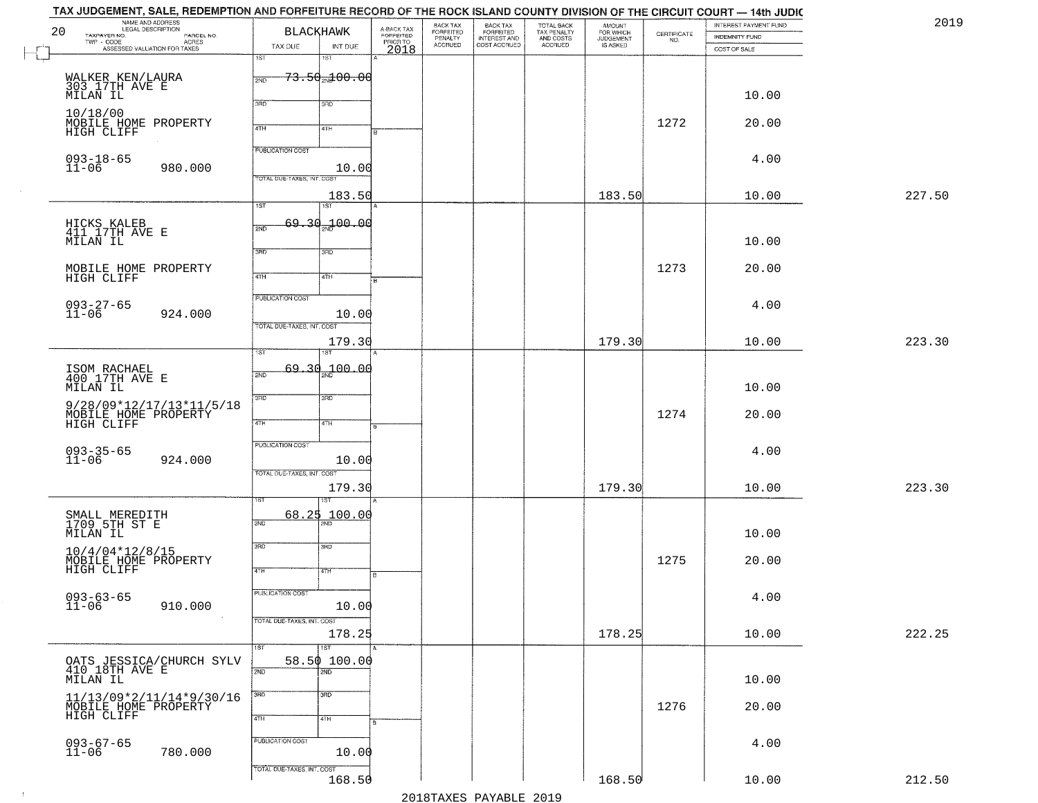TAX JUDGEMENT, SALE, REDEMPTION AND FORFEITURE RECORD OF THE ROCK ISLAND COUNTY DIVISION OF THE CIRCUIT COURT — 14th JUDIC

2019

| NAME AND ADDRESS / LEGAL DESCRIPTION / TAXPAYER NO. / PARCEL NO. / TWP - CODE / ACRES / ASSESSED VALUATION FOR TAXES | BLACKHAWK TAX DUE | INT DUE | A-BACK TAX FORFEITED PRIOR TO 2018 | BACK TAX FORFEITED PENALTY ACCRUED | BACK TAX FORFEITED INTEREST AND COST ACCRUED | TOTAL BACK TAX PENALTY AND COSTS ACCRUED | AMOUNT FOR WHICH JUDGEMENT IS ASKED | CERTIFICATE NO. | INTEREST PAYMENT FUND / INDEMNITY FUND / COST OF SALE | |
|---|---|---|---|---|---|---|---|---|---|---|
| WALKER KEN/LAURA 303 17TH AVE E MILAN IL 10/18/00 MOBILE HOME PROPERTY HIGH CLIFF 093-18-65 11-06 980.000 | 1ST 2ND 73.50 | 100.00 PUBLICATION COST 10.00 TOTAL DUE-TAXES, INT. COST 183.50 | | | | | 183.50 | 1272 | 10.00 20.00 4.00 10.00 | 227.50 |
| HICKS KALEB 411 17TH AVE E MILAN IL MOBILE HOME PROPERTY HIGH CLIFF 093-27-65 11-06 924.000 | 1ST 2ND 69.30 | 100.00 PUBLICATION COST 10.00 TOTAL DUE-TAXES, INT. COST 179.30 | | | | | 179.30 | 1273 | 10.00 20.00 4.00 10.00 | 223.30 |
| ISOM RACHAEL 400 17TH AVE E MILAN IL 9/28/09*12/17/13*11/5/18 MOBILE HOME PROPERTY HIGH CLIFF 093-35-65 11-06 924.000 | 1ST 2ND 69.30 | 100.00 PUBLICATION COST 10.00 TOTAL DUE-TAXES, INT. COST 179.30 | | | | | 179.30 | 1274 | 10.00 20.00 4.00 10.00 | 223.30 |
| SMALL MEREDITH 1709 5TH ST E MILAN IL 10/4/04*12/8/15 MOBILE HOME PROPERTY HIGH CLIFF 093-63-65 11-06 910.000 | 1ST 2ND 68.25 | 100.00 PUBLICATION COST 10.00 TOTAL DUE-TAXES, INT. COST 178.25 | | | | | 178.25 | 1275 | 10.00 20.00 4.00 10.00 | 222.25 |
| OATS JESSICA/CHURCH SYLV 410 18TH AVE E MILAN IL 11/13/09*2/11/14*9/30/16 MOBILE HOME PROPERTY HIGH CLIFF 093-67-65 11-06 780.000 | 1ST 2ND 58.50 | 100.00 PUBLICATION COST 10.00 TOTAL DUE-TAXES, INT. COST 168.50 | | | | | 168.50 | 1276 | 10.00 20.00 4.00 10.00 | 212.50 |

2018TAXES PAYABLE 2019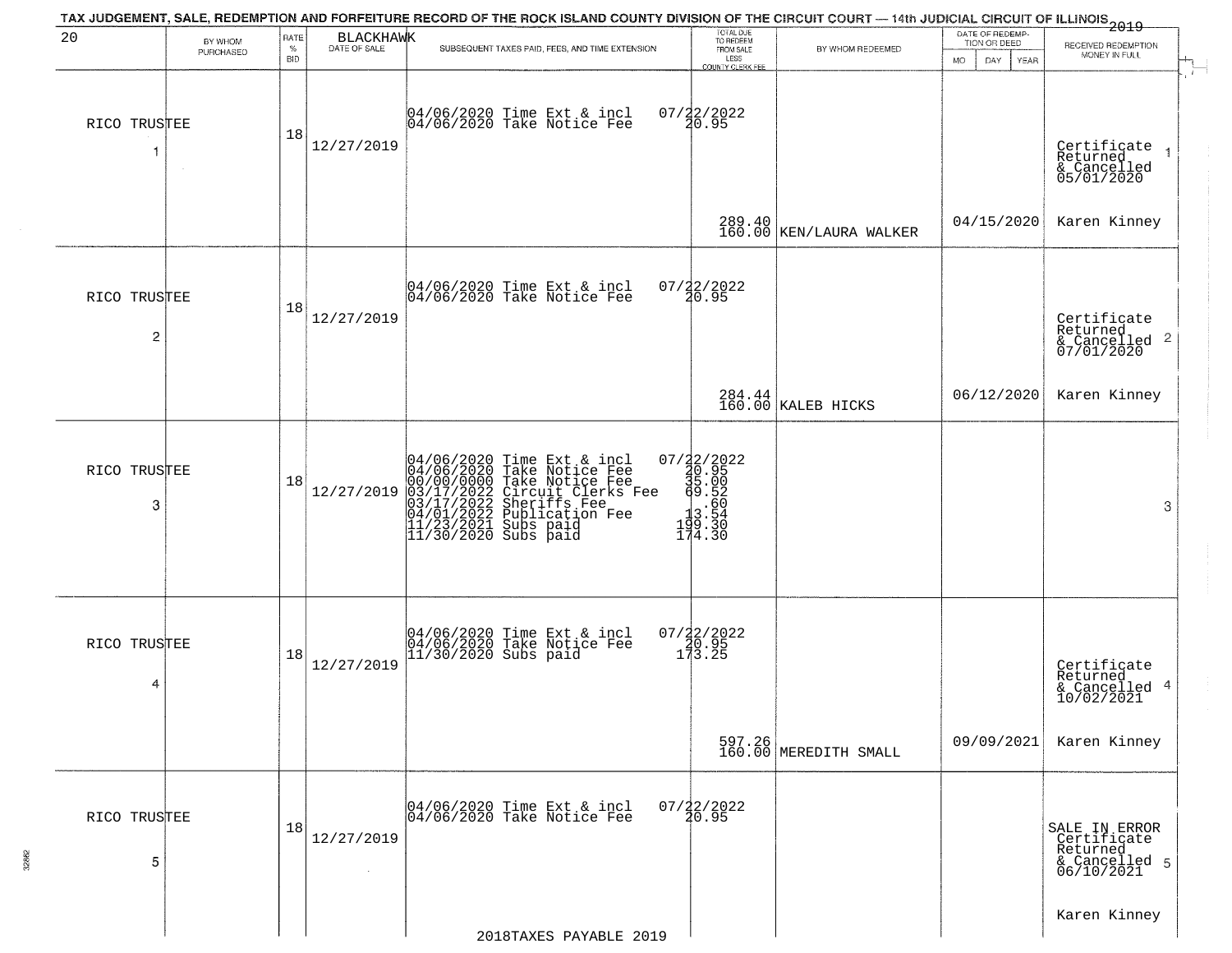TAX JUDGEMENT, SALE, REDEMPTION AND FORFEITURE RECORD OF THE ROCK ISLAND COUNTY DIVISION OF THE CIRCUIT COURT — 14th JUDICIAL CIRCUIT OF ILLINOIS 2019

| 20 | BY WHOM PURCHASED | RATE % BID | BLACKHAWK DATE OF SALE | SUBSEQUENT TAXES PAID, FEES, AND TIME EXTENSION | TOTAL DUE TO REDEEM FROM SALE LESS COUNTY CLERK FEE | BY WHOM REDEEMED | DATE OF REDEMPTION OR DEED MO DAY YEAR | RECEIVED REDEMPTION MONEY IN FULL |
|---|---|---|---|---|---|---|---|---|
| RICO TRUSTEE 1 | | 18 | 12/27/2019 | 04/06/2020 Time Ext & incl 07/22/2022<br>04/06/2020 Take Notice Fee 20.95 | 289.40<br>160.00 | KEN/LAURA WALKER | 04/15/2020 | Certificate Returned & Cancelled 05/01/2020 1<br>Karen Kinney |
| RICO TRUSTEE 2 | | 18 | 12/27/2019 | 04/06/2020 Time Ext & incl 07/22/2022<br>04/06/2020 Take Notice Fee 20.95 | 284.44<br>160.00 | KALEB HICKS | 06/12/2020 | Certificate Returned & Cancelled 07/01/2020 2<br>Karen Kinney |
| RICO TRUSTEE 3 | | 18 | 12/27/2019 | 04/06/2020 Time Ext & incl 07/22/2022<br>04/06/2020 Take Notice Fee 20.95<br>00/00/0000 Take Notice Fee 35.00<br>03/17/2022 Circuit Clerks Fee 69.52<br>03/17/2022 Sheriffs Fee .60<br>04/01/2022 Publication Fee 13.54<br>11/23/2021 Subs paid 199.30<br>11/30/2020 Subs paid 174.30 | | | | 3 |
| RICO TRUSTEE 4 | | 18 | 12/27/2019 | 04/06/2020 Time Ext & incl 07/22/2022<br>04/06/2020 Take Notice Fee 20.95<br>11/30/2020 Subs paid 173.25 | 597.26<br>160.00 | MEREDITH SMALL | 09/09/2021 | Certificate Returned & Cancelled 10/02/2021 4<br>Karen Kinney |
| RICO TRUSTEE 5 | | 18 | 12/27/2019 | 04/06/2020 Time Ext & incl 07/22/2022<br>04/06/2020 Take Notice Fee 20.95 | | | | SALE IN ERROR Certificate Returned & Cancelled 06/10/2021 5<br>Karen Kinney |

2018TAXES PAYABLE 2019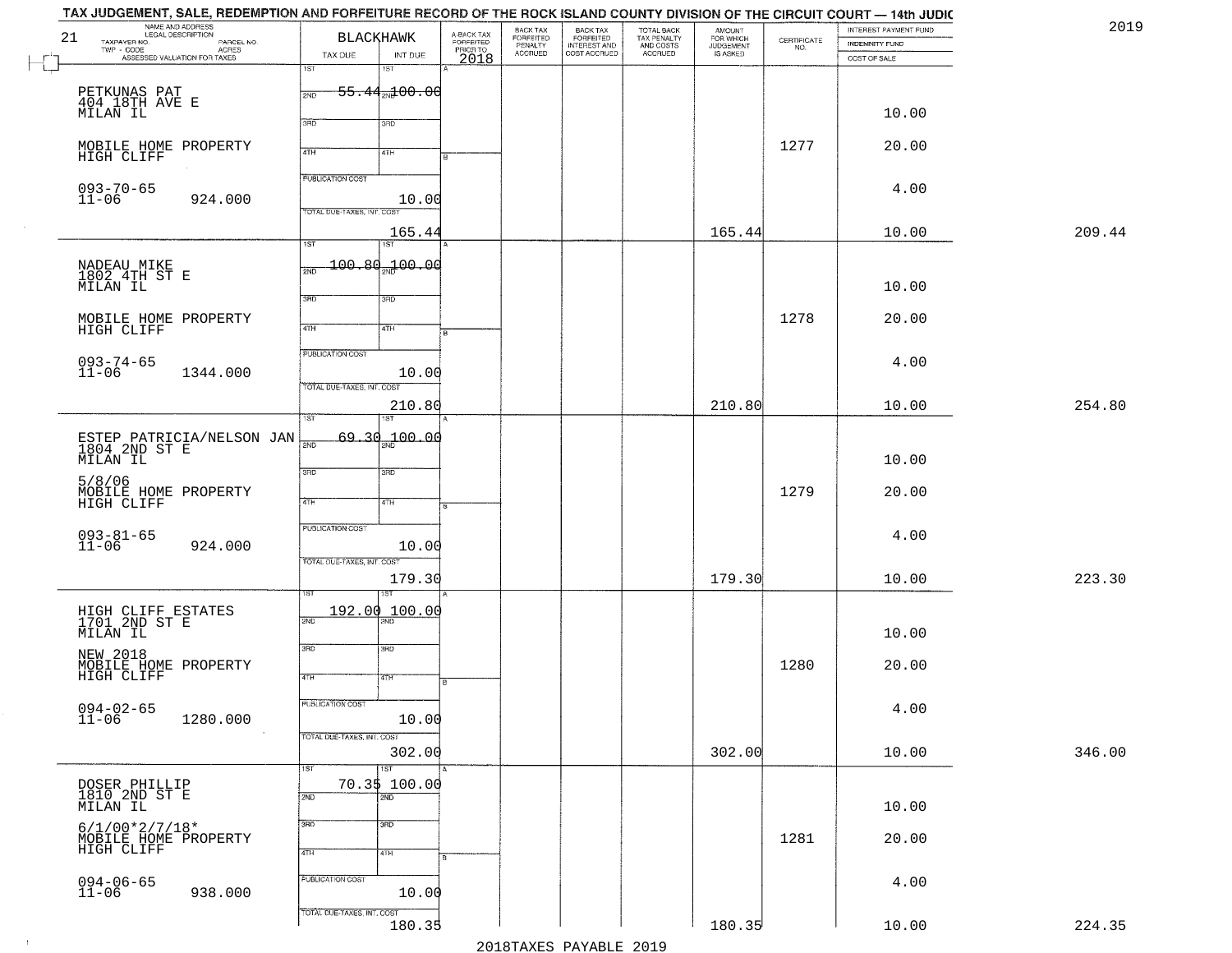TAX JUDGEMENT, SALE, REDEMPTION AND FORFEITURE RECORD OF THE ROCK ISLAND COUNTY DIVISION OF THE CIRCUIT COURT — 14th JUDIC

2019

| NAME AND ADDRESS / LEGAL DESCRIPTION / TAXPAYER NO. / PARCEL NO. / TWP - CODE / ACRES / ASSESSED VALUATION FOR TAXES | BLACKHAWK TAX DUE | INT DUE | A-BACK TAX FORFEITED PRIOR TO 2018 | BACK TAX FORFEITED PENALTY ACCRUED | BACK TAX FORFEITED INTEREST AND COST ACCRUED | TOTAL BACK TAX PENALTY AND COSTS ACCRUED | AMOUNT FOR WHICH JUDGEMENT IS ASKED | CERTIFICATE NO. | INTEREST PAYMENT FUND / INDEMNITY FUND / COST OF SALE | |
|---|---|---|---|---|---|---|---|---|---|---|
| 21 | | | | | | | | | | |
| PETKUNAS PAT 404 18TH AVE E MILAN IL MOBILE HOME PROPERTY HIGH CLIFF 093-70-65 11-06 924.000 | 1ST 2ND 55.44 3RD 4TH PUBLICATION COST TOTAL DUE-TAXES, INT. COST | 1ST 2ND 100.00 3RD 4TH 10.00 165.44 | | | | | 165.44 | 1277 | 10.00 20.00 4.00 10.00 | 209.44 |
| NADEAU MIKE 1802 4TH ST E MILAN IL MOBILE HOME PROPERTY HIGH CLIFF 093-74-65 11-06 1344.000 | 1ST 2ND 100.80 3RD 4TH PUBLICATION COST TOTAL DUE-TAXES, INT. COST | 1ST 2ND 100.00 3RD 4TH 10.00 210.80 | | | | | 210.80 | 1278 | 10.00 20.00 4.00 10.00 | 254.80 |
| ESTEP PATRICIA/NELSON JAN 1804 2ND ST E MILAN IL 5/8/06 MOBILE HOME PROPERTY HIGH CLIFF 093-81-65 11-06 924.000 | 1ST 2ND 69.30 3RD 4TH PUBLICATION COST TOTAL DUE-TAXES, INT. COST | 1ST 2ND 100.00 3RD 4TH 10.00 179.30 | | | | | 179.30 | 1279 | 10.00 20.00 4.00 10.00 | 223.30 |
| HIGH CLIFF ESTATES 1701 2ND ST E MILAN IL NEW 2018 MOBILE HOME PROPERTY HIGH CLIFF 094-02-65 11-06 1280.000 | 1ST 2ND 192.00 3RD 4TH PUBLICATION COST TOTAL DUE-TAXES, INT. COST | 1ST 2ND 100.00 3RD 4TH 10.00 302.00 | | | | | 302.00 | 1280 | 10.00 20.00 4.00 10.00 | 346.00 |
| DOSER PHILLIP 1810 2ND ST E MILAN IL 6/1/00*2/7/18* MOBILE HOME PROPERTY HIGH CLIFF 094-06-65 11-06 938.000 | 1ST 2ND 70.35 3RD 4TH PUBLICATION COST TOTAL DUE-TAXES, INT. COST | 1ST 2ND 100.00 3RD 4TH 10.00 180.35 | | | | | 180.35 | 1281 | 10.00 20.00 4.00 10.00 | 224.35 |

2018TAXES PAYABLE 2019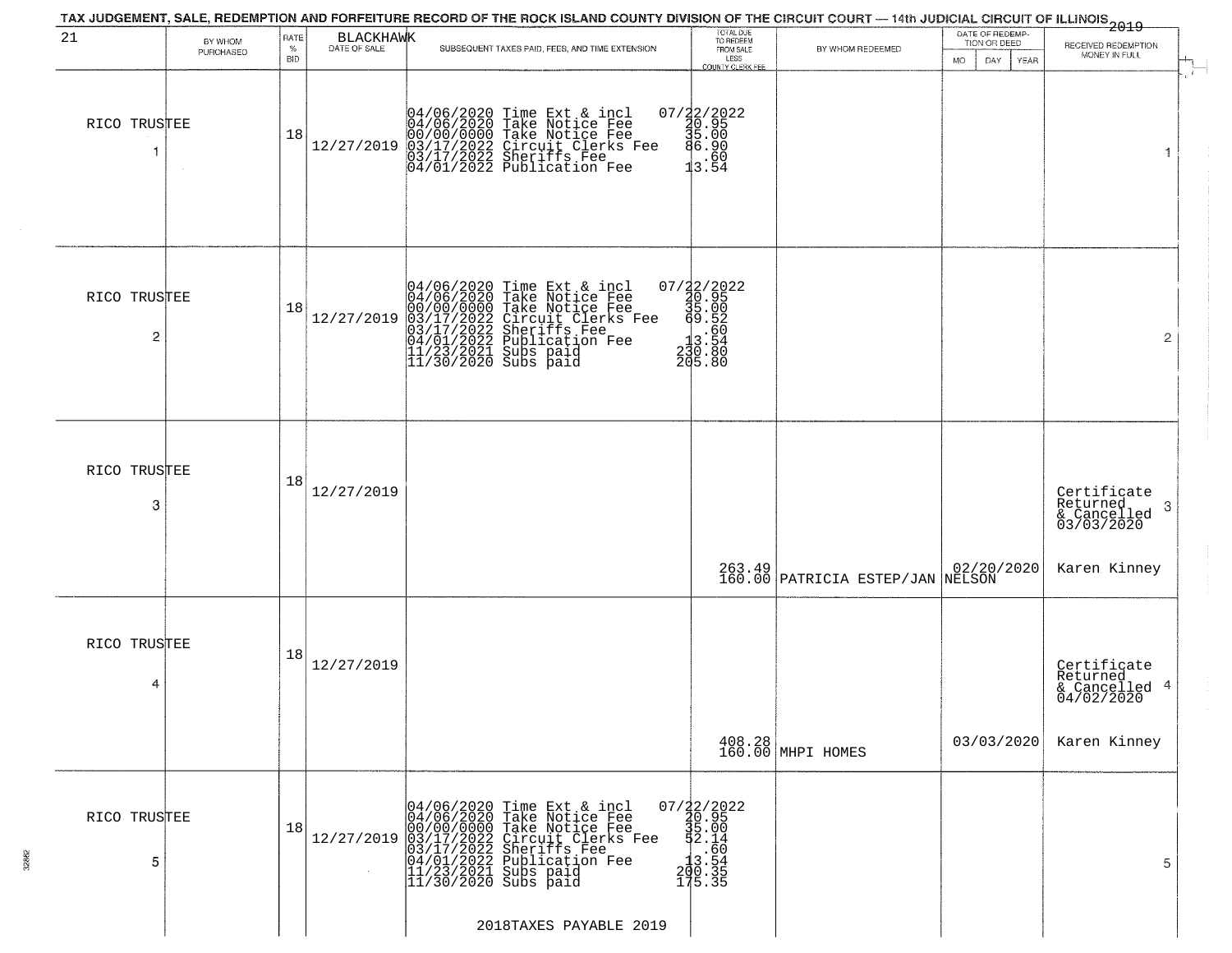TAX JUDGEMENT, SALE, REDEMPTION AND FORFEITURE RECORD OF THE ROCK ISLAND COUNTY DIVISION OF THE CIRCUIT COURT — 14th JUDICIAL CIRCUIT OF ILLINOIS 2019

21 BLACKHAWK

| BY WHOM PURCHASED | RATE % BID | DATE OF SALE | SUBSEQUENT TAXES PAID, FEES, AND TIME EXTENSION | TOTAL DUE TO REDEEM FROM SALE LESS COUNTY CLERK FEE | BY WHOM REDEEMED | DATE OF REDEMPTION OR DEED MO DAY YEAR | RECEIVED REDEMPTION MONEY IN FULL |
|---|---|---|---|---|---|---|---|
| RICO TRUSTEE 1 | 18 | 12/27/2019 | 04/06/2020 Time Ext & incl<br>04/06/2020 Take Notice Fee<br>00/00/0000 Take Notice Fee<br>03/17/2022 Circuit Clerks Fee<br>03/17/2022 Sheriffs Fee<br>04/01/2022 Publication Fee | 07/22/2022<br>20.95<br>35.00<br>86.90<br>.60<br>13.54 | | | 1 |
| RICO TRUSTEE 2 | 18 | 12/27/2019 | 04/06/2020 Time Ext & incl<br>04/06/2020 Take Notice Fee<br>00/00/0000 Take Notice Fee<br>03/17/2022 Circuit Clerks Fee<br>03/17/2022 Sheriffs Fee<br>04/01/2022 Publication Fee<br>11/23/2021 Subs paid<br>11/30/2020 Subs paid | 07/22/2022<br>20.95<br>35.00<br>69.52<br>.60<br>13.54<br>230.80<br>205.80 | | | 2 |
| RICO TRUSTEE 3 | 18 | 12/27/2019 | | 263.49<br>160.00 | PATRICIA ESTEP/JAN NELSON | 02/20/2020 | Certificate Returned & Cancelled 03/03/2020 3<br>Karen Kinney |
| RICO TRUSTEE 4 | 18 | 12/27/2019 | | 408.28<br>160.00 | MHPI HOMES | 03/03/2020 | Certificate Returned & Cancelled 04/02/2020 4<br>Karen Kinney |
| RICO TRUSTEE 5 | 18 | 12/27/2019 | 04/06/2020 Time Ext & incl<br>04/06/2020 Take Notice Fee<br>00/00/0000 Take Notice Fee<br>03/17/2022 Circuit Clerks Fee<br>03/17/2022 Sheriffs Fee<br>04/01/2022 Publication Fee<br>11/23/2021 Subs paid<br>11/30/2020 Subs paid | 07/22/2022<br>20.95<br>35.00<br>52.14<br>.60<br>13.54<br>200.35<br>175.35 | | | 5 |

2018TAXES PAYABLE 2019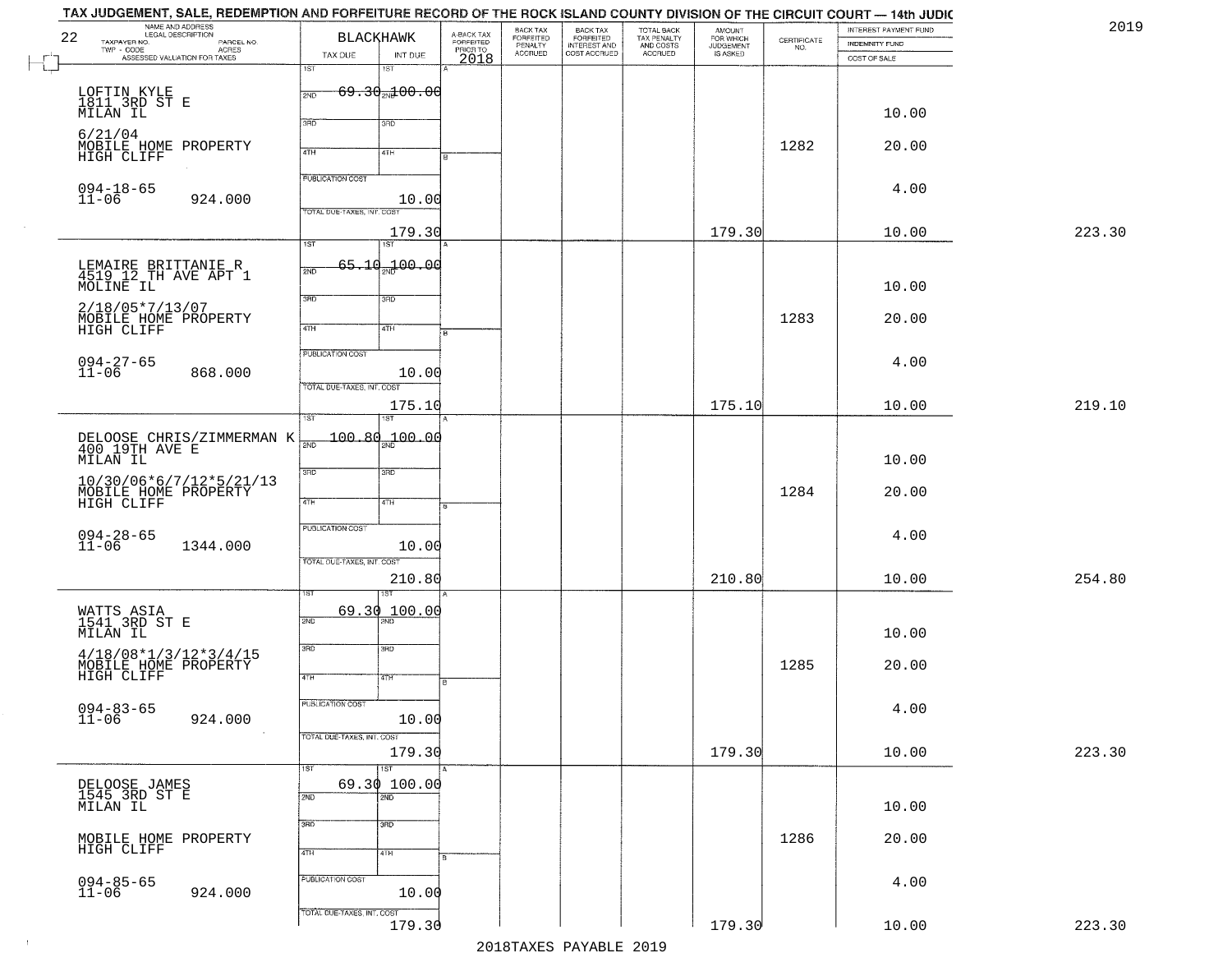# TAX JUDGEMENT, SALE, REDEMPTION AND FORFEITURE RECORD OF THE ROCK ISLAND COUNTY DIVISION OF THE CIRCUIT COURT — 14th JUDIC

2019

| 22 NAME AND ADDRESS / LEGAL DESCRIPTION / TAXPAYER NO. / PARCEL NO. / TWP - CODE / ACRES / ASSESSED VALUATION FOR TAXES | BLACKHAWK TAX DUE | INT DUE | A-BACK TAX FORFEITED PRIOR TO 2018 | BACK TAX FORFEITED PENALTY ACCRUED | BACK TAX FORFEITED INTEREST AND COST ACCRUED | TOTAL BACK TAX PENALTY AND COSTS ACCRUED | AMOUNT FOR WHICH JUDGEMENT IS ASKED | CERTIFICATE NO. | INTEREST PAYMENT FUND / INDEMNITY FUND / COST OF SALE | |
|---|---|---|---|---|---|---|---|---|---|---|
| LOFTIN KYLE 1811 3RD ST E MILAN IL 6/21/04 MOBILE HOME PROPERTY HIGH CLIFF 094-18-65 11-06 924.000 | 1ST 69.30 | 100.00 | | | | | | | | |
| | PUBLICATION COST | 10.00 | | | | | | 1282 | 10.00 / 20.00 / 4.00 | |
| | TOTAL DUE-TAXES, INT. COST | 179.30 | | | | | 179.30 | | 10.00 | 223.30 |
| LEMAIRE BRITTANIE R 4519 12 TH AVE APT 1 MOLINE IL 2/18/05*7/13/07 MOBILE HOME PROPERTY HIGH CLIFF 094-27-65 11-06 868.000 | 1ST 65.10 | 100.00 | | | | | | | | |
| | PUBLICATION COST | 10.00 | | | | | | 1283 | 10.00 / 20.00 / 4.00 | |
| | TOTAL DUE-TAXES, INT. COST | 175.10 | | | | | 175.10 | | 10.00 | 219.10 |
| DELOOSE CHRIS/ZIMMERMAN K 400 19TH AVE E MILAN IL 10/30/06*6/7/12*5/21/13 MOBILE HOME PROPERTY HIGH CLIFF 094-28-65 11-06 1344.000 | 1ST 100.80 | 100.00 | | | | | | | | |
| | PUBLICATION COST | 10.00 | | | | | | 1284 | 10.00 / 20.00 / 4.00 | |
| | TOTAL DUE-TAXES, INT. COST | 210.80 | | | | | 210.80 | | 10.00 | 254.80 |
| WATTS ASIA 1541 3RD ST E MILAN IL 4/18/08*1/3/12*3/4/15 MOBILE HOME PROPERTY HIGH CLIFF 094-83-65 11-06 924.000 | 1ST 69.30 | 100.00 | | | | | | | | |
| | PUBLICATION COST | 10.00 | | | | | | 1285 | 10.00 / 20.00 / 4.00 | |
| | TOTAL DUE-TAXES, INT. COST | 179.30 | | | | | 179.30 | | 10.00 | 223.30 |
| DELOOSE JAMES 1545 3RD ST E MILAN IL MOBILE HOME PROPERTY HIGH CLIFF 094-85-65 11-06 924.000 | 1ST 69.30 | 100.00 | | | | | | | | |
| | PUBLICATION COST | 10.00 | | | | | | 1286 | 10.00 / 20.00 / 4.00 | |
| | TOTAL DUE-TAXES, INT. COST | 179.30 | | | | | 179.30 | | 10.00 | 223.30 |

2018TAXES PAYABLE 2019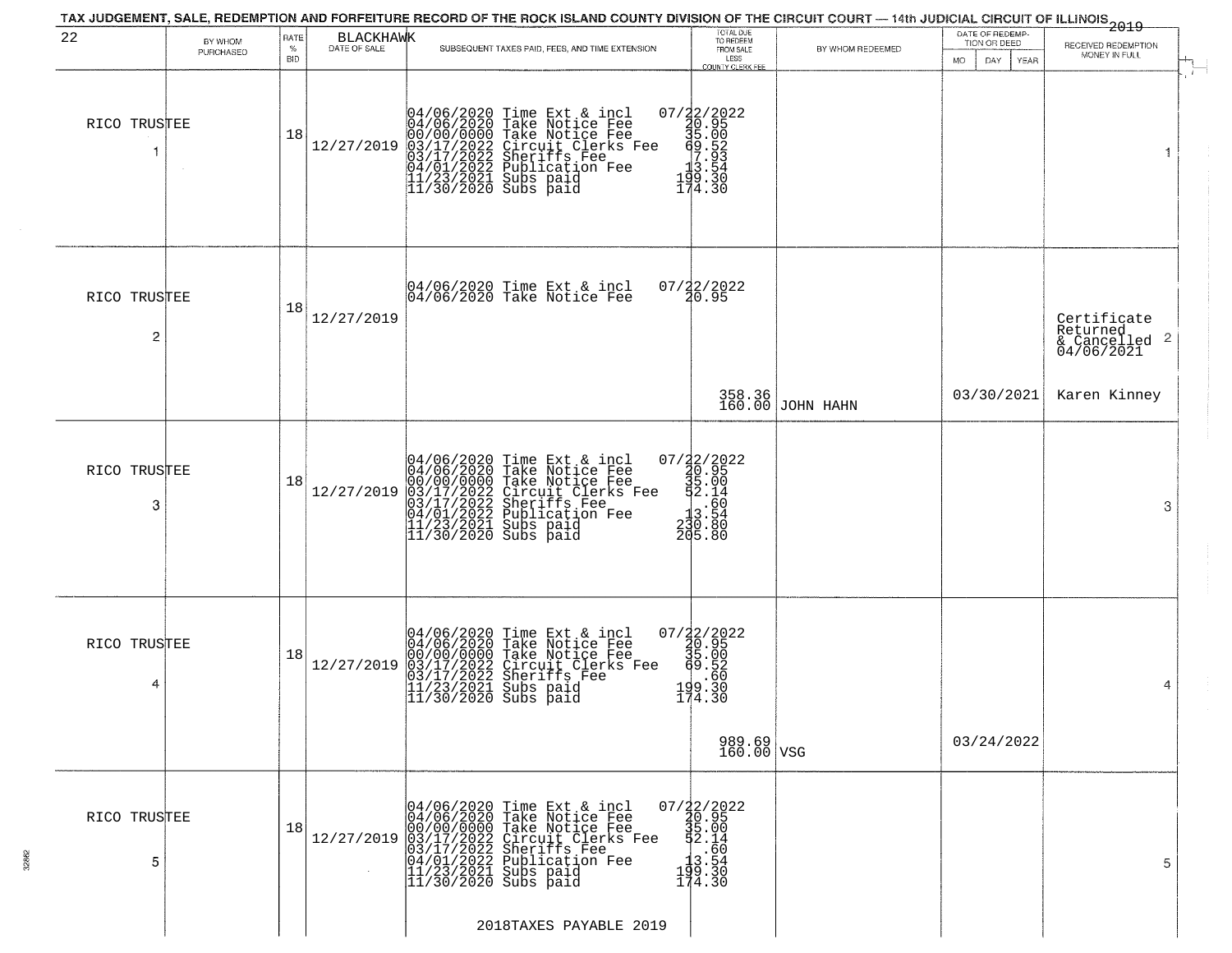TAX JUDGEMENT, SALE, REDEMPTION AND FORFEITURE RECORD OF THE ROCK ISLAND COUNTY DIVISION OF THE CIRCUIT COURT — 14th JUDICIAL CIRCUIT OF ILLINOIS 2019

22 BLACKHAWK

| | BY WHOM PURCHASED | RATE % BID | DATE OF SALE | SUBSEQUENT TAXES PAID, FEES, AND TIME EXTENSION | TOTAL DUE TO REDEEM FROM SALE LESS COUNTY CLERK FEE | BY WHOM REDEEMED | DATE OF REDEMPTION OR DEED MO DAY YEAR | RECEIVED REDEMPTION MONEY IN FULL | |
|---|---|---|---|---|---|---|---|---|---|
| 1 | RICO TRUSTEE | 18 | 12/27/2019 | 04/06/2020 Time Ext & incl<br>04/06/2020 Take Notice Fee<br>00/00/0000 Take Notice Fee<br>03/17/2022 Circuit Clerks Fee<br>03/17/2022 Sheriffs Fee<br>04/01/2022 Publication Fee<br>11/23/2021 Subs paid<br>11/30/2020 Subs paid | 07/22/2022<br>20.95<br>35.00<br>69.52<br>7.93<br>13.54<br>199.30<br>174.30 | | | | 1 |
| 2 | RICO TRUSTEE | 18 | 12/27/2019 | 04/06/2020 Time Ext & incl<br>04/06/2020 Take Notice Fee | 07/22/2022<br>20.95<br><br>358.36<br>160.00 | JOHN HAHN | 03/30/2021 | Certificate Returned & Cancelled 04/06/2021<br>Karen Kinney | 2 |
| 3 | RICO TRUSTEE | 18 | 12/27/2019 | 04/06/2020 Time Ext & incl<br>04/06/2020 Take Notice Fee<br>00/00/0000 Take Notice Fee<br>03/17/2022 Circuit Clerks Fee<br>03/17/2022 Sheriffs Fee<br>04/01/2022 Publication Fee<br>11/23/2021 Subs paid<br>11/30/2020 Subs paid | 07/22/2022<br>20.95<br>35.00<br>52.14<br>.60<br>13.54<br>230.80<br>205.80 | | | | 3 |
| 4 | RICO TRUSTEE | 18 | 12/27/2019 | 04/06/2020 Time Ext & incl<br>04/06/2020 Take Notice Fee<br>00/00/0000 Take Notice Fee<br>03/17/2022 Circuit Clerks Fee<br>03/17/2022 Sheriffs Fee<br>11/23/2021 Subs paid<br>11/30/2020 Subs paid | 07/22/2022<br>20.95<br>35.00<br>69.52<br>.60<br>199.30<br>174.30<br><br>989.69<br>160.00 | VSG | 03/24/2022 | | 4 |
| 5 | RICO TRUSTEE | 18 | 12/27/2019 | 04/06/2020 Time Ext & incl<br>04/06/2020 Take Notice Fee<br>00/00/0000 Take Notice Fee<br>03/17/2022 Circuit Clerks Fee<br>03/17/2022 Sheriffs Fee<br>04/01/2022 Publication Fee<br>11/23/2021 Subs paid<br>11/30/2020 Subs paid | 07/22/2022<br>20.95<br>35.00<br>52.14<br>.60<br>13.54<br>199.30<br>174.30 | | | | 5 |

2018TAXES PAYABLE 2019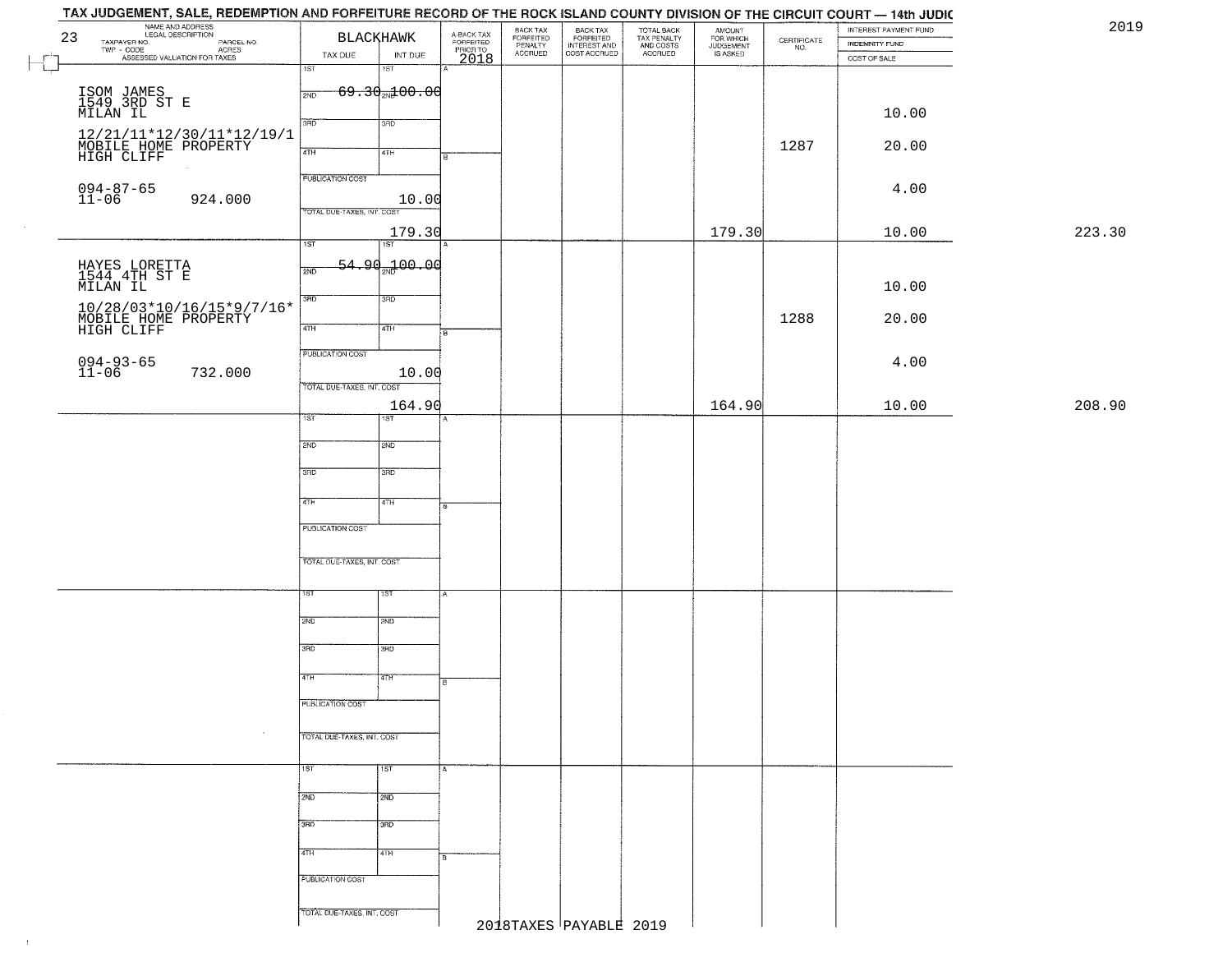# TAX JUDGEMENT, SALE, REDEMPTION AND FORFEITURE RECORD OF THE ROCK ISLAND COUNTY DIVISION OF THE CIRCUIT COURT — 14th JUDIC

2019

| 23 NAME AND ADDRESS / LEGAL DESCRIPTION / TAXPAYER NO. / PARCEL NO. / TWP - CODE / ACRES / ASSESSED VALUATION FOR TAXES | BLACKHAWK TAX DUE | INT DUE | A-BACK TAX FORFEITED PRIOR TO 2018 | BACK TAX FORFEITED PENALTY ACCRUED | BACK TAX FORFEITED INTEREST AND COST ACCRUED | TOTAL BACK TAX PENALTY AND COSTS ACCRUED | AMOUNT FOR WHICH JUDGEMENT IS ASKED | CERTIFICATE NO. | INTEREST PAYMENT FUND / INDEMNITY FUND / COST OF SALE | |
|---|---|---|---|---|---|---|---|---|---|---|
| ISOM JAMES<br>1549 3RD ST E<br>MILAN IL<br>12/21/11*12/30/11*12/19/1<br>MOBILE HOME PROPERTY<br>HIGH CLIFF<br>094-87-65<br>11-06 924.000 | 1ST<br>2ND 69.30<br>3RD<br>4TH<br>PUBLICATION COST<br>TOTAL DUE-TAXES, INT. COST 179.30 | 1ST<br>2ND 100.00<br>3RD<br>4TH<br>10.00 | | | | | 179.30 | 1287 | 10.00<br>20.00<br>4.00<br>10.00 | 223.30 |
| HAYES LORETTA<br>1544 4TH ST E<br>MILAN IL<br>10/28/03*10/16/15*9/7/16*<br>MOBILE HOME PROPERTY<br>HIGH CLIFF<br>094-93-65<br>11-06 732.000 | 1ST<br>2ND 54.90<br>3RD<br>4TH<br>PUBLICATION COST<br>TOTAL DUE-TAXES, INT. COST 164.90 | 1ST<br>2ND 100.00<br>3RD<br>4TH<br>10.00 | | | | | 164.90 | 1288 | 10.00<br>20.00<br>4.00<br>10.00 | 208.90 |

2018TAXES PAYABLE 2019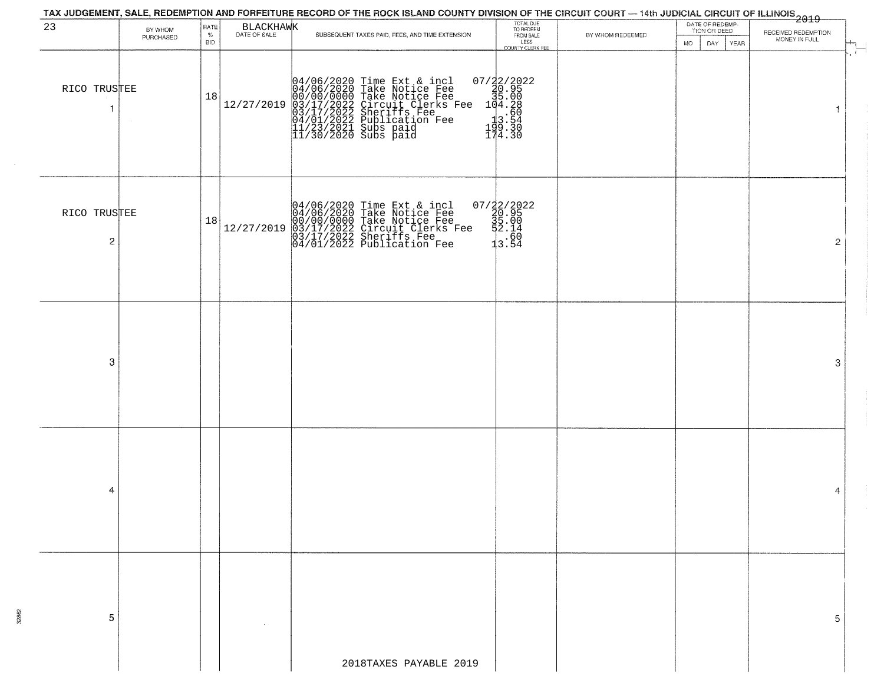TAX JUDGEMENT, SALE, REDEMPTION AND FORFEITURE RECORD OF THE ROCK ISLAND COUNTY DIVISION OF THE CIRCUIT COURT — 14th JUDICIAL CIRCUIT OF ILLINOIS 2019

BLACKHAWK

| 23 | BY WHOM PURCHASED | RATE % BID | DATE OF SALE | SUBSEQUENT TAXES PAID, FEES, AND TIME EXTENSION | TOTAL DUE TO REDEEM FROM SALE LESS COUNTY CLERK FEE | BY WHOM REDEEMED | DATE OF REDEMPTION OR DEED MO | DAY | YEAR | RECEIVED REDEMPTION MONEY IN FULL | |
|---|---|---|---|---|---|---|---|---|---|---|---|
| 1 | RICO TRUSTEE | 18 | 12/27/2019 | 04/06/2020 Time Ext & incl<br>04/06/2020 Take Notice Fee<br>00/00/0000 Take Notice Fee<br>03/17/2022 Circuit Clerks Fee<br>03/17/2022 Sheriffs Fee<br>04/01/2022 Publication Fee<br>11/23/2021 Subs paid<br>11/30/2020 Subs paid | 07/22/2022<br>20.95<br>35.00<br>104.28<br>.60<br>13.54<br>199.30<br>174.30 | | | | | | 1 |
| 2 | RICO TRUSTEE | 18 | 12/27/2019 | 04/06/2020 Time Ext & incl<br>04/06/2020 Take Notice Fee<br>00/00/0000 Take Notice Fee<br>03/17/2022 Circuit Clerks Fee<br>03/17/2022 Sheriffs Fee<br>04/01/2022 Publication Fee | 07/22/2022<br>20.95<br>35.00<br>52.14<br>.60<br>13.54 | | | | | | 2 |
| 3 | | | | | | | | | | | 3 |
| 4 | | | | | | | | | | | 4 |
| 5 | | | | | | | | | | | 5 |

2018TAXES PAYABLE 2019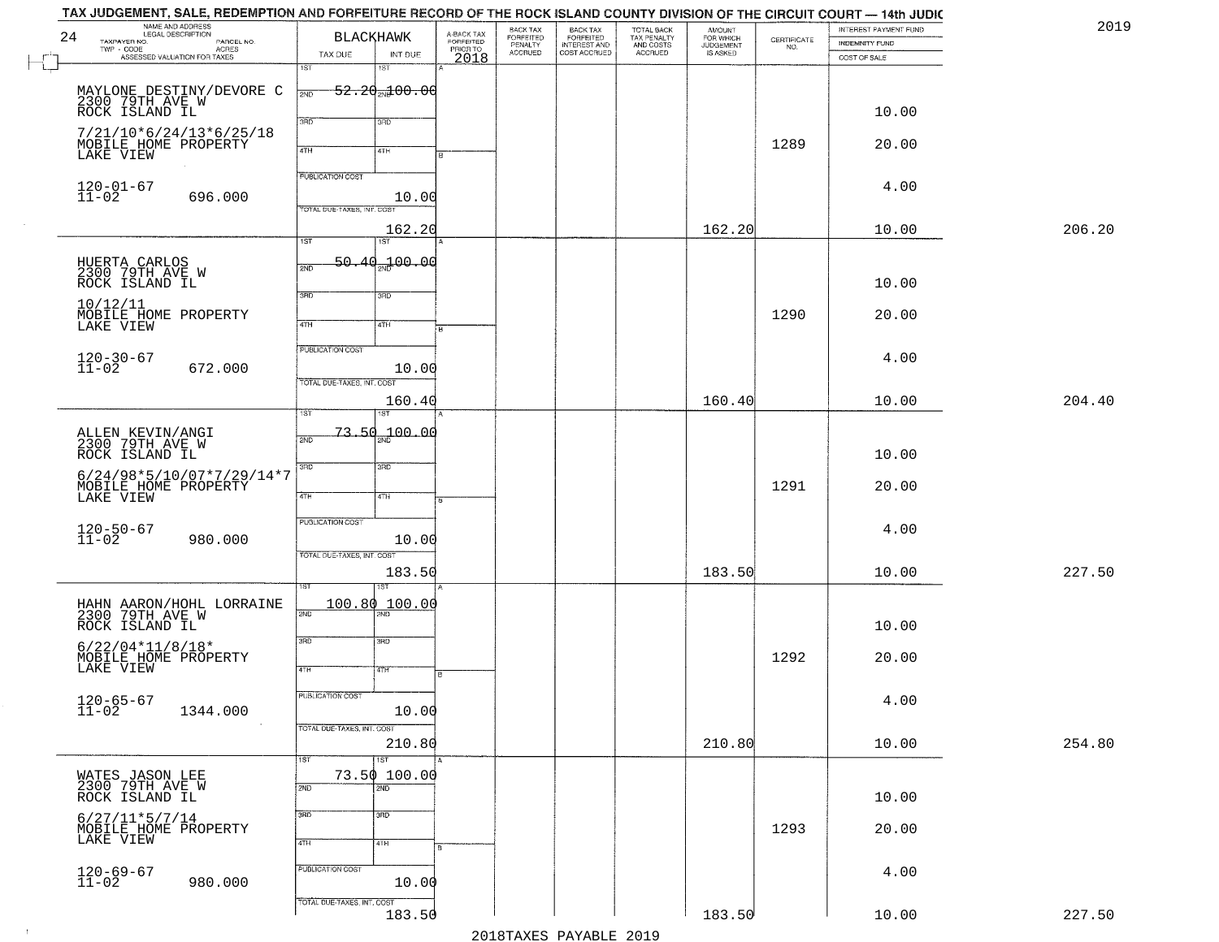TAX JUDGEMENT, SALE, REDEMPTION AND FORFEITURE RECORD OF THE ROCK ISLAND COUNTY DIVISION OF THE CIRCUIT COURT — 14th JUDIC

2019

| 24 NAME AND ADDRESS / LEGAL DESCRIPTION / TAXPAYER NO. / PARCEL NO. / TWP - CODE / ACRES / ASSESSED VALUATION FOR TAXES | BLACKHAWK TAX DUE | INT DUE | A-BACK TAX FORFEITED PRIOR TO 2018 | BACK TAX FORFEITED PENALTY ACCRUED | BACK TAX FORFEITED INTEREST AND COST ACCRUED | TOTAL BACK TAX PENALTY AND COSTS ACCRUED | AMOUNT FOR WHICH JUDGEMENT IS ASKED | CERTIFICATE NO. | INTEREST PAYMENT FUND / INDEMNITY FUND / COST OF SALE | |
|---|---|---|---|---|---|---|---|---|---|---|
| MAYLONE DESTINY/DEVORE C 2300 79TH AVE W ROCK ISLAND IL 7/21/10*6/24/13*6/25/18 MOBILE HOME PROPERTY LAKE VIEW 120-01-67 11-02 696.000 | 1ST 52.20 PUBLICATION COST TOTAL DUE-TAXES, INT. COST 162.20 | 1ST 100.00 10.00 | | | | | 162.20 | 1289 | 10.00 20.00 4.00 10.00 | 206.20 |
| HUERTA CARLOS 2300 79TH AVE W ROCK ISLAND IL 10/12/11 MOBILE HOME PROPERTY LAKE VIEW 120-30-67 11-02 672.000 | 1ST 50.40 PUBLICATION COST TOTAL DUE-TAXES, INT. COST 160.40 | 1ST 100.00 10.00 | | | | | 160.40 | 1290 | 10.00 20.00 4.00 10.00 | 204.40 |
| ALLEN KEVIN/ANGI 2300 79TH AVE W ROCK ISLAND IL 6/24/98*5/10/07*7/29/14*7 MOBILE HOME PROPERTY LAKE VIEW 120-50-67 11-02 980.000 | 1ST 73.50 PUBLICATION COST TOTAL DUE-TAXES, INT. COST 183.50 | 1ST 100.00 10.00 | | | | | 183.50 | 1291 | 10.00 20.00 4.00 10.00 | 227.50 |
| HAHN AARON/HOHL LORRAINE 2300 79TH AVE W ROCK ISLAND IL 6/22/04*11/8/18* MOBILE HOME PROPERTY LAKE VIEW 120-65-67 11-02 1344.000 | 1ST 100.80 PUBLICATION COST TOTAL DUE-TAXES, INT. COST 210.80 | 1ST 100.00 10.00 | | | | | 210.80 | 1292 | 10.00 20.00 4.00 10.00 | 254.80 |
| WATES JASON LEE 2300 79TH AVE W ROCK ISLAND IL 6/27/11*5/7/14 MOBILE HOME PROPERTY LAKE VIEW 120-69-67 11-02 980.000 | 1ST 73.50 PUBLICATION COST TOTAL DUE-TAXES, INT. COST 183.50 | 1ST 100.00 10.00 | | | | | 183.50 | 1293 | 10.00 20.00 4.00 10.00 | 227.50 |

2018TAXES PAYABLE 2019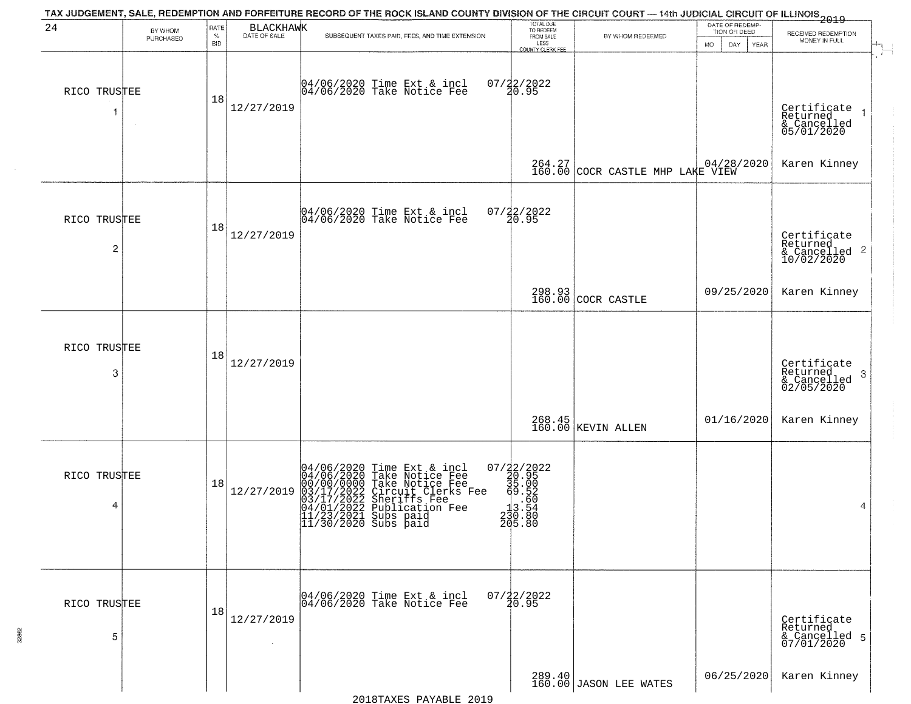TAX JUDGEMENT, SALE, REDEMPTION AND FORFEITURE RECORD OF THE ROCK ISLAND COUNTY DIVISION OF THE CIRCUIT COURT — 14th JUDICIAL CIRCUIT OF ILLINOIS 2019

| 24 | BY WHOM PURCHASED | RATE % BID | BLACKHAWK DATE OF SALE | SUBSEQUENT TAXES PAID, FEES, AND TIME EXTENSION | TOTAL DUE TO REDEEM FROM SALE LESS COUNTY CLERK FEE | BY WHOM REDEEMED | DATE OF REDEMPTION OR DEED MO DAY YEAR | RECEIVED REDEMPTION MONEY IN FULL |
|---|---|---|---|---|---|---|---|---|
| 1 | RICO TRUSTEE | 18 | 12/27/2019 | 04/06/2020 Time Ext & incl<br>04/06/2020 Take Notice Fee | 07/22/2022<br>20.95<br>264.27<br>160.00 | COCR CASTLE MHP LAKE VIEW | 04/28/2020 | Certificate Returned & Cancelled 05/01/2020<br>Karen Kinney |
| 2 | RICO TRUSTEE | 18 | 12/27/2019 | 04/06/2020 Time Ext & incl<br>04/06/2020 Take Notice Fee | 07/22/2022<br>20.95<br>298.93<br>160.00 | COCR CASTLE | 09/25/2020 | Certificate Returned & Cancelled 10/02/2020<br>Karen Kinney |
| 3 | RICO TRUSTEE | 18 | 12/27/2019 | | 268.45<br>160.00 | KEVIN ALLEN | 01/16/2020 | Certificate Returned & Cancelled 02/05/2020<br>Karen Kinney |
| 4 | RICO TRUSTEE | 18 | 12/27/2019 | 04/06/2020 Time Ext & incl<br>04/06/2020 Take Notice Fee<br>00/00/0000 Take Notice Fee<br>03/17/2022 Circuit Clerks Fee<br>03/17/2022 Sheriffs Fee<br>04/01/2022 Publication Fee<br>11/23/2021 Subs paid<br>11/30/2020 Subs paid | 07/22/2022<br>20.95<br>35.00<br>69.52<br>.60<br>13.54<br>230.80<br>205.80 | | | |
| 5 | RICO TRUSTEE | 18 | 12/27/2019 | 04/06/2020 Time Ext & incl<br>04/06/2020 Take Notice Fee | 07/22/2022<br>20.95<br>289.40<br>160.00 | JASON LEE WATES | 06/25/2020 | Certificate Returned & Cancelled 07/01/2020<br>Karen Kinney |

2018TAXES PAYABLE 2019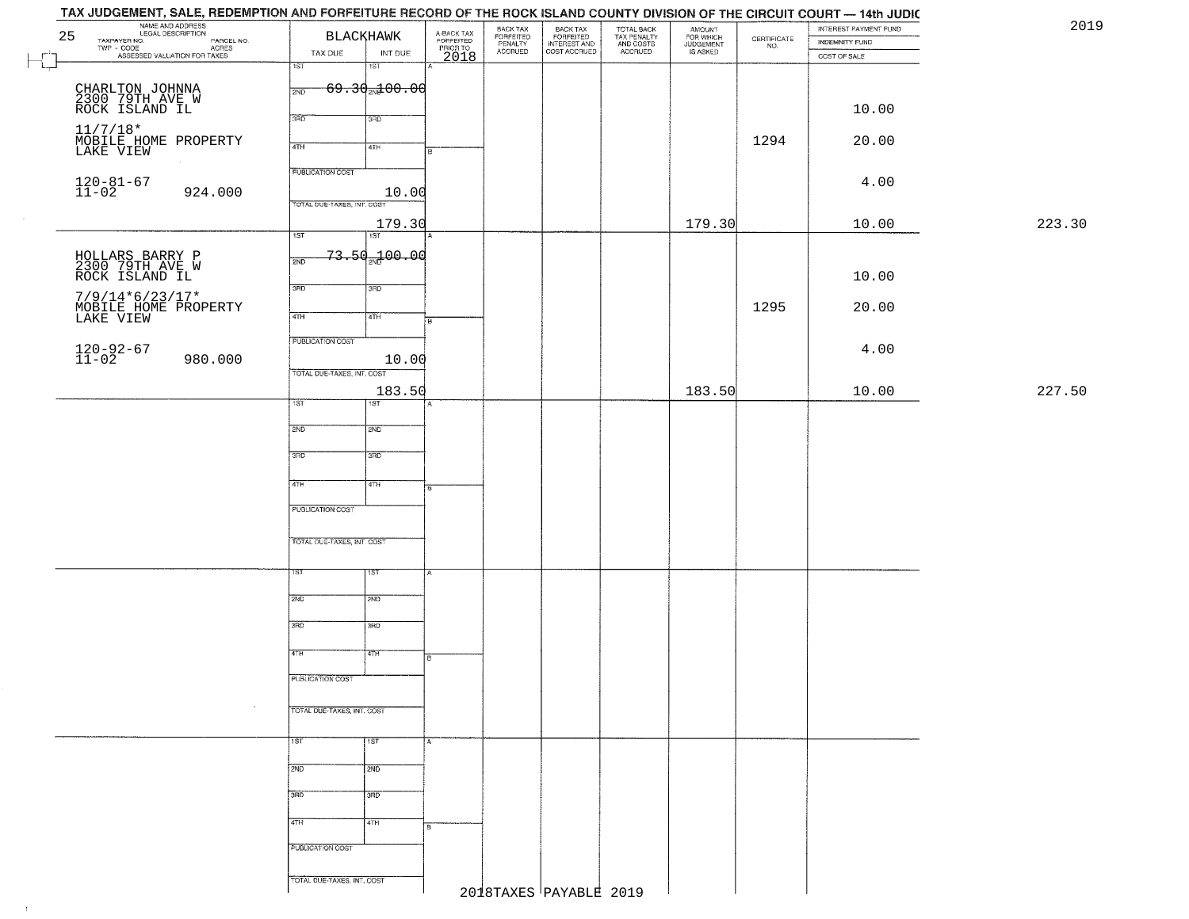TAX JUDGEMENT, SALE, REDEMPTION AND FORFEITURE RECORD OF THE ROCK ISLAND COUNTY DIVISION OF THE CIRCUIT COURT — 14th JUDIC

2019

| 25 NAME AND ADDRESS / LEGAL DESCRIPTION / TAXPAYER NO. PARCEL NO. / TWP - CODE ACRES / ASSESSED VALUATION FOR TAXES | BLACKHAWK TAX DUE | INT DUE | A-BACK TAX FORFEITED PRIOR TO 2018 | BACK TAX FORFEITED PENALTY ACCRUED | BACK TAX FORFEITED INTEREST AND COST ACCRUED | TOTAL BACK TAX PENALTY AND COSTS ACCRUED | AMOUNT FOR WHICH JUDGEMENT IS ASKED | CERTIFICATE NO. | INTEREST PAYMENT FUND / INDEMNITY FUND / COST OF SALE | |
|---|---|---|---|---|---|---|---|---|---|---|
| CHARLTON JOHNNA 2300 79TH AVE W ROCK ISLAND IL 11/7/18* MOBILE HOME PROPERTY LAKE VIEW 120-81-67 11-02 924.000 | 1ST 2ND 69.30 | 1ST 2ND 100.00 | | | | | | | 10.00 | |
| | 3RD | 3RD | | | | | | | | |
| | 4TH | 4TH | | | | | | 1294 | 20.00 | |
| | PUBLICATION COST | 10.00 | | | | | | | 4.00 | |
| | TOTAL DUE-TAXES, INT. COST | 179.30 | | | | | 179.30 | | 10.00 | 223.30 |
| HOLLARS BARRY P 2300 79TH AVE W ROCK ISLAND IL 7/9/14*6/23/17* MOBILE HOME PROPERTY LAKE VIEW 120-92-67 11-02 980.000 | 1ST 2ND 73.50 | 1ST 2ND 100.00 | | | | | | | 10.00 | |
| | 3RD | 3RD | | | | | | | | |
| | 4TH | 4TH | | | | | | 1295 | 20.00 | |
| | PUBLICATION COST | 10.00 | | | | | | | 4.00 | |
| | TOTAL DUE-TAXES, INT. COST | 183.50 | | | | | 183.50 | | 10.00 | 227.50 |

2018TAXES PAYABLE 2019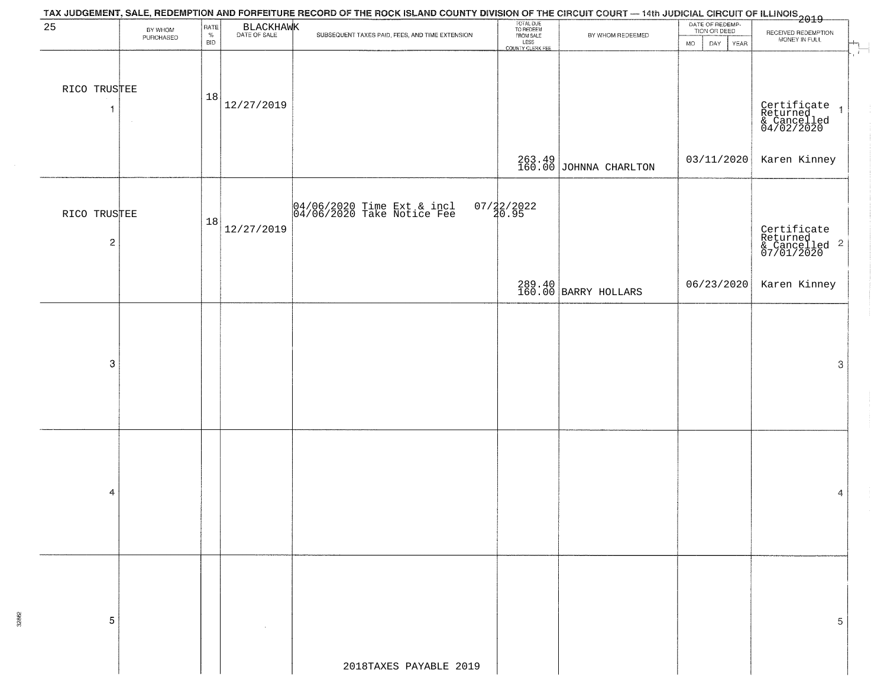TAX JUDGEMENT, SALE, REDEMPTION AND FORFEITURE RECORD OF THE ROCK ISLAND COUNTY DIVISION OF THE CIRCUIT COURT — 14th JUDICIAL CIRCUIT OF ILLINOIS 2019

25 BLACKHAWK

| | BY WHOM PURCHASED | RATE % BID | DATE OF SALE | SUBSEQUENT TAXES PAID, FEES, AND TIME EXTENSION | TOTAL DUE TO REDEEM FROM SALE LESS COUNTY CLERK FEE | BY WHOM REDEEMED | DATE OF REDEMPTION OR DEED MO DAY YEAR | RECEIVED REDEMPTION MONEY IN FULL |
|---|---|---|---|---|---|---|---|---|
| 1 | RICO TRUSTEE | 18 | 12/27/2019 | | 263.49<br>160.00 | JOHNNA CHARLTON | 03/11/2020 | Certificate Returned & Cancelled 04/02/2020<br>Karen Kinney |
| 2 | RICO TRUSTEE | 18 | 12/27/2019 | 04/06/2020 Time Ext & incl 07/22/2022<br>04/06/2020 Take Notice Fee 20.95 | 289.40<br>160.00 | BARRY HOLLARS | 06/23/2020 | Certificate Returned & Cancelled 07/01/2020<br>Karen Kinney |
| 3 | | | | | | | | |
| 4 | | | | | | | | |
| 5 | | | | | | | | |

2018TAXES PAYABLE 2019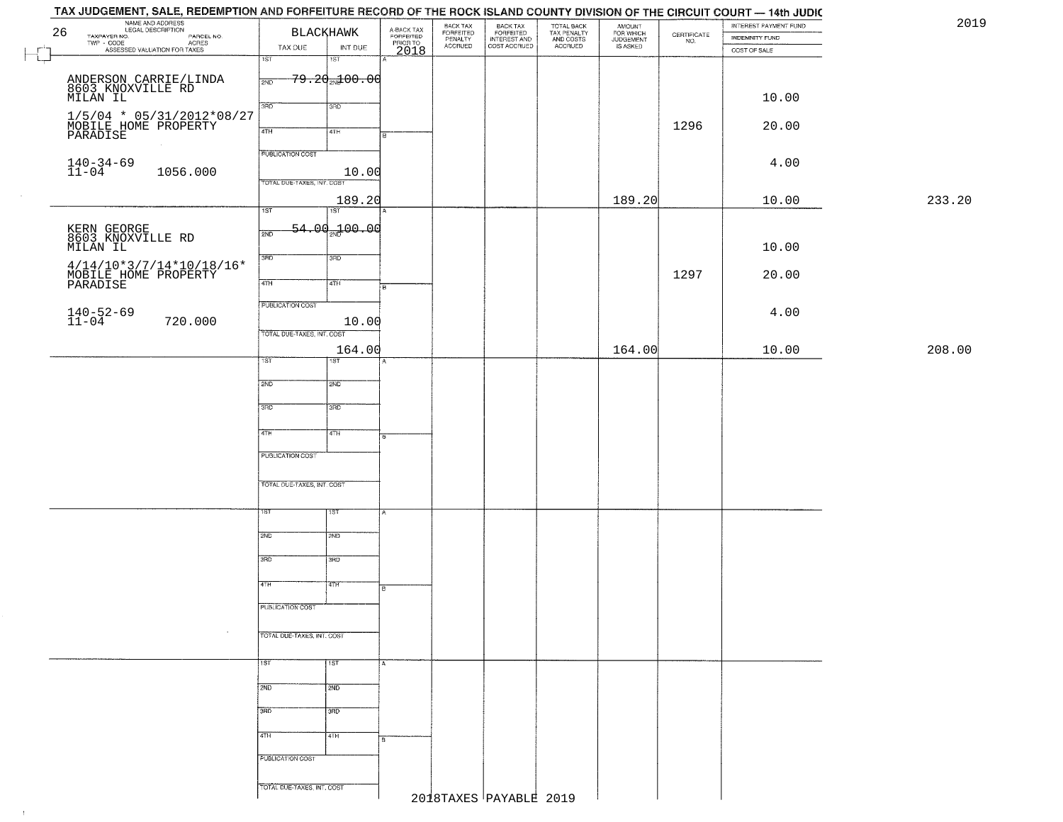# TAX JUDGEMENT, SALE, REDEMPTION AND FORFEITURE RECORD OF THE ROCK ISLAND COUNTY DIVISION OF THE CIRCUIT COURT — 14th JUDIC

2019

| 26 NAME AND ADDRESS / LEGAL DESCRIPTION / TAXPAYER NO. / PARCEL NO. / TWP - CODE / ACRES / ASSESSED VALUATION FOR TAXES | BLACKHAWK TAX DUE | INT DUE | A-BACK TAX FORFEITED PRIOR TO 2018 | BACK TAX FORFEITED PENALTY ACCRUED | BACK TAX FORFEITED INTEREST AND COST ACCRUED | TOTAL BACK TAX PENALTY AND COSTS ACCRUED | AMOUNT FOR WHICH JUDGEMENT IS ASKED | CERTIFICATE NO. | INTEREST PAYMENT FUND / INDEMNITY FUND / COST OF SALE | |
|---|---|---|---|---|---|---|---|---|---|---|
| ANDERSON CARRIE/LINDA 8603 KNOXVILLE RD MILAN IL 1/5/04 * 05/31/2012*08/27 MOBILE HOME PROPERTY PARADISE 140-34-69 11-04 1056.000 | 1ST 2ND 79.20 3RD 4TH PUBLICATION COST TOTAL DUE-TAXES, INT. COST 189.20 | 1ST 2ND 100.00 3RD 4TH 10.00 | | | | | 189.20 | 1296 | 10.00 20.00 4.00 10.00 | 233.20 |
| KERN GEORGE 8603 KNOXVILLE RD MILAN IL 4/14/10*3/7/14*10/18/16* MOBILE HOME PROPERTY PARADISE 140-52-69 11-04 720.000 | 1ST 2ND 54.00 3RD 4TH PUBLICATION COST TOTAL DUE-TAXES, INT. COST 164.00 | 1ST 2ND 100.00 3RD 4TH 10.00 | | | | | 164.00 | 1297 | 10.00 20.00 4.00 10.00 | 208.00 |
| | 1ST 2ND 3RD 4TH PUBLICATION COST TOTAL DUE-TAXES, INT. COST | 1ST 2ND 3RD 4TH | | | | | | | | |
| | 1ST 2ND 3RD 4TH PUBLICATION COST TOTAL DUE-TAXES, INT. COST | 1ST 2ND 3RD 4TH | | | | | | | | |
| | 1ST 2ND 3RD 4TH PUBLICATION COST TOTAL DUE-TAXES, INT. COST | 1ST 2ND 3RD 4TH | | | | | | | | |

2018TAXES PAYABLE 2019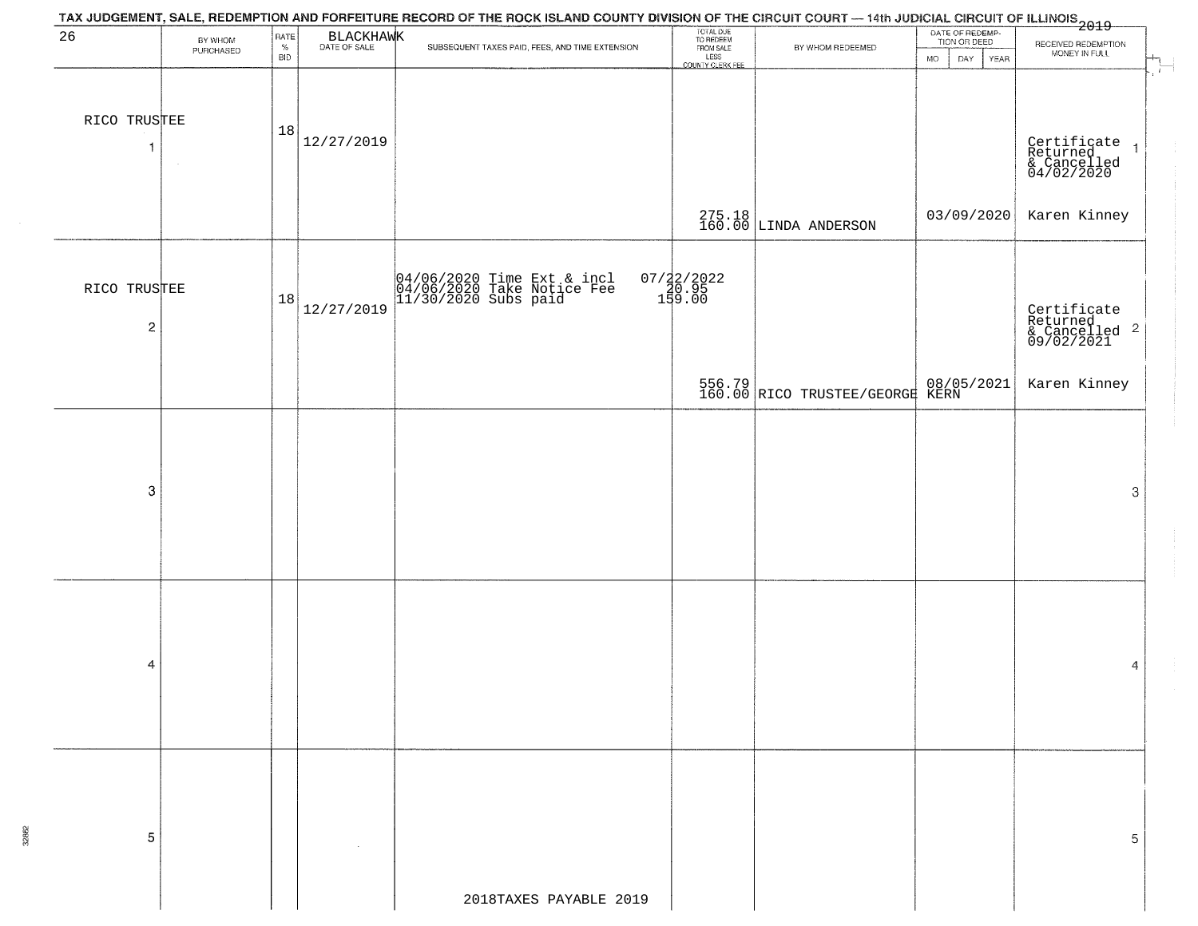TAX JUDGEMENT, SALE, REDEMPTION AND FORFEITURE RECORD OF THE ROCK ISLAND COUNTY DIVISION OF THE CIRCUIT COURT — 14th JUDICIAL CIRCUIT OF ILLINOIS 2019

26 BLACKHAWK

| | BY WHOM PURCHASED | RATE % BID | DATE OF SALE | SUBSEQUENT TAXES PAID, FEES, AND TIME EXTENSION | TOTAL DUE TO REDEEM FROM SALE LESS COUNTY CLERK FEE | BY WHOM REDEEMED | DATE OF REDEMPTION OR DEED MO DAY YEAR | RECEIVED REDEMPTION MONEY IN FULL | |
|---|---|---|---|---|---|---|---|---|---|
| 1 | RICO TRUSTEE | 18 | 12/27/2019 | | 275.18<br>160.00 | LINDA ANDERSON | 03/09/2020 | Certificate Returned & Cancelled 04/02/2020<br>Karen Kinney | 1 |
| 2 | RICO TRUSTEE | 18 | 12/27/2019 | 04/06/2020 Time Ext & incl 07/22/2022<br>04/06/2020 Take Notice Fee 20.95<br>11/30/2020 Subs paid 159.00 | 556.79<br>160.00 | RICO TRUSTEE/GEORGE KERN | 08/05/2021 | Certificate Returned & Cancelled 09/02/2021<br>Karen Kinney | 2 |
| 3 | | | | | | | | | 3 |
| 4 | | | | | | | | | 4 |
| 5 | | | | | | | | | 5 |

2018TAXES PAYABLE 2019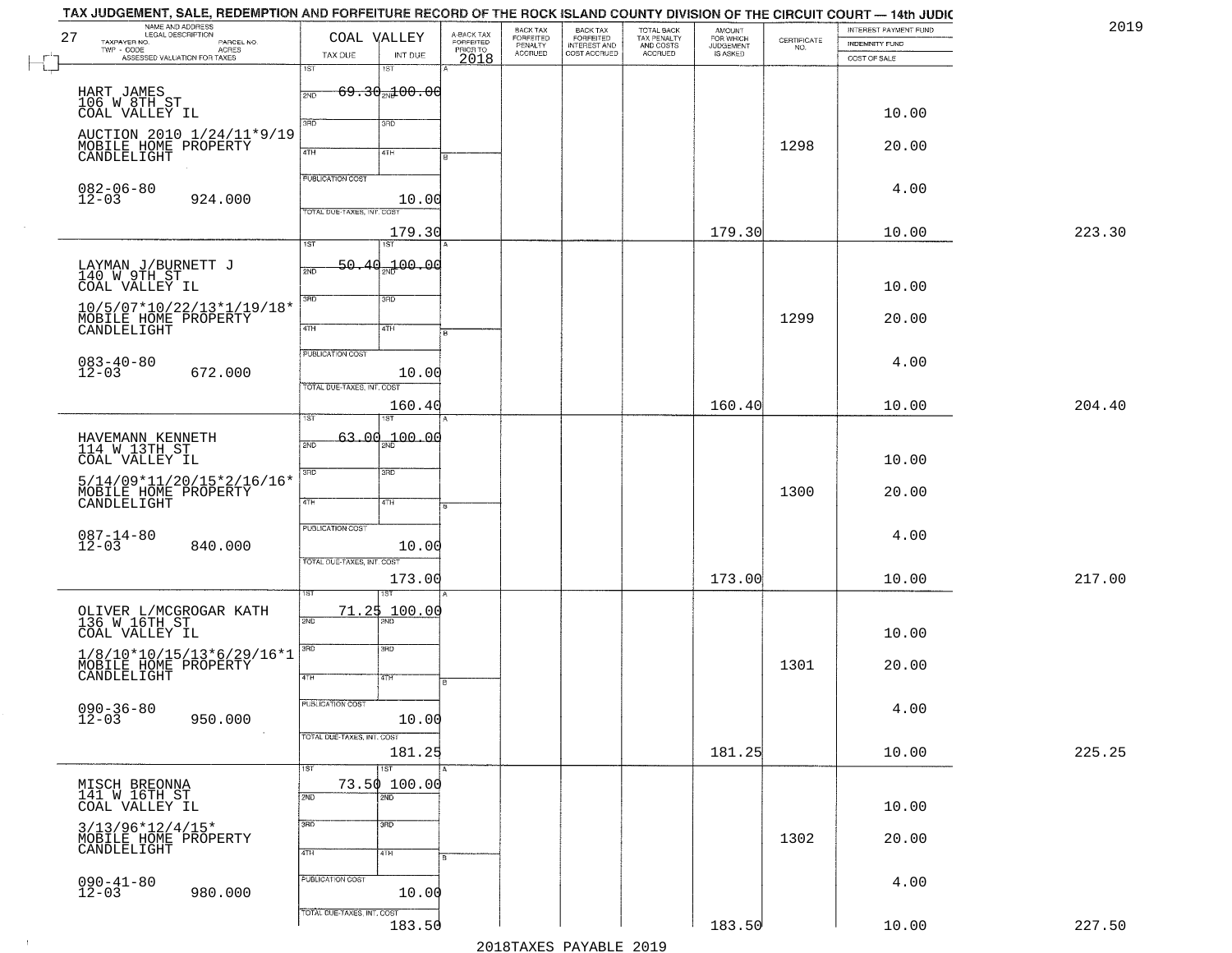TAX JUDGEMENT, SALE, REDEMPTION AND FORFEITURE RECORD OF THE ROCK ISLAND COUNTY DIVISION OF THE CIRCUIT COURT — 14th JUDIC

2019

| 27 NAME AND ADDRESS / LEGAL DESCRIPTION / TAXPAYER NO. / PARCEL NO. / TWP - CODE / ACRES / ASSESSED VALUATION FOR TAXES | COAL VALLEY TAX DUE | INT DUE | A-BACK TAX FORFEITED PRIOR TO 2018 | BACK TAX FORFEITED PENALTY ACCRUED | BACK TAX FORFEITED INTEREST AND COST ACCRUED | TOTAL BACK TAX PENALTY AND COSTS ACCRUED | AMOUNT FOR WHICH JUDGEMENT IS ASKED | CERTIFICATE NO. | INTEREST PAYMENT FUND / INDEMNITY FUND / COST OF SALE | |
|---|---|---|---|---|---|---|---|---|---|---|
| HART JAMES 106 W 8TH ST COAL VALLEY IL AUCTION 2010 1/24/11*9/19 MOBILE HOME PROPERTY CANDLELIGHT 082-06-80 12-03 924.000 | 1ST 69.30 / PUBLICATION COST / TOTAL DUE-TAXES, INT. COST 179.30 | 1ST 100.00 / 10.00 | | | | | 179.30 | 1298 | 10.00 / 20.00 / 4.00 / 10.00 | 223.30 |
| LAYMAN J/BURNETT J 140 W 9TH ST COAL VALLEY IL 10/5/07*10/22/13*1/19/18* MOBILE HOME PROPERTY CANDLELIGHT 083-40-80 12-03 672.000 | 1ST 50.40 / PUBLICATION COST / TOTAL DUE-TAXES, INT. COST 160.40 | 1ST 100.00 / 10.00 | | | | | 160.40 | 1299 | 10.00 / 20.00 / 4.00 / 10.00 | 204.40 |
| HAVEMANN KENNETH 114 W 13TH ST COAL VALLEY IL 5/14/09*11/20/15*2/16/16* MOBILE HOME PROPERTY CANDLELIGHT 087-14-80 12-03 840.000 | 1ST 63.00 / PUBLICATION COST / TOTAL DUE-TAXES, INT. COST 173.00 | 1ST 100.00 / 10.00 | | | | | 173.00 | 1300 | 10.00 / 20.00 / 4.00 / 10.00 | 217.00 |
| OLIVER L/MCGROGAR KATH 136 W 16TH ST COAL VALLEY IL 1/8/10*10/15/13*6/29/16*1 MOBILE HOME PROPERTY CANDLELIGHT 090-36-80 12-03 950.000 | 1ST 71.25 / PUBLICATION COST / TOTAL DUE-TAXES, INT. COST 181.25 | 1ST 100.00 / 10.00 | | | | | 181.25 | 1301 | 10.00 / 20.00 / 4.00 / 10.00 | 225.25 |
| MISCH BREONNA 141 W 16TH ST COAL VALLEY IL 3/13/96*12/4/15* MOBILE HOME PROPERTY CANDLELIGHT 090-41-80 12-03 980.000 | 1ST 73.50 / PUBLICATION COST / TOTAL DUE-TAXES, INT. COST 183.50 | 1ST 100.00 / 10.00 | | | | | 183.50 | 1302 | 10.00 / 20.00 / 4.00 / 10.00 | 227.50 |

2018TAXES PAYABLE 2019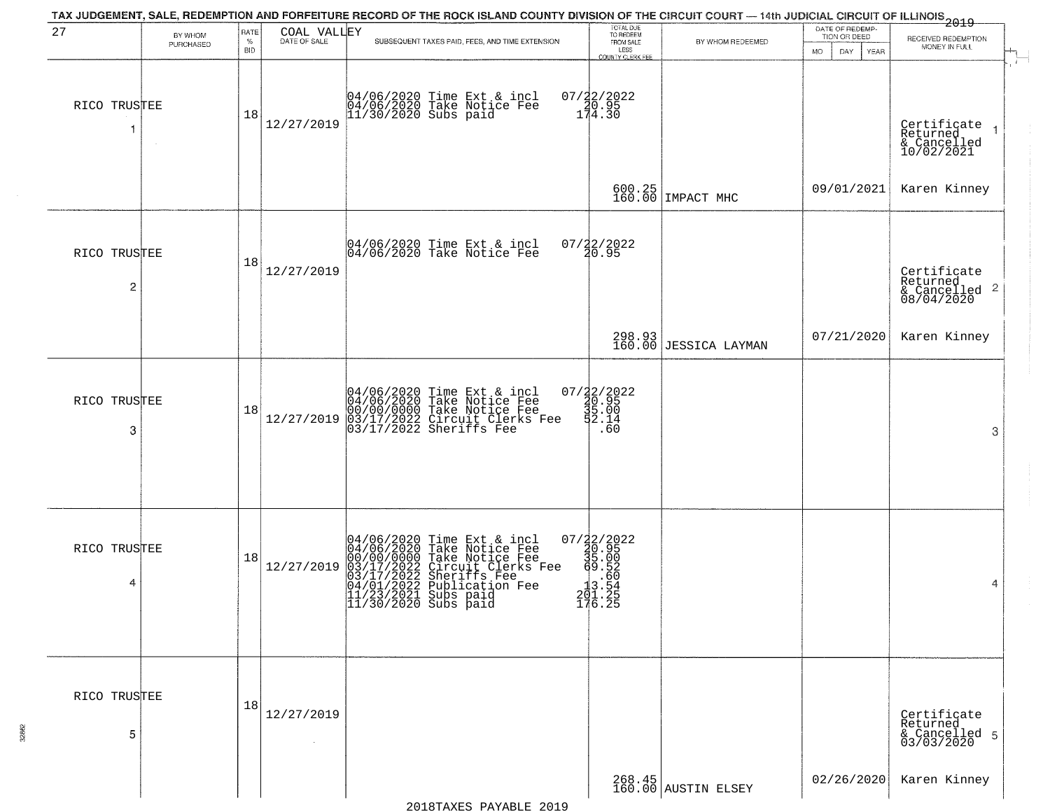TAX JUDGEMENT, SALE, REDEMPTION AND FORFEITURE RECORD OF THE ROCK ISLAND COUNTY DIVISION OF THE CIRCUIT COURT — 14th JUDICIAL CIRCUIT OF ILLINOIS 2019

| 27 BY WHOM PURCHASED | RATE % BID | COAL VALLEY DATE OF SALE | SUBSEQUENT TAXES PAID, FEES, AND TIME EXTENSION | TOTAL DUE TO REDEEM FROM SALE LESS COUNTY CLERK FEE | BY WHOM REDEEMED | DATE OF REDEMPTION OR DEED MO DAY YEAR | RECEIVED REDEMPTION MONEY IN FULL |
|---|---|---|---|---|---|---|---|
| RICO TRUSTEE 1 | 18 | 12/27/2019 | 04/06/2020 Time Ext & incl 07/22/2022<br>04/06/2020 Take Notice Fee 20.95<br>11/30/2020 Subs paid 174.30 | 600.25<br>160.00 | IMPACT MHC | 09/01/2021 | Certificate Returned & Cancelled 10/02/2021<br>Karen Kinney |
| RICO TRUSTEE 2 | 18 | 12/27/2019 | 04/06/2020 Time Ext & incl 07/22/2022<br>04/06/2020 Take Notice Fee 20.95 | 298.93<br>160.00 | JESSICA LAYMAN | 07/21/2020 | Certificate Returned & Cancelled 08/04/2020<br>Karen Kinney |
| RICO TRUSTEE 3 | 18 | 12/27/2019 | 04/06/2020 Time Ext & incl 07/22/2022<br>04/06/2020 Take Notice Fee 20.95<br>00/00/0000 Take Notice Fee 35.00<br>03/17/2022 Circuit Clerks Fee 52.14<br>03/17/2022 Sheriffs Fee .60 | | | | |
| RICO TRUSTEE 4 | 18 | 12/27/2019 | 04/06/2020 Time Ext & incl 07/22/2022<br>04/06/2020 Take Notice Fee 20.95<br>00/00/0000 Take Notice Fee 35.00<br>03/17/2022 Circuit Clerks Fee 69.52<br>03/17/2022 Sheriffs Fee .60<br>04/01/2022 Publication Fee 13.54<br>11/23/2021 Subs paid 201.25<br>11/30/2020 Subs paid 176.25 | | | | |
| RICO TRUSTEE 5 | 18 | 12/27/2019 | | 268.45<br>160.00 | AUSTIN ELSEY | 02/26/2020 | Certificate Returned & Cancelled 03/03/2020<br>Karen Kinney |

2018TAXES PAYABLE 2019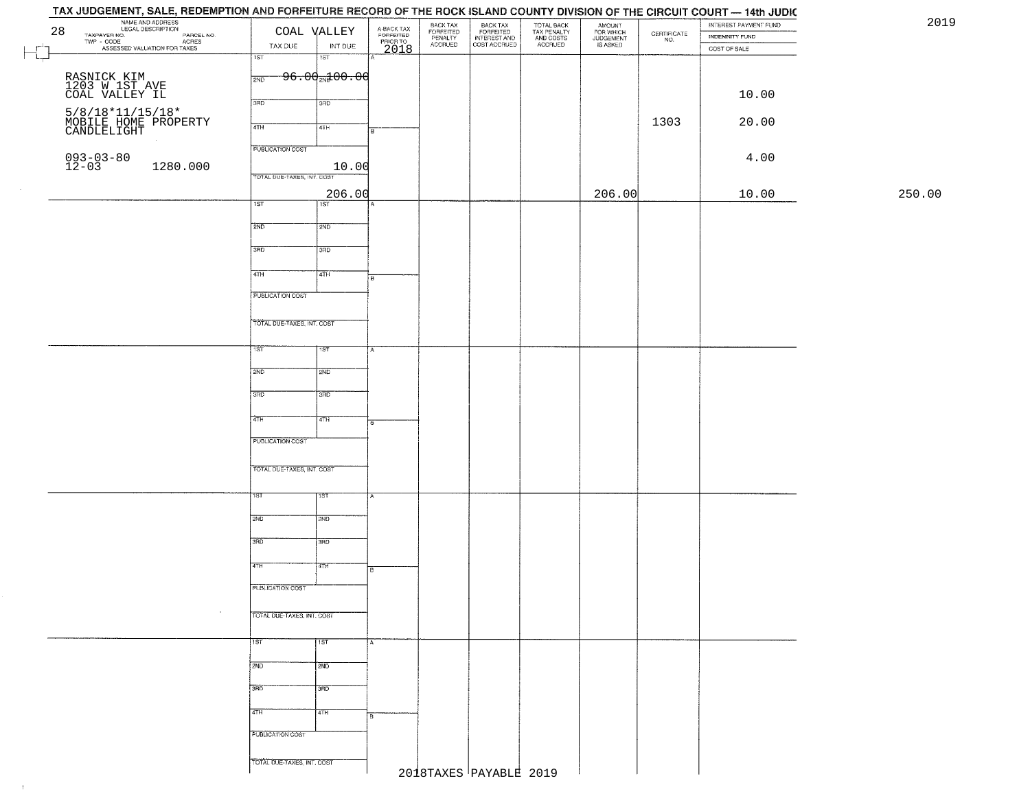TAX JUDGEMENT, SALE, REDEMPTION AND FORFEITURE RECORD OF THE ROCK ISLAND COUNTY DIVISION OF THE CIRCUIT COURT — 14th JUDIC

2019

| 28 NAME AND ADDRESS / LEGAL DESCRIPTION / TAXPAYER NO. / PARCEL NO. / TWP - CODE / ACRES / ASSESSED VALUATION FOR TAXES | COAL VALLEY TAX DUE | INT DUE | A-BACK TAX FORFEITED PRIOR TO 2018 | BACK TAX FORFEITED PENALTY ACCRUED | BACK TAX FORFEITED INTEREST AND COST ACCRUED | TOTAL BACK TAX PENALTY AND COSTS ACCRUED | AMOUNT FOR WHICH JUDGEMENT IS ASKED | CERTIFICATE NO. | INTEREST PAYMENT FUND / INDEMNITY FUND / COST OF SALE | |
|---|---|---|---|---|---|---|---|---|---|---|
| RASNICK KIM 1203 W 1ST AVE COAL VALLEY IL 5/8/18*11/15/18* MOBILE HOME PROPERTY CANDLELIGHT 093-03-80 12-03 1280.000 | 2ND 96.00 PUBLICATION COST TOTAL DUE-TAXES, INT. COST 206.00 | 2ND 100.00 10.00 | | | | | 206.00 | 1303 | 10.00 20.00 4.00 10.00 | 250.00 |
| | | | | | | | | | | |
| | | | | | | | | | | |
| | | | | | | | | | | |
| | | | | | | | | | | |

2018TAXES PAYABLE 2019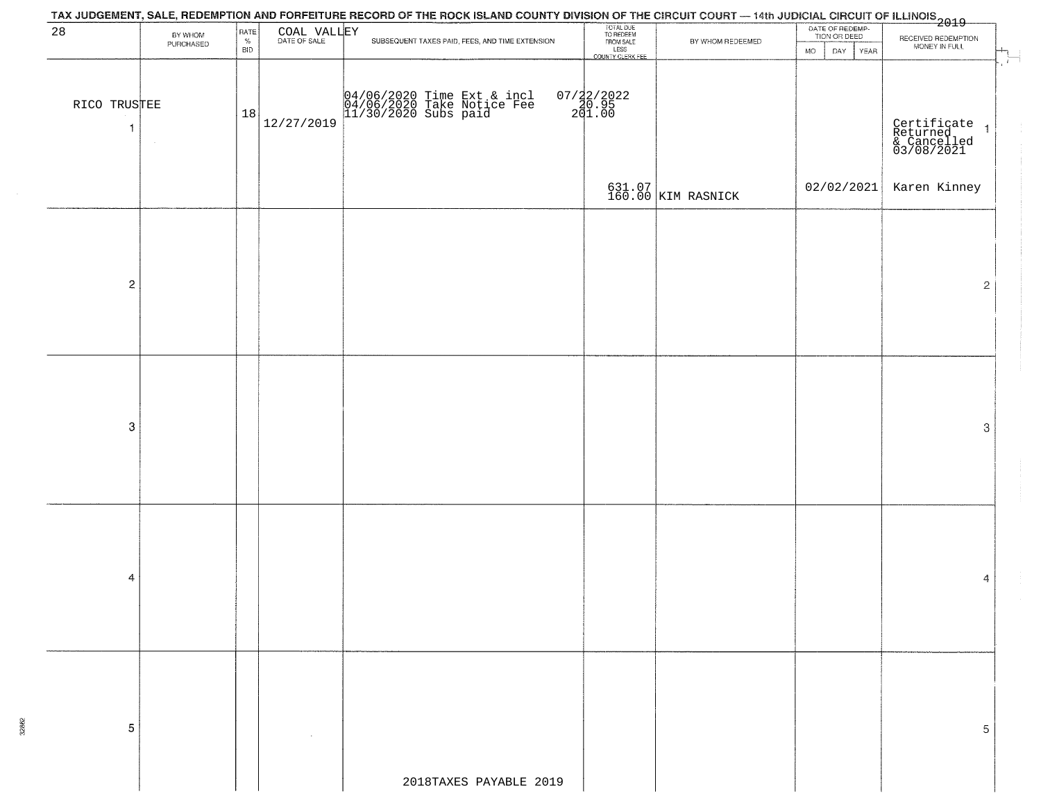TAX JUDGEMENT, SALE, REDEMPTION AND FORFEITURE RECORD OF THE ROCK ISLAND COUNTY DIVISION OF THE CIRCUIT COURT — 14th JUDICIAL CIRCUIT OF ILLINOIS 2019

| 28 | BY WHOM PURCHASED | RATE % BID | COAL VALLEY DATE OF SALE | SUBSEQUENT TAXES PAID, FEES, AND TIME EXTENSION | TOTAL DUE TO REDEEM FROM SALE LESS COUNTY CLERK FEE | BY WHOM REDEEMED | DATE OF REDEMPTION OR DEED MO DAY YEAR | RECEIVED REDEMPTION MONEY IN FULL |
|---|---|---|---|---|---|---|---|---|
| 1 | RICO TRUSTEE | 18 | 12/27/2019 | 04/06/2020 Time Ext & incl<br>04/06/2020 Take Notice Fee<br>11/30/2020 Subs paid | 07/22/2022<br>20.95<br>201.00<br><br>631.07<br>160.00 | KIM RASNICK | 02/02/2021 | Certificate Returned & Cancelled 03/08/2021<br>Karen Kinney |
| 2 | | | | | | | | |
| 3 | | | | | | | | |
| 4 | | | | | | | | |
| 5 | | | | | | | | |

2018TAXES PAYABLE 2019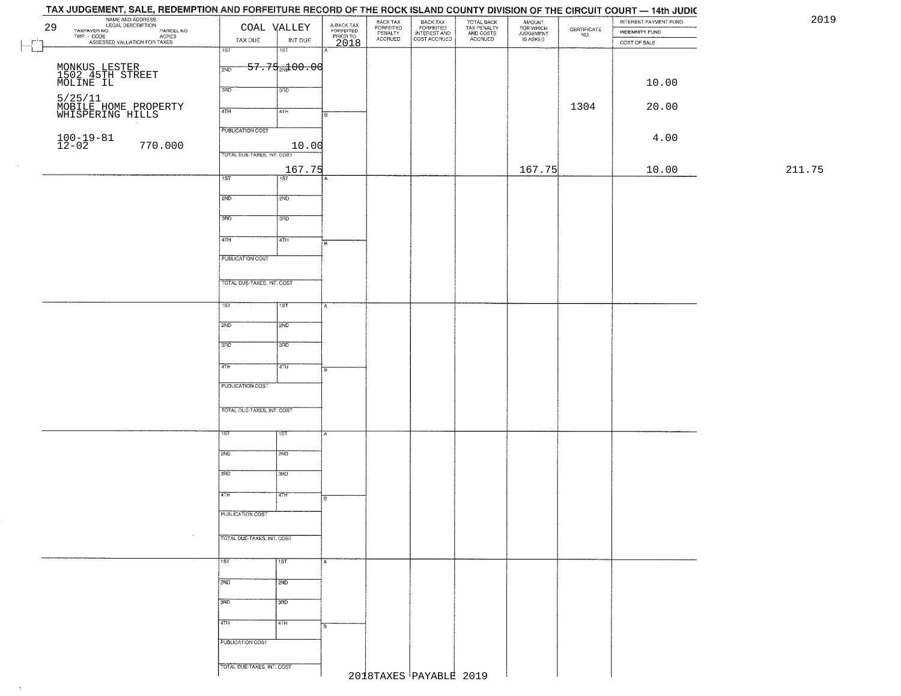# TAX JUDGEMENT, SALE, REDEMPTION AND FORFEITURE RECORD OF THE ROCK ISLAND COUNTY DIVISION OF THE CIRCUIT COURT — 14th JUDIC

2019

| NAME AND ADDRESS / LEGAL DESCRIPTION / TAXPAYER NO. / PARCEL NO. / TWP - CODE / ACRES / ASSESSED VALUATION FOR TAXES | COAL VALLEY TAX DUE | INT DUE | A-BACK TAX FORFEITED PRIOR TO 2018 | BACK TAX FORFEITED PENALTY ACCRUED | BACK TAX FORFEITED INTEREST AND COST ACCRUED | TOTAL BACK TAX PENALTY AND COSTS ACCRUED | AMOUNT FOR WHICH JUDGEMENT IS ASKED | CERTIFICATE NO. | INTEREST PAYMENT FUND / INDEMNITY FUND / COST OF SALE | |
|---|---|---|---|---|---|---|---|---|---|---|
| 29 | 1ST | 1ST | | | | | | | | |
| MONKUS LESTER 1502 45TH STREET MOLINE IL | 2ND 57.75 | 2ND 100.00 | | | | | | | 10.00 | |
| 5/25/11 MOBILE HOME PROPERTY WHISPERING HILLS | 3RD | 3RD | | | | | | | | |
| | 4TH | 4TH | | | | | | 1304 | 20.00 | |
| 100-19-81 12-02 770.000 | PUBLICATION COST | 10.00 | | | | | | | 4.00 | |
| | TOTAL DUE-TAXES, INT. COST | 167.75 | | | | | 167.75 | | 10.00 | 211.75 |

2018TAXES PAYABLE 2019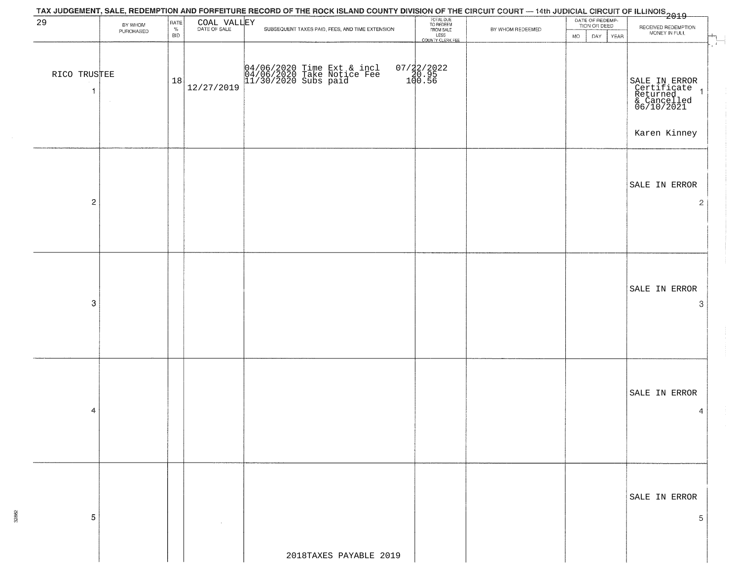# TAX JUDGEMENT, SALE, REDEMPTION AND FORFEITURE RECORD OF THE ROCK ISLAND COUNTY DIVISION OF THE CIRCUIT COURT — 14th JUDICIAL CIRCUIT OF ILLINOIS 2019

| 29 | BY WHOM PURCHASED | RATE % BID | COAL VALLEY DATE OF SALE | SUBSEQUENT TAXES PAID, FEES, AND TIME EXTENSION | TOTAL DUE TO REDEEM FROM SALE LESS COUNTY CLERK FEE | BY WHOM REDEEMED | DATE OF REDEMPTION OR DEED MO | DAY | YEAR | RECEIVED REDEMPTION MONEY IN FULL |
|---|---|---|---|---|---|---|---|---|---|---|
| RICO TRUSTEE 1 | | 18 | 12/27/2019 | 04/06/2020 Time Ext & incl<br>04/06/2020 Take Notice Fee<br>11/30/2020 Subs paid | 07/22/2022<br>20.95<br>100.56 | | | | | SALE IN ERROR Certificate Returned & Cancelled 06/10/2021<br>Karen Kinney 1 |
| 2 | | | | | | | | | | SALE IN ERROR 2 |
| 3 | | | | | | | | | | SALE IN ERROR 3 |
| 4 | | | | | | | | | | SALE IN ERROR 4 |
| 5 | | | | | | | | | | SALE IN ERROR 5 |

2018TAXES PAYABLE 2019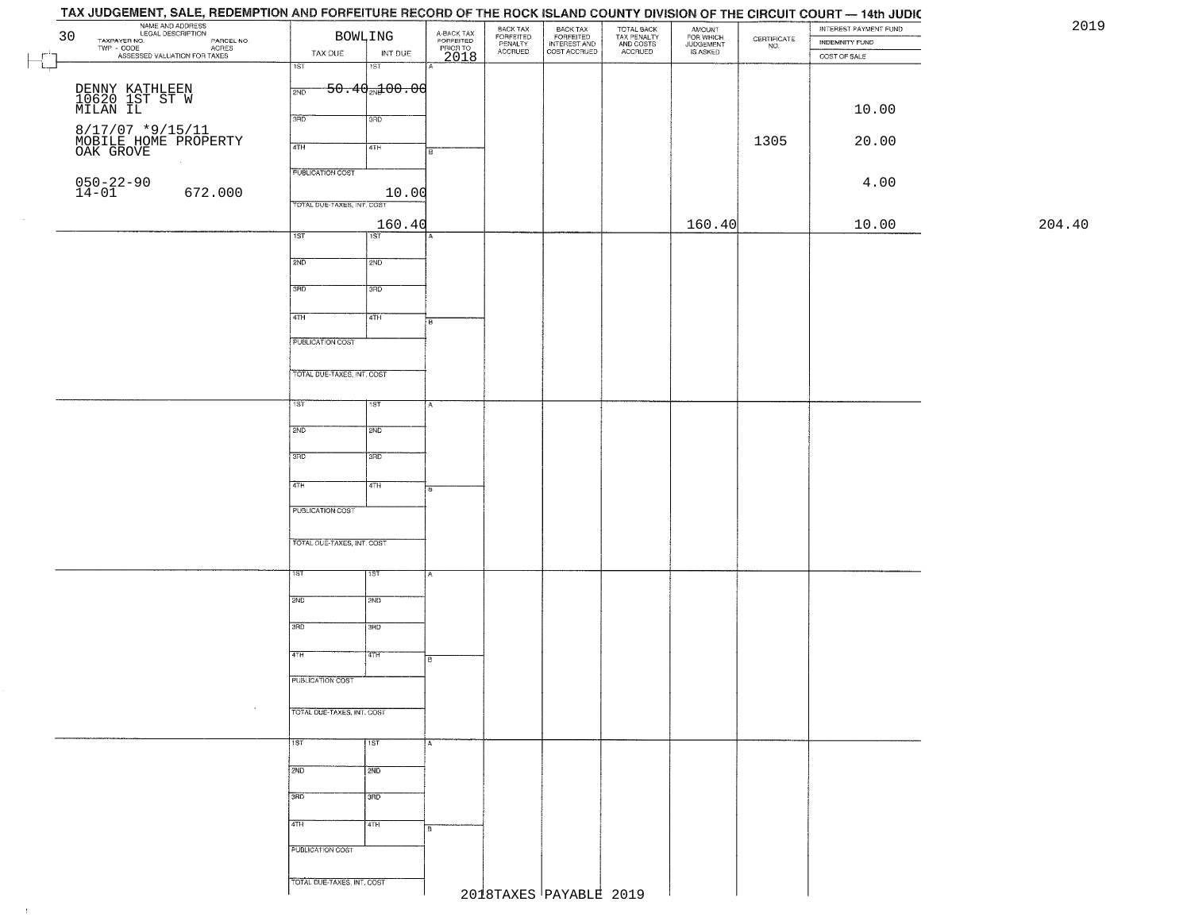TAX JUDGEMENT, SALE, REDEMPTION AND FORFEITURE RECORD OF THE ROCK ISLAND COUNTY DIVISION OF THE CIRCUIT COURT — 14th JUDIC

2019

| NAME AND ADDRESS / LEGAL DESCRIPTION / TAXPAYER NO. / PARCEL NO. / TWP - CODE / ACRES / ASSESSED VALUATION FOR TAXES | BOWLING TAX DUE | INT DUE | A-BACK TAX FORFEITED PRIOR TO 2018 | BACK TAX FORFEITED PENALTY ACCRUED | BACK TAX FORFEITED INTEREST AND COST ACCRUED | TOTAL BACK TAX PENALTY AND COSTS ACCRUED | AMOUNT FOR WHICH JUDGEMENT IS ASKED | CERTIFICATE NO. | INTEREST PAYMENT FUND / INDEMNITY FUND / COST OF SALE | |
|---|---|---|---|---|---|---|---|---|---|---|
| 30 DENNY KATHLEEN 10620 1ST ST W MILAN IL 8/17/07 *9/15/11 MOBILE HOME PROPERTY OAK GROVE 050-22-90 14-01 672.000 | 1ST<br>2ND 50.40<br>3RD<br>4TH<br>PUBLICATION COST 10.00<br>TOTAL DUE-TAXES, INT. COST 160.40 | 1ST<br>2ND 100.00<br>3RD<br>4TH | | | | | 160.40 | 1305 | 10.00<br>20.00<br>4.00<br>10.00 | 204.40 |
| | 1ST<br>2ND<br>3RD<br>4TH<br>PUBLICATION COST<br>TOTAL DUE-TAXES, INT. COST | 1ST<br>2ND<br>3RD<br>4TH | | | | | | | | |
| | 1ST<br>2ND<br>3RD<br>4TH<br>PUBLICATION COST<br>TOTAL DUE-TAXES, INT. COST | 1ST<br>2ND<br>3RD<br>4TH | | | | | | | | |
| | 1ST<br>2ND<br>3RD<br>4TH<br>PUBLICATION COST<br>TOTAL DUE-TAXES, INT. COST | 1ST<br>2ND<br>3RD<br>4TH | | | | | | | | |
| | 1ST<br>2ND<br>3RD<br>4TH<br>PUBLICATION COST<br>TOTAL DUE-TAXES, INT. COST | 1ST<br>2ND<br>3RD<br>4TH | | | | | | | | |

2018TAXES PAYABLE 2019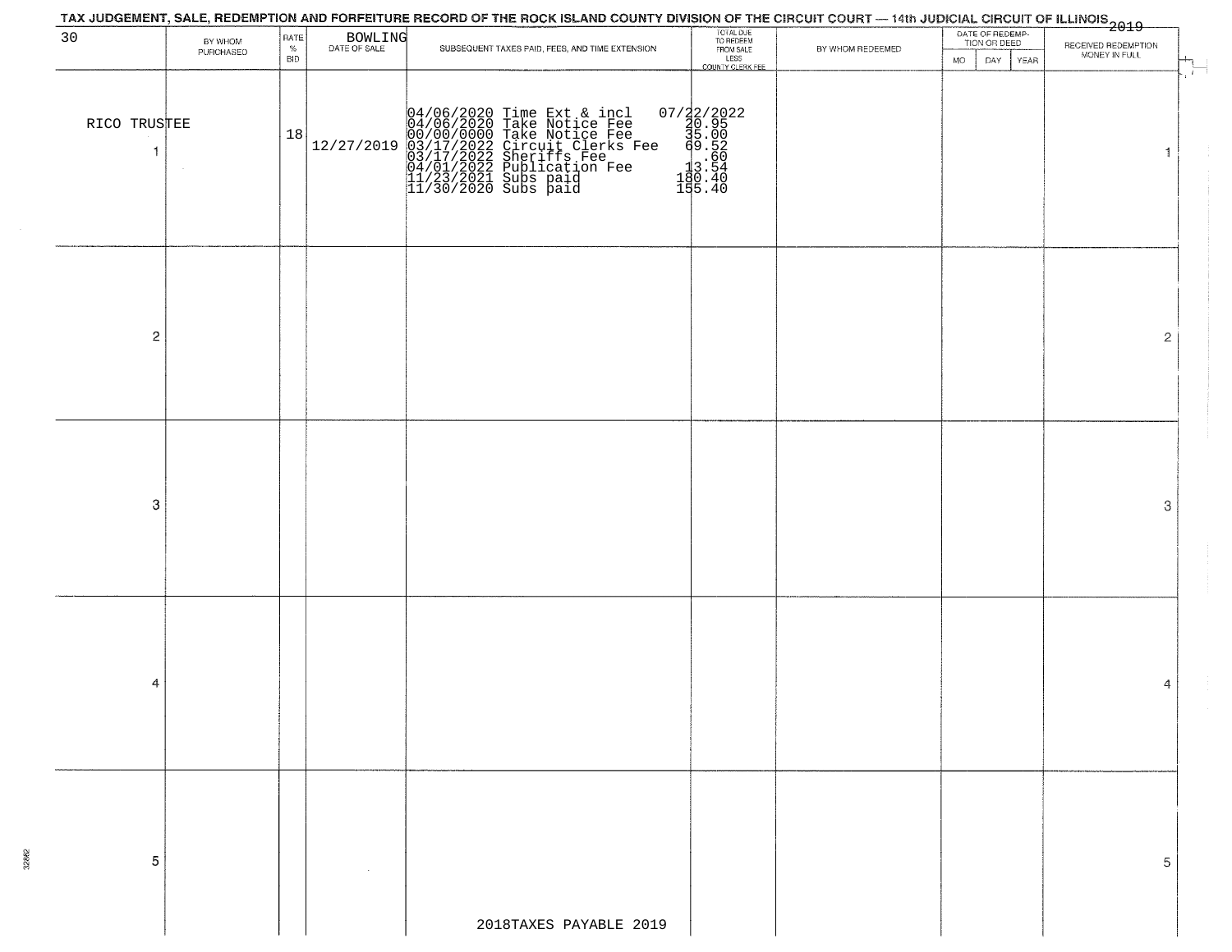TAX JUDGEMENT, SALE, REDEMPTION AND FORFEITURE RECORD OF THE ROCK ISLAND COUNTY DIVISION OF THE CIRCUIT COURT — 14th JUDICIAL CIRCUIT OF ILLINOIS 2019

| 30 | BY WHOM PURCHASED | RATE % BID | BOWLING DATE OF SALE | SUBSEQUENT TAXES PAID, FEES, AND TIME EXTENSION | TOTAL DUE TO REDEEM FROM SALE LESS COUNTY CLERK FEE | BY WHOM REDEEMED | DATE OF REDEMPTION OR DEED MO | DAY | YEAR | RECEIVED REDEMPTION MONEY IN FULL | |
|---|---|---|---|---|---|---|---|---|---|---|---|
| RICO TRUSTEE 1 | | 18 | 12/27/2019 | 04/06/2020 Time Ext & incl<br>04/06/2020 Take Notice Fee<br>00/00/0000 Take Notice Fee<br>03/17/2022 Circuit Clerks Fee<br>03/17/2022 Sheriffs Fee<br>04/01/2022 Publication Fee<br>11/23/2021 Subs paid<br>11/30/2020 Subs paid | 07/22/2022<br>20.95<br>35.00<br>69.52<br>.60<br>13.54<br>180.40<br>155.40 | | | | | | 1 |
| 2 | | | | | | | | | | | 2 |
| 3 | | | | | | | | | | | 3 |
| 4 | | | | | | | | | | | 4 |
| 5 | | | | | | | | | | | 5 |

2018TAXES PAYABLE 2019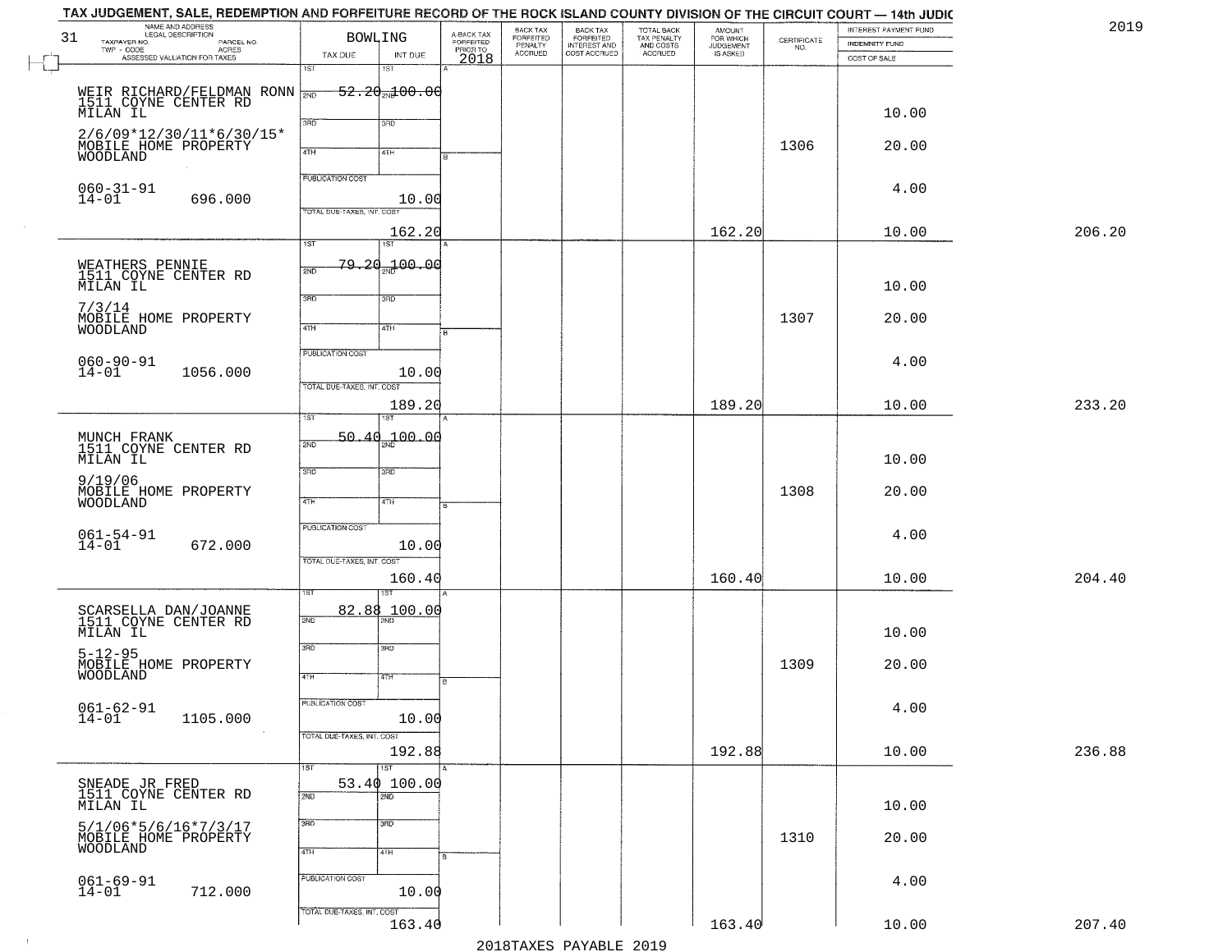TAX JUDGEMENT, SALE, REDEMPTION AND FORFEITURE RECORD OF THE ROCK ISLAND COUNTY DIVISION OF THE CIRCUIT COURT — 14th JUDIC

2019

| 31 NAME AND ADDRESS / LEGAL DESCRIPTION / TAXPAYER NO. / PARCEL NO. / TWP - CODE / ACRES / ASSESSED VALUATION FOR TAXES | BOWLING TAX DUE | INT DUE | A-BACK TAX FORFEITED PRIOR TO 2018 | BACK TAX FORFEITED PENALTY ACCRUED | BACK TAX FORFEITED INTEREST AND COST ACCRUED | TOTAL BACK TAX PENALTY AND COSTS ACCRUED | AMOUNT FOR WHICH JUDGEMENT IS ASKED | CERTIFICATE NO. | INTEREST PAYMENT FUND / INDEMNITY FUND / COST OF SALE | |
|---|---|---|---|---|---|---|---|---|---|---|
| WEIR RICHARD/FELDMAN RONN 1511 COYNE CENTER RD MILAN IL 2/6/09*12/30/11*6/30/15* MOBILE HOME PROPERTY WOODLAND 060-31-91 14-01 696.000 | 1ST 52.20 PUBLICATION COST TOTAL DUE-TAXES, INT. COST | 2ND 100.00 10.00 162.20 | | | | | 162.20 | 1306 | 10.00 20.00 4.00 10.00 | 206.20 |
| WEATHERS PENNIE 1511 COYNE CENTER RD MILAN IL 7/3/14 MOBILE HOME PROPERTY WOODLAND 060-90-91 14-01 1056.000 | 1ST 79.20 PUBLICATION COST TOTAL DUE-TAXES, INT. COST | 2ND 100.00 10.00 189.20 | | | | | 189.20 | 1307 | 10.00 20.00 4.00 10.00 | 233.20 |
| MUNCH FRANK 1511 COYNE CENTER RD MILAN IL 9/19/06 MOBILE HOME PROPERTY WOODLAND 061-54-91 14-01 672.000 | 1ST 50.40 PUBLICATION COST TOTAL DUE-TAXES, INT. COST | 2ND 100.00 10.00 160.40 | | | | | 160.40 | 1308 | 10.00 20.00 4.00 10.00 | 204.40 |
| SCARSELLA DAN/JOANNE 1511 COYNE CENTER RD MILAN IL 5-12-95 MOBILE HOME PROPERTY WOODLAND 061-62-91 14-01 1105.000 | 1ST 82.88 PUBLICATION COST TOTAL DUE-TAXES, INT. COST | 2ND 100.00 10.00 192.88 | | | | | 192.88 | 1309 | 10.00 20.00 4.00 10.00 | 236.88 |
| SNEADE JR FRED 1511 COYNE CENTER RD MILAN IL 5/1/06*5/6/16*7/3/17 MOBILE HOME PROPERTY WOODLAND 061-69-91 14-01 712.000 | 1ST 53.40 PUBLICATION COST TOTAL DUE-TAXES, INT. COST | 2ND 100.00 10.00 163.40 | | | | | 163.40 | 1310 | 10.00 20.00 4.00 10.00 | 207.40 |

2018TAXES PAYABLE 2019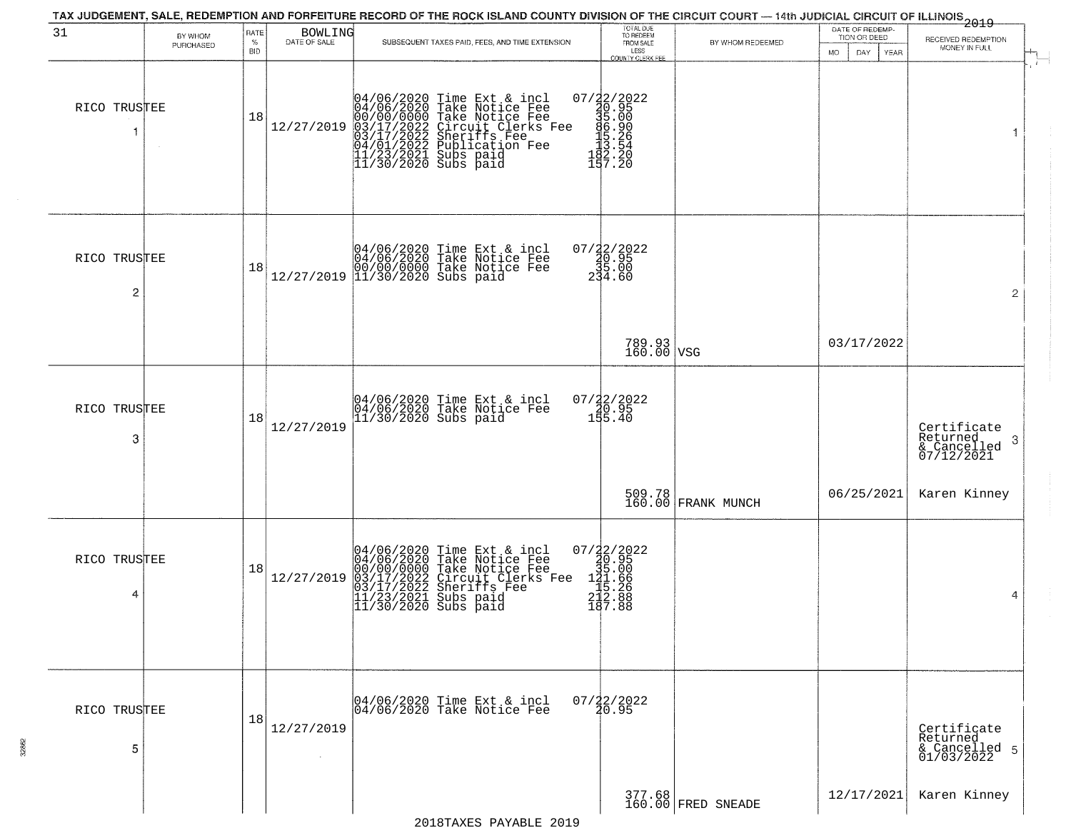TAX JUDGEMENT, SALE, REDEMPTION AND FORFEITURE RECORD OF THE ROCK ISLAND COUNTY DIVISION OF THE CIRCUIT COURT — 14th JUDICIAL CIRCUIT OF ILLINOIS 2019

| 31 BY WHOM PURCHASED | RATE % BID | BOWLING DATE OF SALE | SUBSEQUENT TAXES PAID, FEES, AND TIME EXTENSION | TOTAL DUE TO REDEEM FROM SALE LESS COUNTY CLERK FEE | BY WHOM REDEEMED | DATE OF REDEMPTION OR DEED MO DAY YEAR | RECEIVED REDEMPTION MONEY IN FULL |
|---|---|---|---|---|---|---|---|
| RICO TRUSTEE 1 | 18 | 12/27/2019 | 04/06/2020 Time Ext & incl 07/22/2022<br>04/06/2020 Take Notice Fee 20.95<br>00/00/0000 Take Notice Fee 35.00<br>03/17/2022 Circuit Clerks Fee 86.90<br>03/17/2022 Sheriffs Fee 15.26<br>04/01/2022 Publication Fee 13.54<br>11/23/2021 Subs paid 182.20<br>11/30/2020 Subs paid 157.20 | | | | 1 |
| RICO TRUSTEE 2 | 18 | 12/27/2019 | 04/06/2020 Time Ext & incl 07/22/2022<br>04/06/2020 Take Notice Fee 20.95<br>00/00/0000 Take Notice Fee 35.00<br>11/30/2020 Subs paid 234.60 | 789.93<br>160.00 | VSG | 03/17/2022 | 2 |
| RICO TRUSTEE 3 | 18 | 12/27/2019 | 04/06/2020 Time Ext & incl 07/22/2022<br>04/06/2020 Take Notice Fee 20.95<br>11/30/2020 Subs paid 155.40 | 509.78<br>160.00 | FRANK MUNCH | 06/25/2021 | Certificate Returned & Cancelled 07/12/2021 3<br>Karen Kinney |
| RICO TRUSTEE 4 | 18 | 12/27/2019 | 04/06/2020 Time Ext & incl 07/22/2022<br>04/06/2020 Take Notice Fee 20.95<br>00/00/0000 Take Notice Fee 35.00<br>03/17/2022 Circuit Clerks Fee 121.66<br>03/17/2022 Sheriffs Fee 15.26<br>11/23/2021 Subs paid 212.88<br>11/30/2020 Subs paid 187.88 | | | | 4 |
| RICO TRUSTEE 5 | 18 | 12/27/2019 | 04/06/2020 Time Ext & incl 07/22/2022<br>04/06/2020 Take Notice Fee 20.95 | 377.68<br>160.00 | FRED SNEADE | 12/17/2021 | Certificate Returned & Cancelled 01/03/2022 5<br>Karen Kinney |

2018TAXES PAYABLE 2019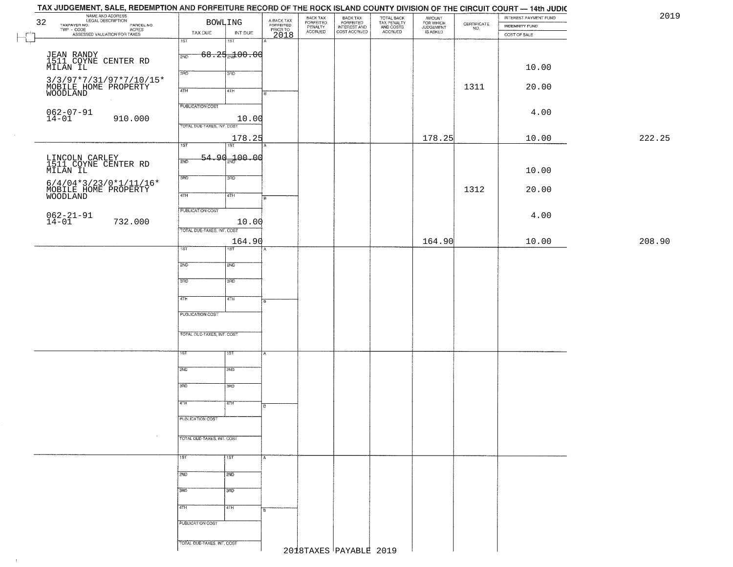# TAX JUDGEMENT, SALE, REDEMPTION AND FORFEITURE RECORD OF THE ROCK ISLAND COUNTY DIVISION OF THE CIRCUIT COURT — 14th JUDIC

2019

| NAME AND ADDRESS / LEGAL DESCRIPTION / TAXPAYER NO. / PARCEL NO. / TWP - CODE / ACRES / ASSESSED VALUATION FOR TAXES | BOWLING TAX DUE | INT DUE | A-BACK TAX FORFEITED PRIOR TO 2018 | BACK TAX FORFEITED PENALTY ACCRUED | BACK TAX FORFEITED INTEREST AND COST ACCRUED | TOTAL BACK TAX PENALTY AND COSTS ACCRUED | AMOUNT FOR WHICH JUDGEMENT IS ASKED | CERTIFICATE NO. | INTEREST PAYMENT FUND / INDEMNITY FUND / COST OF SALE | |
|---|---|---|---|---|---|---|---|---|---|---|
| JEAN RANDY<br>1511 COYNE CENTER RD<br>MILAN IL<br>3/3/97*7/31/97*7/10/15*<br>MOBILE HOME PROPERTY<br>WOODLAND<br>062-07-91<br>14-01 910.000 | 1ST<br>2ND 68.25<br>3RD<br>4TH<br>PUBLICATION COST 10.00<br>TOTAL DUE-TAXES, INT. COST 178.25 | 1ST<br>2ND 100.00<br>3RD<br>4TH | | | | | 178.25 | 1311 | 10.00<br>20.00<br>4.00<br>10.00 | 222.25 |
| LINCOLN CARLEY<br>1511 COYNE CENTER RD<br>MILAN IL<br>6/4/04*3/23/0*1/11/16*<br>MOBILE HOME PROPERTY<br>WOODLAND<br>062-21-91<br>14-01 732.000 | 1ST<br>2ND 54.90<br>3RD<br>4TH<br>PUBLICATION COST 10.00<br>TOTAL DUE-TAXES, INT. COST 164.90 | 1ST<br>2ND 100.00<br>3RD<br>4TH | | | | | 164.90 | 1312 | 10.00<br>20.00<br>4.00<br>10.00 | 208.90 |

2018TAXES PAYABLE 2019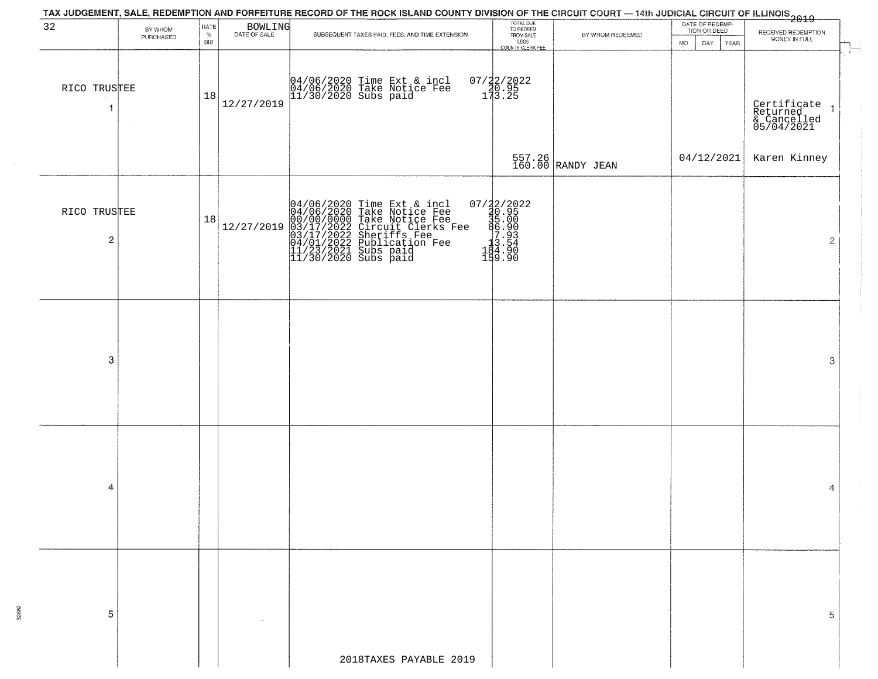TAX JUDGEMENT, SALE, REDEMPTION AND FORFEITURE RECORD OF THE ROCK ISLAND COUNTY DIVISION OF THE CIRCUIT COURT — 14th JUDICIAL CIRCUIT OF ILLINOIS 2019

| 32 | BY WHOM PURCHASED | RATE % BID | BOWLING DATE OF SALE | SUBSEQUENT TAXES PAID, FEES, AND TIME EXTENSION | TOTAL DUE TO REDEEM FROM SALE LESS COUNTY CLERK FEE | BY WHOM REDEEMED | DATE OF REDEMPTION OR DEED MO DAY YEAR | RECEIVED REDEMPTION MONEY IN FULL | |
|---|---|---|---|---|---|---|---|---|---|
| 1 | RICO TRUSTEE | 18 | 12/27/2019 | 04/06/2020 Time Ext & incl 07/22/2022<br>04/06/2020 Take Notice Fee 20.95<br>11/30/2020 Subs paid 173.25 | 557.26<br>160.00 | RANDY JEAN | 04/12/2021 | Certificate Returned & Cancelled 05/04/2021<br>Karen Kinney | 1 |
| 2 | RICO TRUSTEE | 18 | 12/27/2019 | 04/06/2020 Time Ext & incl 07/22/2022<br>04/06/2020 Take Notice Fee 20.95<br>00/00/0000 Take Notice Fee 35.00<br>03/17/2022 Circuit Clerks Fee 86.90<br>03/17/2022 Sheriffs Fee 7.93<br>04/01/2022 Publication Fee 13.54<br>11/23/2021 Subs paid 184.90<br>11/30/2020 Subs paid 159.90 | | | | | 2 |
| 3 | | | | | | | | | 3 |
| 4 | | | | | | | | | 4 |
| 5 | | | | | | | | | 5 |

2018TAXES PAYABLE 2019